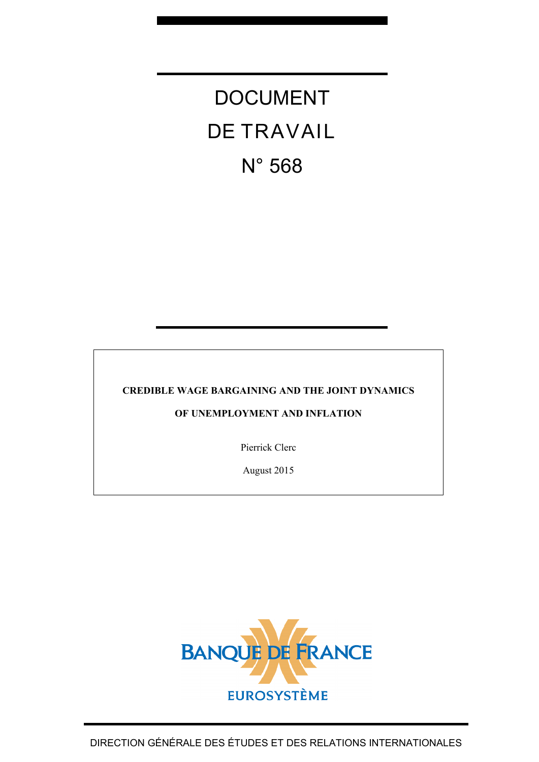# DOCUMENT DE TRAVAIL N° 568

**CREDIBLE WAGE BARGAINING AND THE JOINT DYNAMICS OF UNEMPLOYMENT AND INFLATION**

Pierrick Clerc

August 2015

BANQUE DE FRANCE

EUROSYSTÈME

DIRECTION GÉNÉRALE DES ÉTUDES ET DES RELATIONS INTERNATIONALES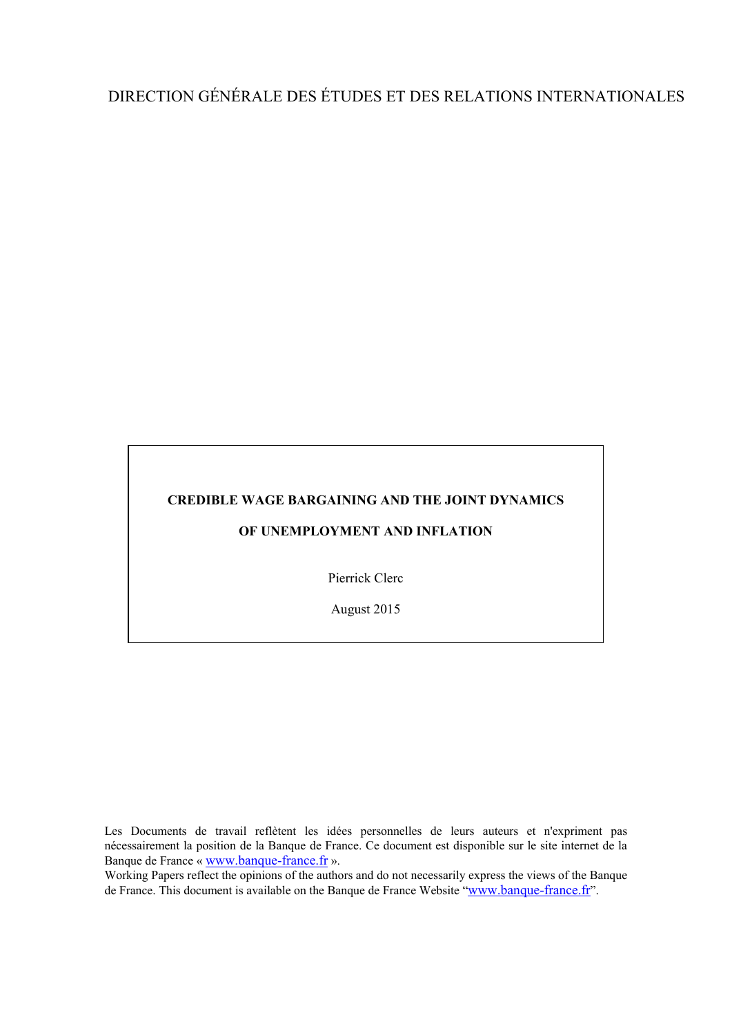DIRECTION GÉNÉRALE DES ÉTUDES ET DES RELATIONS INTERNATIONALES

**CREDIBLE WAGE BARGAINING AND THE JOINT DYNAMICS OF UNEMPLOYMENT AND INFLATION**

Pierrick Clerc

August 2015

Les Documents de travail reflètent les idées personnelles de leurs auteurs et n'expriment pas nécessairement la position de la Banque de France. Ce document est disponible sur le site internet de la Banque de France « www.banque-france.fr ».

Working Papers reflect the opinions of the authors and do not necessarily express the views of the Banque de France. This document is available on the Banque de France Website "www.banque-france.fr".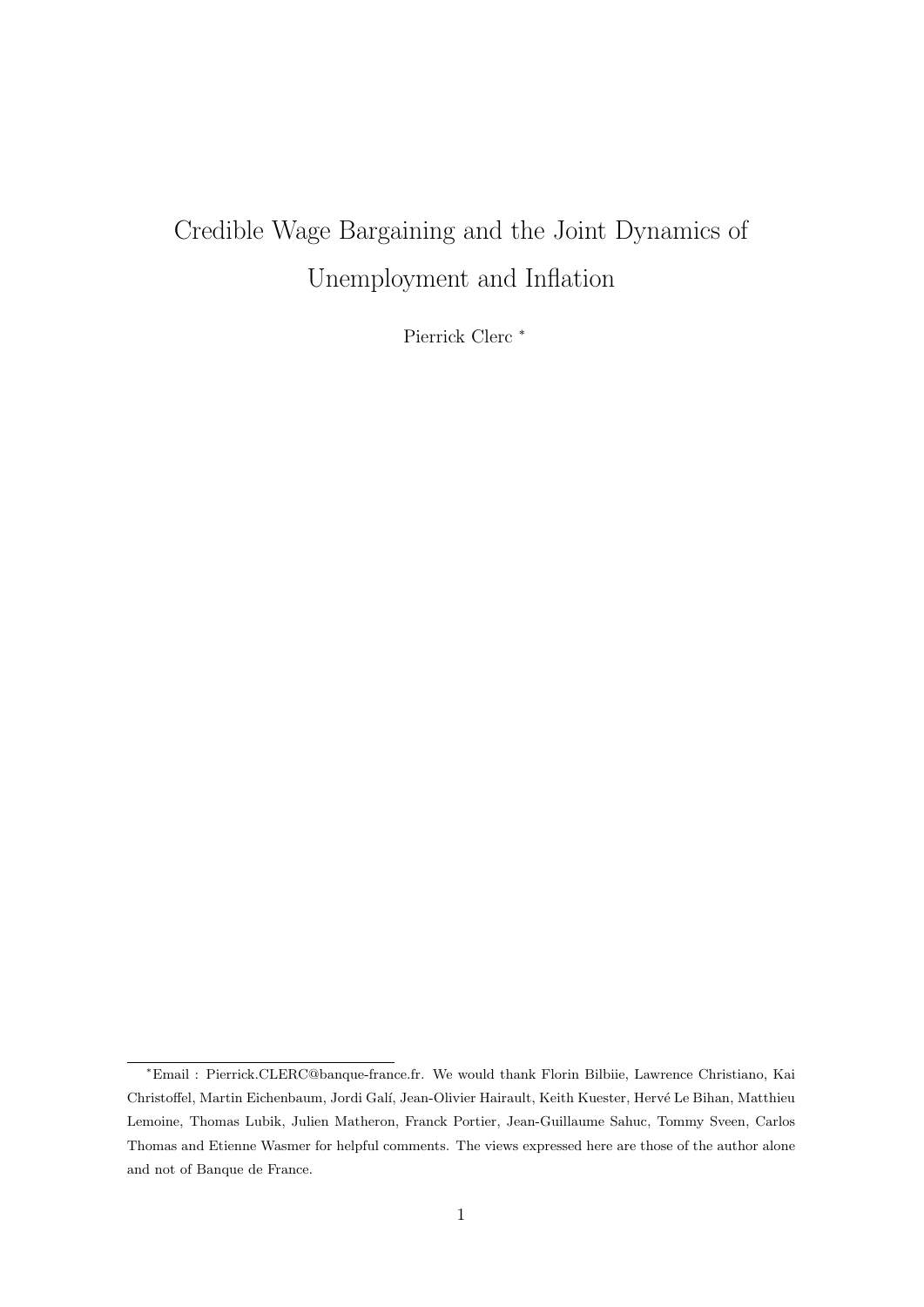# Credible Wage Bargaining and the Joint Dynamics of Unemployment and Inflation

Pierrick Clerc *

*Email : Pierrick.CLERC@banque-france.fr. We would thank Florin Bilbiie, Lawrence Christiano, Kai Christoffel, Martin Eichenbaum, Jordi Galí, Jean-Olivier Hairault, Keith Kuester, Hervé Le Bihan, Matthieu Lemoine, Thomas Lubik, Julien Matheron, Franck Portier, Jean-Guillaume Sahuc, Tommy Sveen, Carlos Thomas and Etienne Wasmer for helpful comments. The views expressed here are those of the author alone and not of Banque de France.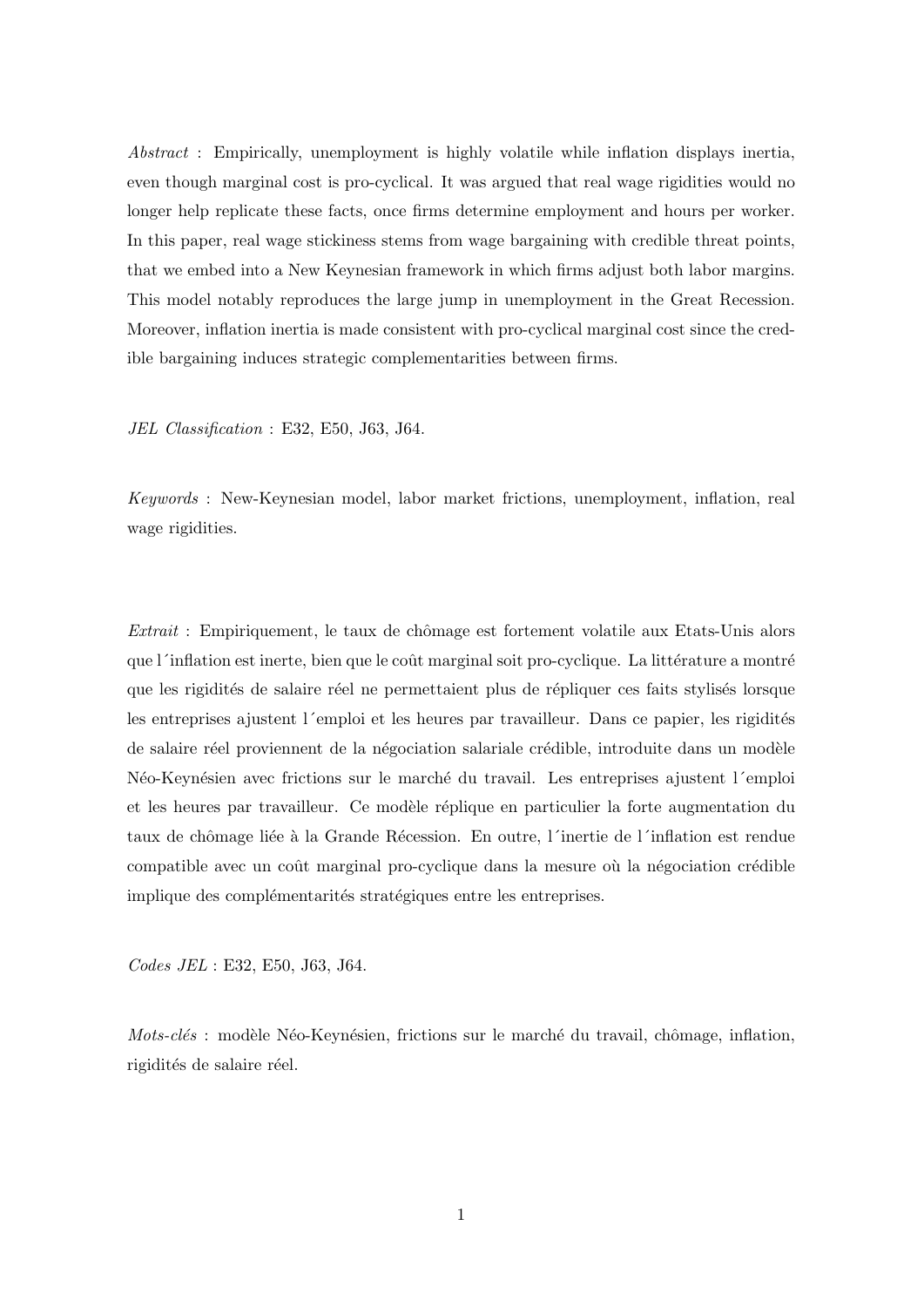*Abstract* : Empirically, unemployment is highly volatile while inflation displays inertia, even though marginal cost is pro-cyclical. It was argued that real wage rigidities would no longer help replicate these facts, once firms determine employment and hours per worker. In this paper, real wage stickiness stems from wage bargaining with credible threat points, that we embed into a New Keynesian framework in which firms adjust both labor margins. This model notably reproduces the large jump in unemployment in the Great Recession. Moreover, inflation inertia is made consistent with pro-cyclical marginal cost since the credible bargaining induces strategic complementarities between firms.

*JEL Classification* : E32, E50, J63, J64.

*Keywords* : New-Keynesian model, labor market frictions, unemployment, inflation, real wage rigidities.

*Extrait* : Empiriquement, le taux de chômage est fortement volatile aux Etats-Unis alors que l´inflation est inerte, bien que le coût marginal soit pro-cyclique. La littérature a montré que les rigidités de salaire réel ne permettaient plus de répliquer ces faits stylisés lorsque les entreprises ajustent l´emploi et les heures par travailleur. Dans ce papier, les rigidités de salaire réel proviennent de la négociation salariale crédible, introduite dans un modèle Néo-Keynésien avec frictions sur le marché du travail. Les entreprises ajustent l´emploi et les heures par travailleur. Ce modèle réplique en particulier la forte augmentation du taux de chômage liée à la Grande Récession. En outre, l´inertie de l´inflation est rendue compatible avec un coût marginal pro-cyclique dans la mesure où la négociation crédible implique des complémentarités stratégiques entre les entreprises.

*Codes JEL* : E32, E50, J63, J64.

*Mots-clés* : modèle Néo-Keynésien, frictions sur le marché du travail, chômage, inflation, rigidités de salaire réel.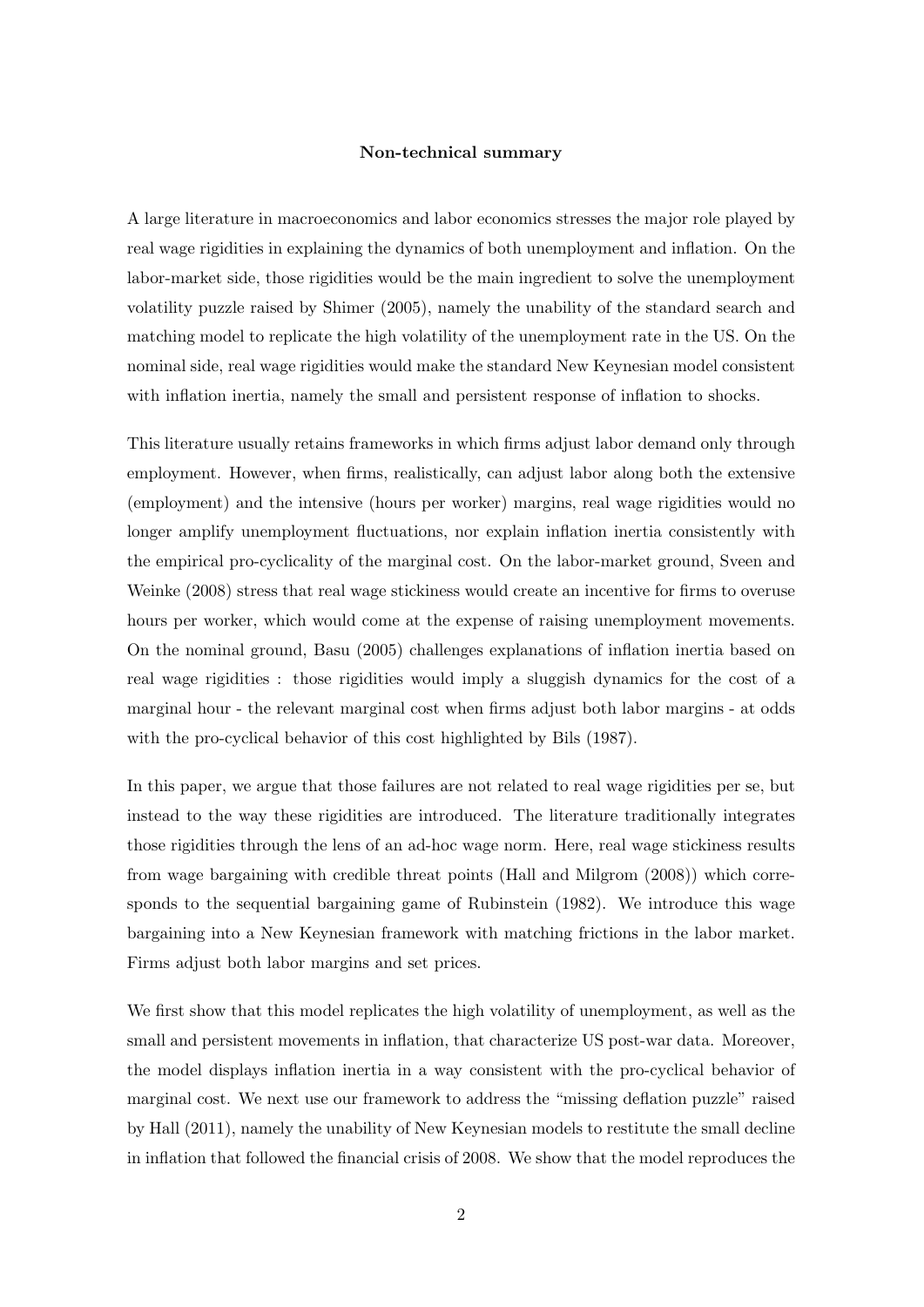**Non-technical summary**

A large literature in macroeconomics and labor economics stresses the major role played by real wage rigidities in explaining the dynamics of both unemployment and inflation. On the labor-market side, those rigidities would be the main ingredient to solve the unemployment volatility puzzle raised by Shimer (2005), namely the unability of the standard search and matching model to replicate the high volatility of the unemployment rate in the US. On the nominal side, real wage rigidities would make the standard New Keynesian model consistent with inflation inertia, namely the small and persistent response of inflation to shocks.

This literature usually retains frameworks in which firms adjust labor demand only through employment. However, when firms, realistically, can adjust labor along both the extensive (employment) and the intensive (hours per worker) margins, real wage rigidities would no longer amplify unemployment fluctuations, nor explain inflation inertia consistently with the empirical pro-cyclicality of the marginal cost. On the labor-market ground, Sveen and Weinke (2008) stress that real wage stickiness would create an incentive for firms to overuse hours per worker, which would come at the expense of raising unemployment movements. On the nominal ground, Basu (2005) challenges explanations of inflation inertia based on real wage rigidities : those rigidities would imply a sluggish dynamics for the cost of a marginal hour - the relevant marginal cost when firms adjust both labor margins - at odds with the pro-cyclical behavior of this cost highlighted by Bils (1987).

In this paper, we argue that those failures are not related to real wage rigidities per se, but instead to the way these rigidities are introduced. The literature traditionally integrates those rigidities through the lens of an ad-hoc wage norm. Here, real wage stickiness results from wage bargaining with credible threat points (Hall and Milgrom (2008)) which corresponds to the sequential bargaining game of Rubinstein (1982). We introduce this wage bargaining into a New Keynesian framework with matching frictions in the labor market. Firms adjust both labor margins and set prices.

We first show that this model replicates the high volatility of unemployment, as well as the small and persistent movements in inflation, that characterize US post-war data. Moreover, the model displays inflation inertia in a way consistent with the pro-cyclical behavior of marginal cost. We next use our framework to address the "missing deflation puzzle" raised by Hall (2011), namely the unability of New Keynesian models to restitute the small decline in inflation that followed the financial crisis of 2008. We show that the model reproduces the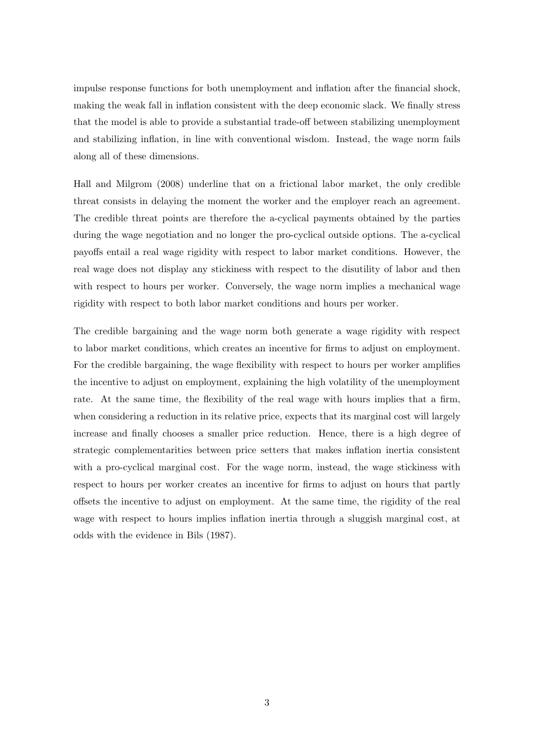impulse response functions for both unemployment and inflation after the financial shock, making the weak fall in inflation consistent with the deep economic slack. We finally stress that the model is able to provide a substantial trade-off between stabilizing unemployment and stabilizing inflation, in line with conventional wisdom. Instead, the wage norm fails along all of these dimensions.

Hall and Milgrom (2008) underline that on a frictional labor market, the only credible threat consists in delaying the moment the worker and the employer reach an agreement. The credible threat points are therefore the a-cyclical payments obtained by the parties during the wage negotiation and no longer the pro-cyclical outside options. The a-cyclical payoffs entail a real wage rigidity with respect to labor market conditions. However, the real wage does not display any stickiness with respect to the disutility of labor and then with respect to hours per worker. Conversely, the wage norm implies a mechanical wage rigidity with respect to both labor market conditions and hours per worker.

The credible bargaining and the wage norm both generate a wage rigidity with respect to labor market conditions, which creates an incentive for firms to adjust on employment. For the credible bargaining, the wage flexibility with respect to hours per worker amplifies the incentive to adjust on employment, explaining the high volatility of the unemployment rate. At the same time, the flexibility of the real wage with hours implies that a firm, when considering a reduction in its relative price, expects that its marginal cost will largely increase and finally chooses a smaller price reduction. Hence, there is a high degree of strategic complementarities between price setters that makes inflation inertia consistent with a pro-cyclical marginal cost. For the wage norm, instead, the wage stickiness with respect to hours per worker creates an incentive for firms to adjust on hours that partly offsets the incentive to adjust on employment. At the same time, the rigidity of the real wage with respect to hours implies inflation inertia through a sluggish marginal cost, at odds with the evidence in Bils (1987).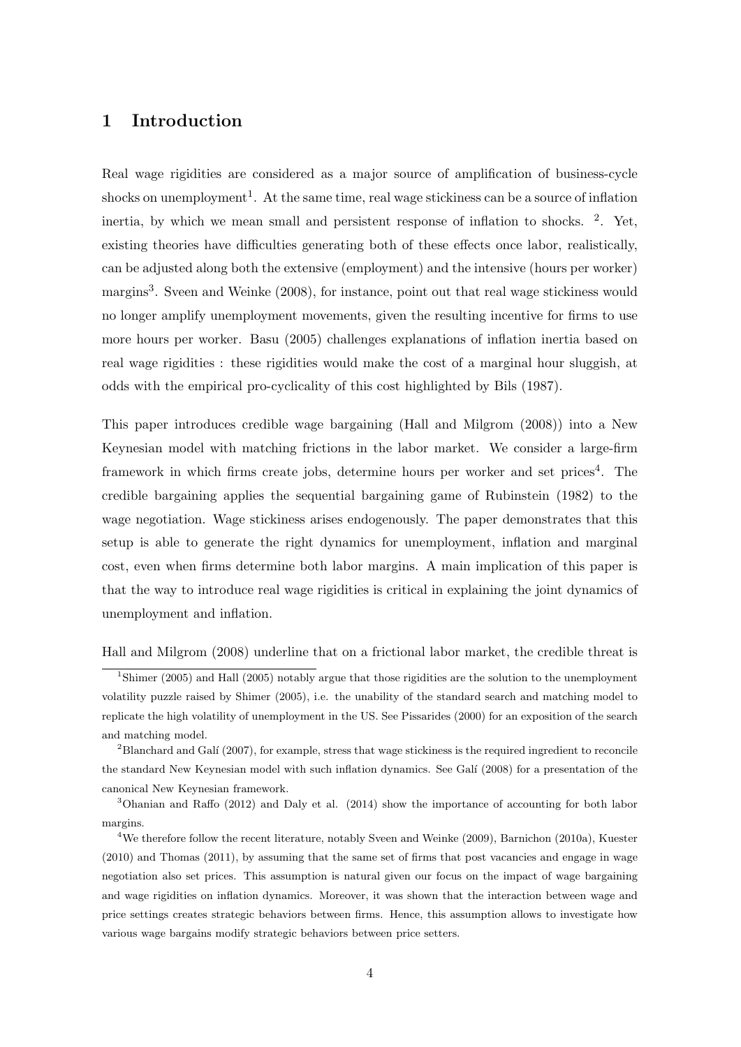## 1 Introduction

Real wage rigidities are considered as a major source of amplification of business-cycle shocks on unemployment[1]. At the same time, real wage stickiness can be a source of inflation inertia, by which we mean small and persistent response of inflation to shocks. [2]. Yet, existing theories have difficulties generating both of these effects once labor, realistically, can be adjusted along both the extensive (employment) and the intensive (hours per worker) margins[3]. Sveen and Weinke (2008), for instance, point out that real wage stickiness would no longer amplify unemployment movements, given the resulting incentive for firms to use more hours per worker. Basu (2005) challenges explanations of inflation inertia based on real wage rigidities : these rigidities would make the cost of a marginal hour sluggish, at odds with the empirical pro-cyclicality of this cost highlighted by Bils (1987).

This paper introduces credible wage bargaining (Hall and Milgrom (2008)) into a New Keynesian model with matching frictions in the labor market. We consider a large-firm framework in which firms create jobs, determine hours per worker and set prices[4]. The credible bargaining applies the sequential bargaining game of Rubinstein (1982) to the wage negotiation. Wage stickiness arises endogenously. The paper demonstrates that this setup is able to generate the right dynamics for unemployment, inflation and marginal cost, even when firms determine both labor margins. A main implication of this paper is that the way to introduce real wage rigidities is critical in explaining the joint dynamics of unemployment and inflation.

Hall and Milgrom (2008) underline that on a frictional labor market, the credible threat is

[1] Shimer (2005) and Hall (2005) notably argue that those rigidities are the solution to the unemployment volatility puzzle raised by Shimer (2005), i.e. the unability of the standard search and matching model to replicate the high volatility of unemployment in the US. See Pissarides (2000) for an exposition of the search and matching model.

[2] Blanchard and Galí (2007), for example, stress that wage stickiness is the required ingredient to reconcile the standard New Keynesian model with such inflation dynamics. See Galí (2008) for a presentation of the canonical New Keynesian framework.

[3] Ohanian and Raffo (2012) and Daly et al. (2014) show the importance of accounting for both labor margins.

[4] We therefore follow the recent literature, notably Sveen and Weinke (2009), Barnichon (2010a), Kuester (2010) and Thomas (2011), by assuming that the same set of firms that post vacancies and engage in wage negotiation also set prices. This assumption is natural given our focus on the impact of wage bargaining and wage rigidities on inflation dynamics. Moreover, it was shown that the interaction between wage and price settings creates strategic behaviors between firms. Hence, this assumption allows to investigate how various wage bargains modify strategic behaviors between price setters.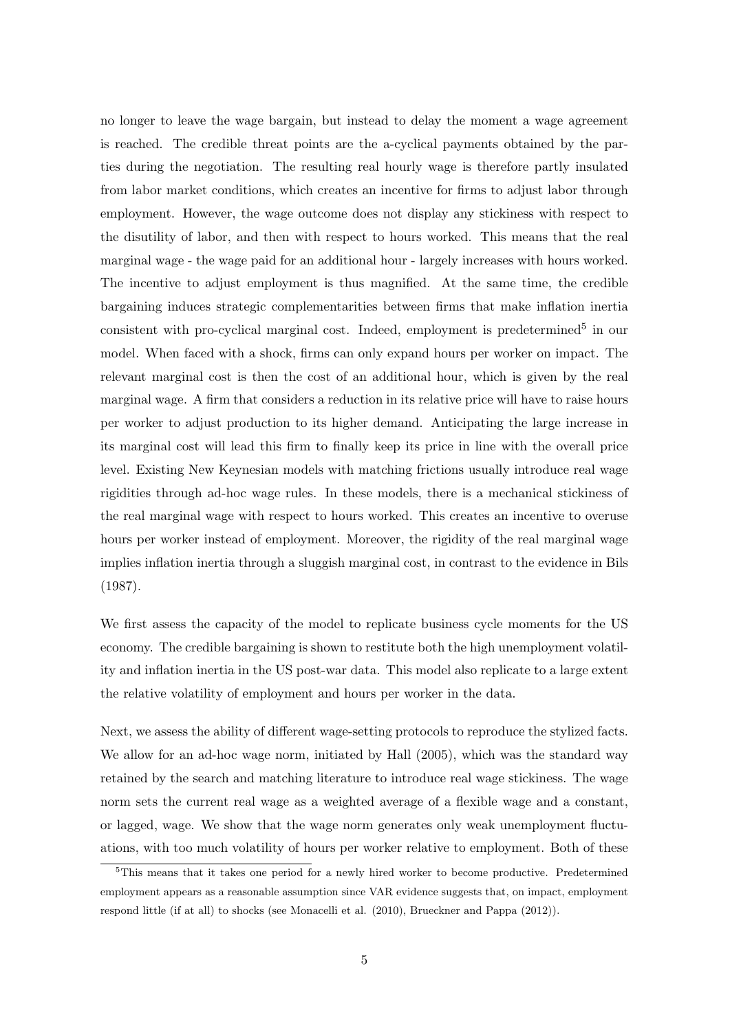no longer to leave the wage bargain, but instead to delay the moment a wage agreement is reached. The credible threat points are the a-cyclical payments obtained by the parties during the negotiation. The resulting real hourly wage is therefore partly insulated from labor market conditions, which creates an incentive for firms to adjust labor through employment. However, the wage outcome does not display any stickiness with respect to the disutility of labor, and then with respect to hours worked. This means that the real marginal wage - the wage paid for an additional hour - largely increases with hours worked. The incentive to adjust employment is thus magnified. At the same time, the credible bargaining induces strategic complementarities between firms that make inflation inertia consistent with pro-cyclical marginal cost. Indeed, employment is predetermined[5] in our model. When faced with a shock, firms can only expand hours per worker on impact. The relevant marginal cost is then the cost of an additional hour, which is given by the real marginal wage. A firm that considers a reduction in its relative price will have to raise hours per worker to adjust production to its higher demand. Anticipating the large increase in its marginal cost will lead this firm to finally keep its price in line with the overall price level. Existing New Keynesian models with matching frictions usually introduce real wage rigidities through ad-hoc wage rules. In these models, there is a mechanical stickiness of the real marginal wage with respect to hours worked. This creates an incentive to overuse hours per worker instead of employment. Moreover, the rigidity of the real marginal wage implies inflation inertia through a sluggish marginal cost, in contrast to the evidence in Bils (1987).

We first assess the capacity of the model to replicate business cycle moments for the US economy. The credible bargaining is shown to restitute both the high unemployment volatility and inflation inertia in the US post-war data. This model also replicate to a large extent the relative volatility of employment and hours per worker in the data.

Next, we assess the ability of different wage-setting protocols to reproduce the stylized facts. We allow for an ad-hoc wage norm, initiated by Hall (2005), which was the standard way retained by the search and matching literature to introduce real wage stickiness. The wage norm sets the current real wage as a weighted average of a flexible wage and a constant, or lagged, wage. We show that the wage norm generates only weak unemployment fluctuations, with too much volatility of hours per worker relative to employment. Both of these

[5]This means that it takes one period for a newly hired worker to become productive. Predetermined employment appears as a reasonable assumption since VAR evidence suggests that, on impact, employment respond little (if at all) to shocks (see Monacelli et al. (2010), Brueckner and Pappa (2012)).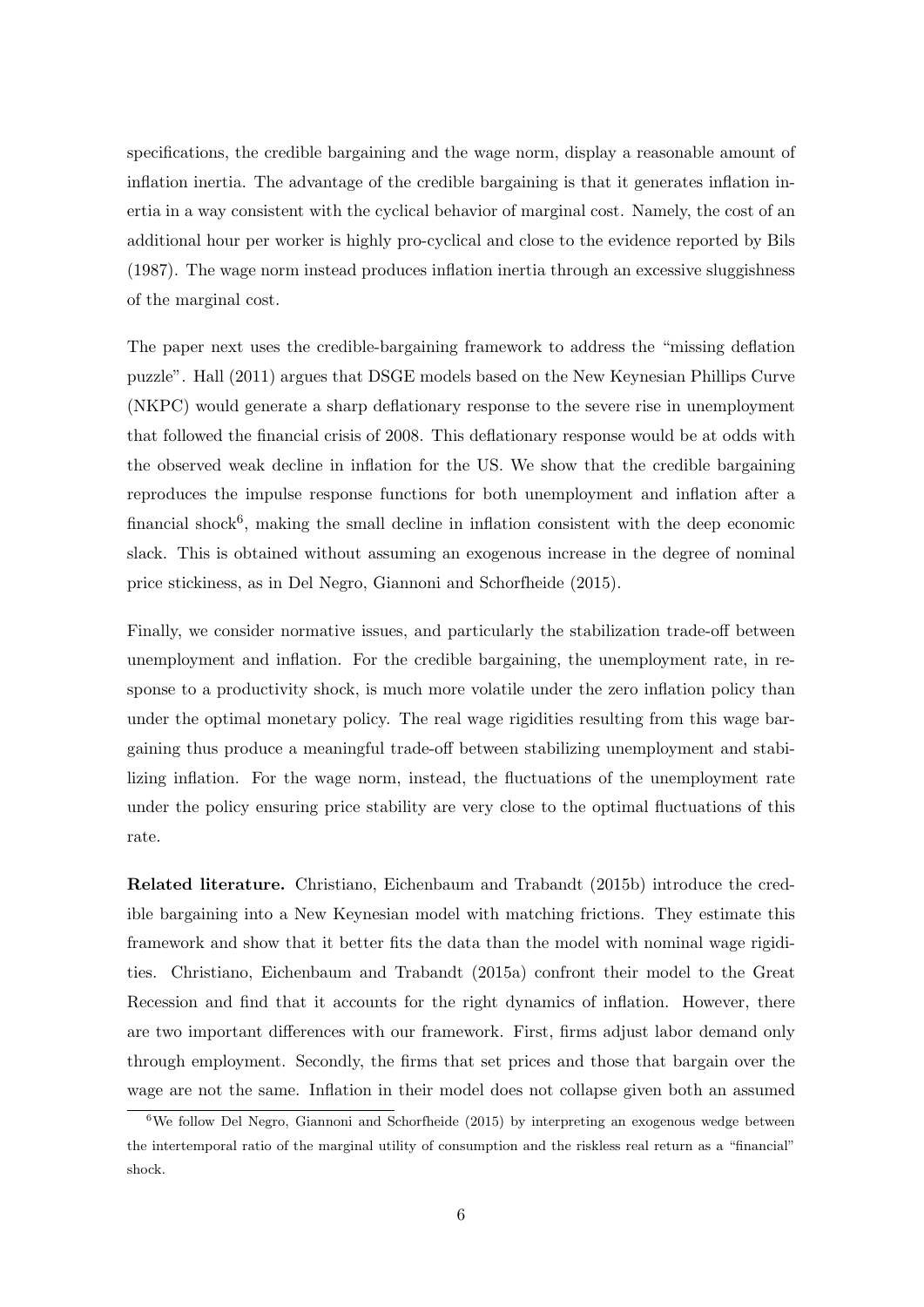specifications, the credible bargaining and the wage norm, display a reasonable amount of inflation inertia. The advantage of the credible bargaining is that it generates inflation inertia in a way consistent with the cyclical behavior of marginal cost. Namely, the cost of an additional hour per worker is highly pro-cyclical and close to the evidence reported by Bils (1987). The wage norm instead produces inflation inertia through an excessive sluggishness of the marginal cost.

The paper next uses the credible-bargaining framework to address the "missing deflation puzzle". Hall (2011) argues that DSGE models based on the New Keynesian Phillips Curve (NKPC) would generate a sharp deflationary response to the severe rise in unemployment that followed the financial crisis of 2008. This deflationary response would be at odds with the observed weak decline in inflation for the US. We show that the credible bargaining reproduces the impulse response functions for both unemployment and inflation after a financial shock[6], making the small decline in inflation consistent with the deep economic slack. This is obtained without assuming an exogenous increase in the degree of nominal price stickiness, as in Del Negro, Giannoni and Schorfheide (2015).

Finally, we consider normative issues, and particularly the stabilization trade-off between unemployment and inflation. For the credible bargaining, the unemployment rate, in response to a productivity shock, is much more volatile under the zero inflation policy than under the optimal monetary policy. The real wage rigidities resulting from this wage bargaining thus produce a meaningful trade-off between stabilizing unemployment and stabilizing inflation. For the wage norm, instead, the fluctuations of the unemployment rate under the policy ensuring price stability are very close to the optimal fluctuations of this rate.

**Related literature.** Christiano, Eichenbaum and Trabandt (2015b) introduce the credible bargaining into a New Keynesian model with matching frictions. They estimate this framework and show that it better fits the data than the model with nominal wage rigidities. Christiano, Eichenbaum and Trabandt (2015a) confront their model to the Great Recession and find that it accounts for the right dynamics of inflation. However, there are two important differences with our framework. First, firms adjust labor demand only through employment. Secondly, the firms that set prices and those that bargain over the wage are not the same. Inflation in their model does not collapse given both an assumed

[6] We follow Del Negro, Giannoni and Schorfheide (2015) by interpreting an exogenous wedge between the intertemporal ratio of the marginal utility of consumption and the riskless real return as a "financial" shock.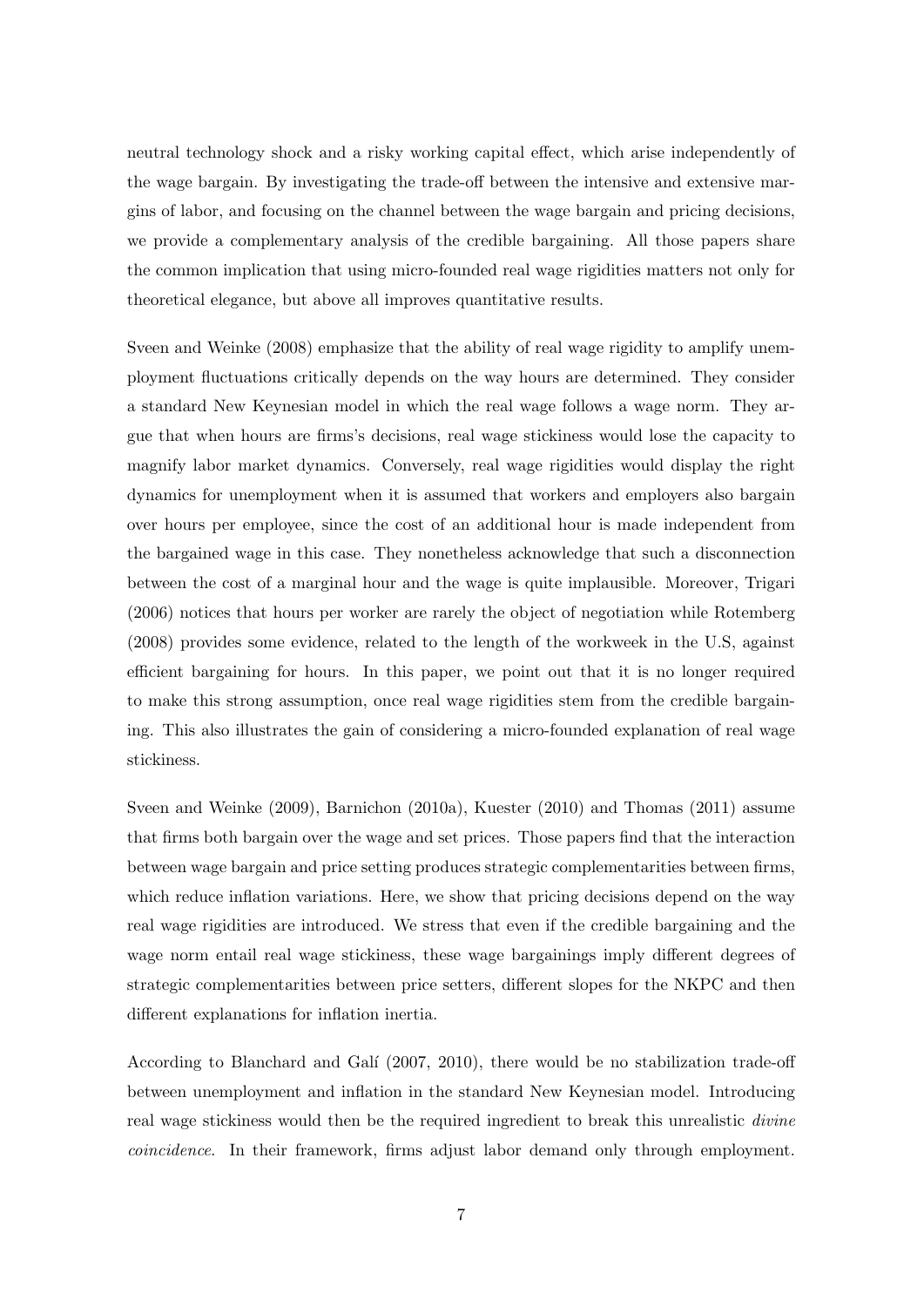neutral technology shock and a risky working capital effect, which arise independently of the wage bargain. By investigating the trade-off between the intensive and extensive margins of labor, and focusing on the channel between the wage bargain and pricing decisions, we provide a complementary analysis of the credible bargaining. All those papers share the common implication that using micro-founded real wage rigidities matters not only for theoretical elegance, but above all improves quantitative results.

Sveen and Weinke (2008) emphasize that the ability of real wage rigidity to amplify unemployment fluctuations critically depends on the way hours are determined. They consider a standard New Keynesian model in which the real wage follows a wage norm. They argue that when hours are firms's decisions, real wage stickiness would lose the capacity to magnify labor market dynamics. Conversely, real wage rigidities would display the right dynamics for unemployment when it is assumed that workers and employers also bargain over hours per employee, since the cost of an additional hour is made independent from the bargained wage in this case. They nonetheless acknowledge that such a disconnection between the cost of a marginal hour and the wage is quite implausible. Moreover, Trigari (2006) notices that hours per worker are rarely the object of negotiation while Rotemberg (2008) provides some evidence, related to the length of the workweek in the U.S, against efficient bargaining for hours. In this paper, we point out that it is no longer required to make this strong assumption, once real wage rigidities stem from the credible bargaining. This also illustrates the gain of considering a micro-founded explanation of real wage stickiness.

Sveen and Weinke (2009), Barnichon (2010a), Kuester (2010) and Thomas (2011) assume that firms both bargain over the wage and set prices. Those papers find that the interaction between wage bargain and price setting produces strategic complementarities between firms, which reduce inflation variations. Here, we show that pricing decisions depend on the way real wage rigidities are introduced. We stress that even if the credible bargaining and the wage norm entail real wage stickiness, these wage bargainings imply different degrees of strategic complementarities between price setters, different slopes for the NKPC and then different explanations for inflation inertia.

According to Blanchard and Galí (2007, 2010), there would be no stabilization trade-off between unemployment and inflation in the standard New Keynesian model. Introducing real wage stickiness would then be the required ingredient to break this unrealistic *divine coincidence*. In their framework, firms adjust labor demand only through employment.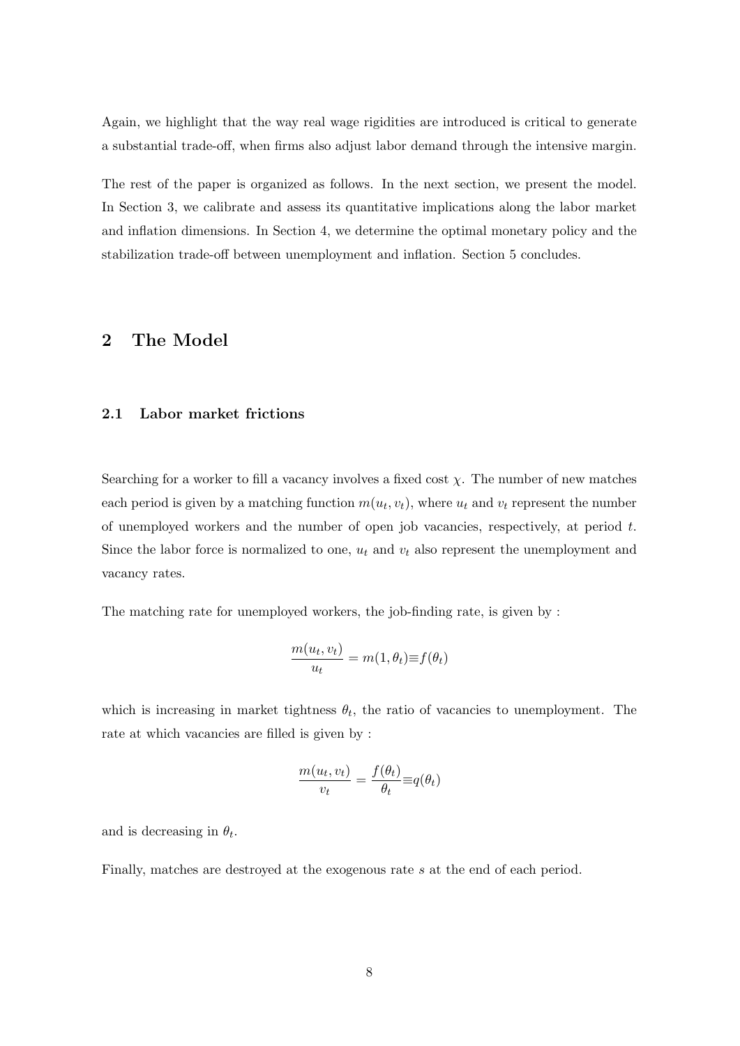Again, we highlight that the way real wage rigidities are introduced is critical to generate a substantial trade-off, when firms also adjust labor demand through the intensive margin.

The rest of the paper is organized as follows. In the next section, we present the model. In Section 3, we calibrate and assess its quantitative implications along the labor market and inflation dimensions. In Section 4, we determine the optimal monetary policy and the stabilization trade-off between unemployment and inflation. Section 5 concludes.

# 2 The Model

## 2.1 Labor market frictions

Searching for a worker to fill a vacancy involves a fixed cost $\chi$. The number of new matches each period is given by a matching function $m(u_t, v_t)$, where $u_t$ and $v_t$ represent the number of unemployed workers and the number of open job vacancies, respectively, at period $t$. Since the labor force is normalized to one, $u_t$ and $v_t$ also represent the unemployment and vacancy rates.

The matching rate for unemployed workers, the job-finding rate, is given by :

$$\frac{m(u_t, v_t)}{u_t} = m(1, \theta_t) \equiv f(\theta_t)$$

which is increasing in market tightness $\theta_t$, the ratio of vacancies to unemployment. The rate at which vacancies are filled is given by :

$$\frac{m(u_t, v_t)}{v_t} = \frac{f(\theta_t)}{\theta_t} \equiv q(\theta_t)$$

and is decreasing in $\theta_t$.

Finally, matches are destroyed at the exogenous rate $s$ at the end of each period.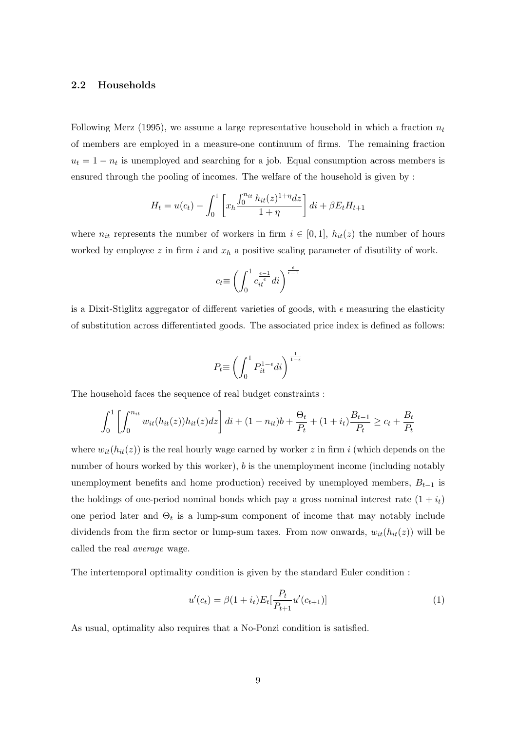### 2.2 Households

Following Merz (1995), we assume a large representative household in which a fraction $n_t$ of members are employed in a measure-one continuum of firms. The remaining fraction $u_t = 1 - n_t$ is unemployed and searching for a job. Equal consumption across members is ensured through the pooling of incomes. The welfare of the household is given by :

$$H_t = u(c_t) - \int_0^1 \left[ x_h \frac{\int_0^{n_{it}} h_{it}(z)^{1+\eta} dz}{1+\eta} \right] di + \beta E_t H_{t+1}$$

where $n_{it}$ represents the number of workers in firm $i \in [0, 1]$, $h_{it}(z)$ the number of hours worked by employee $z$ in firm $i$ and $x_h$ a positive scaling parameter of disutility of work.

$$c_t \equiv \left( \int_0^1 c_{it}^{\frac{\epsilon-1}{\epsilon}} di \right)^{\frac{\epsilon}{\epsilon-1}}$$

is a Dixit-Stiglitz aggregator of different varieties of goods, with $\epsilon$ measuring the elasticity of substitution across differentiated goods. The associated price index is defined as follows:

$$P_t \equiv \left( \int_0^1 P_{it}^{1-\epsilon} di \right)^{\frac{1}{1-\epsilon}}$$

The household faces the sequence of real budget constraints :

$$\int_0^1 \left[ \int_0^{n_{it}} w_{it}(h_{it}(z)) h_{it}(z) dz \right] di + (1 - n_{it}) b + \frac{\Theta_t}{P_t} + (1 + i_t) \frac{B_{t-1}}{P_t} \geq c_t + \frac{B_t}{P_t}$$

where $w_{it}(h_{it}(z))$ is the real hourly wage earned by worker $z$ in firm $i$ (which depends on the number of hours worked by this worker), $b$ is the unemployment income (including notably unemployment benefits and home production) received by unemployed members, $B_{t-1}$ is the holdings of one-period nominal bonds which pay a gross nominal interest rate $(1 + i_t)$ one period later and $\Theta_t$ is a lump-sum component of income that may notably include dividends from the firm sector or lump-sum taxes. From now onwards, $w_{it}(h_{it}(z))$ will be called the real *average* wage.

The intertemporal optimality condition is given by the standard Euler condition :

$$u'(c_t) = \beta(1 + i_t) E_t \left[ \frac{P_t}{P_{t+1}} u'(c_{t+1}) \right] \tag{1}$$

As usual, optimality also requires that a No-Ponzi condition is satisfied.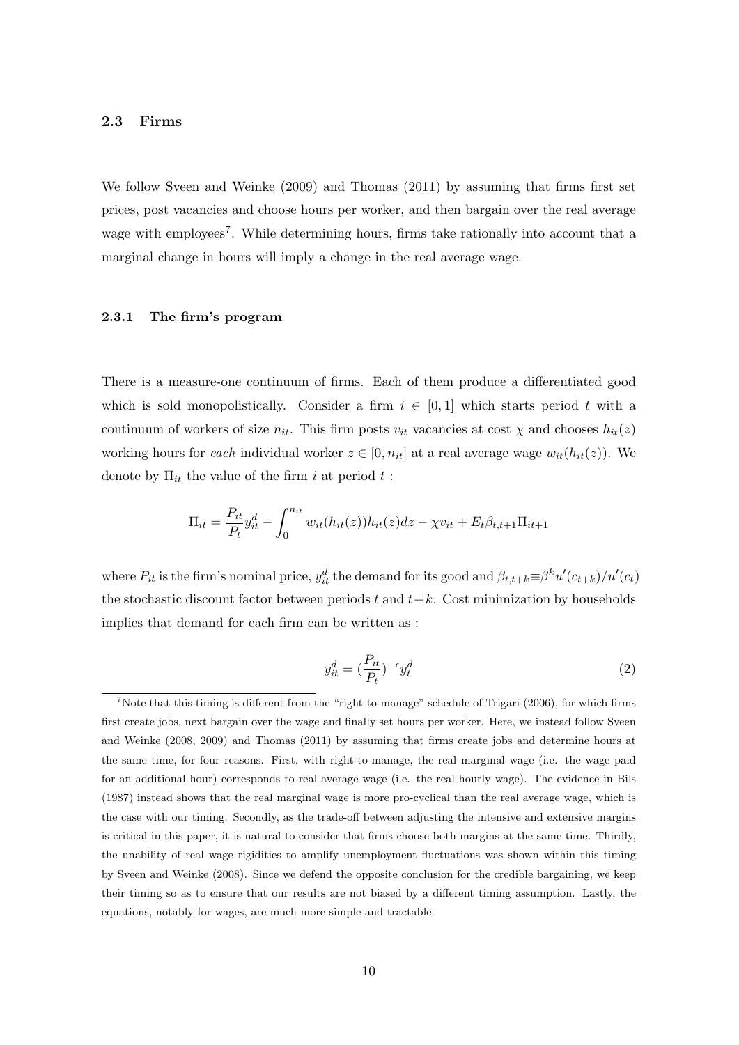### 2.3 Firms

We follow Sveen and Weinke (2009) and Thomas (2011) by assuming that firms first set prices, post vacancies and choose hours per worker, and then bargain over the real average wage with employees[7]. While determining hours, firms take rationally into account that a marginal change in hours will imply a change in the real average wage.

#### 2.3.1 The firm's program

There is a measure-one continuum of firms. Each of them produce a differentiated good which is sold monopolistically. Consider a firm $i \in [0, 1]$ which starts period $t$ with a continuum of workers of size $n_{it}$. This firm posts $v_{it}$ vacancies at cost $\chi$ and chooses $h_{it}(z)$ working hours for *each* individual worker $z \in [0, n_{it}]$ at a real average wage $w_{it}(h_{it}(z))$. We denote by $\Pi_{it}$ the value of the firm $i$ at period $t$ :

$$\Pi_{it} = \frac{P_{it}}{P_t} y_{it}^d - \int_0^{n_{it}} w_{it}(h_{it}(z)) h_{it}(z) dz - \chi v_{it} + E_t \beta_{t,t+1} \Pi_{it+1}$$

where $P_{it}$ is the firm's nominal price, $y_{it}^d$ the demand for its good and $\beta_{t,t+k} \equiv \beta^k u'(c_{t+k})/u'(c_t)$ the stochastic discount factor between periods $t$ and $t+k$. Cost minimization by households implies that demand for each firm can be written as :

$$y_{it}^d = (\frac{P_{it}}{P_t})^{-\epsilon} y_t^d \tag{2}$$

[7]Note that this timing is different from the "right-to-manage" schedule of Trigari (2006), for which firms first create jobs, next bargain over the wage and finally set hours per worker. Here, we instead follow Sveen and Weinke (2008, 2009) and Thomas (2011) by assuming that firms create jobs and determine hours at the same time, for four reasons. First, with right-to-manage, the real marginal wage (i.e. the wage paid for an additional hour) corresponds to real average wage (i.e. the real hourly wage). The evidence in Bils (1987) instead shows that the real marginal wage is more pro-cyclical than the real average wage, which is the case with our timing. Secondly, as the trade-off between adjusting the intensive and extensive margins is critical in this paper, it is natural to consider that firms choose both margins at the same time. Thirdly, the unability of real wage rigidities to amplify unemployment fluctuations was shown within this timing by Sveen and Weinke (2008). Since we defend the opposite conclusion for the credible bargaining, we keep their timing so as to ensure that our results are not biased by a different timing assumption. Lastly, the equations, notably for wages, are much more simple and tractable.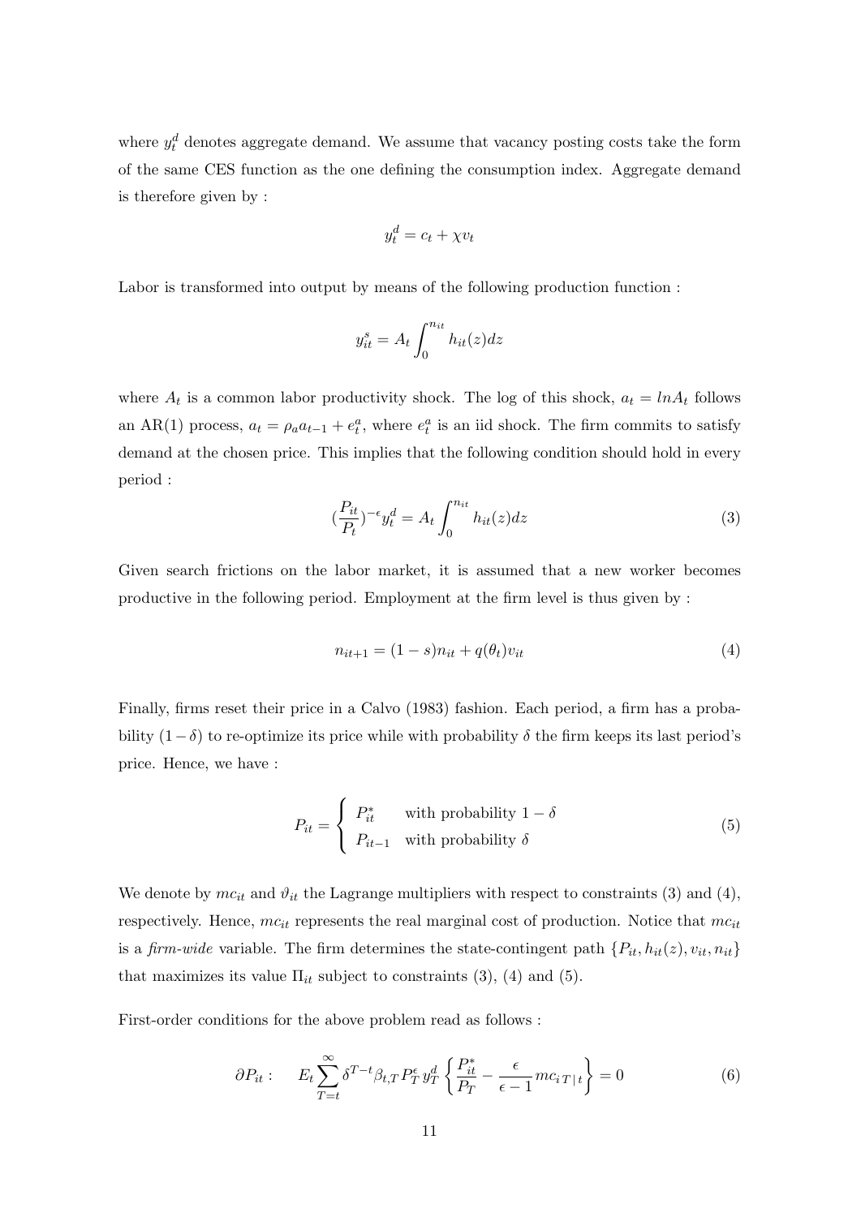where $y_t^d$ denotes aggregate demand. We assume that vacancy posting costs take the form of the same CES function as the one defining the consumption index. Aggregate demand is therefore given by :

$$y_t^d = c_t + \chi v_t$$

Labor is transformed into output by means of the following production function :

$$y_{it}^s = A_t \int_0^{n_{it}} h_{it}(z) dz$$

where $A_t$ is a common labor productivity shock. The log of this shock, $a_t = lnA_t$ follows an AR(1) process, $a_t = \rho_a a_{t-1} + e_t^a$, where $e_t^a$ is an iid shock. The firm commits to satisfy demand at the chosen price. This implies that the following condition should hold in every period :

$$(\frac{P_{it}}{P_t})^{-\epsilon} y_t^d = A_t \int_0^{n_{it}} h_{it}(z) dz \tag{3}$$

Given search frictions on the labor market, it is assumed that a new worker becomes productive in the following period. Employment at the firm level is thus given by :

$$n_{it+1} = (1-s) n_{it} + q(\theta_t) v_{it} \tag{4}$$

Finally, firms reset their price in a Calvo (1983) fashion. Each period, a firm has a probability $(1-\delta)$ to re-optimize its price while with probability $\delta$ the firm keeps its last period's price. Hence, we have :

$$P_{it} = \begin{cases} P_{it}^* & \text{with probability } 1-\delta \\ P_{it-1} & \text{with probability } \delta \end{cases} \tag{5}$$

We denote by $mc_{it}$ and $\vartheta_{it}$ the Lagrange multipliers with respect to constraints (3) and (4), respectively. Hence, $mc_{it}$ represents the real marginal cost of production. Notice that $mc_{it}$ is a *firm-wide* variable. The firm determines the state-contingent path $\{P_{it}, h_{it}(z), v_{it}, n_{it}\}$ that maximizes its value $\Pi_{it}$ subject to constraints (3), (4) and (5).

First-order conditions for the above problem read as follows :

$$\partial P_{it}: \quad E_t \sum_{T=t}^{\infty} \delta^{T-t} \beta_{t,T} P_T^{\epsilon} y_T^d \left\{ \frac{P_{it}^*}{P_T} - \frac{\epsilon}{\epsilon - 1} mc_{i\,T|t} \right\} = 0 \tag{6}$$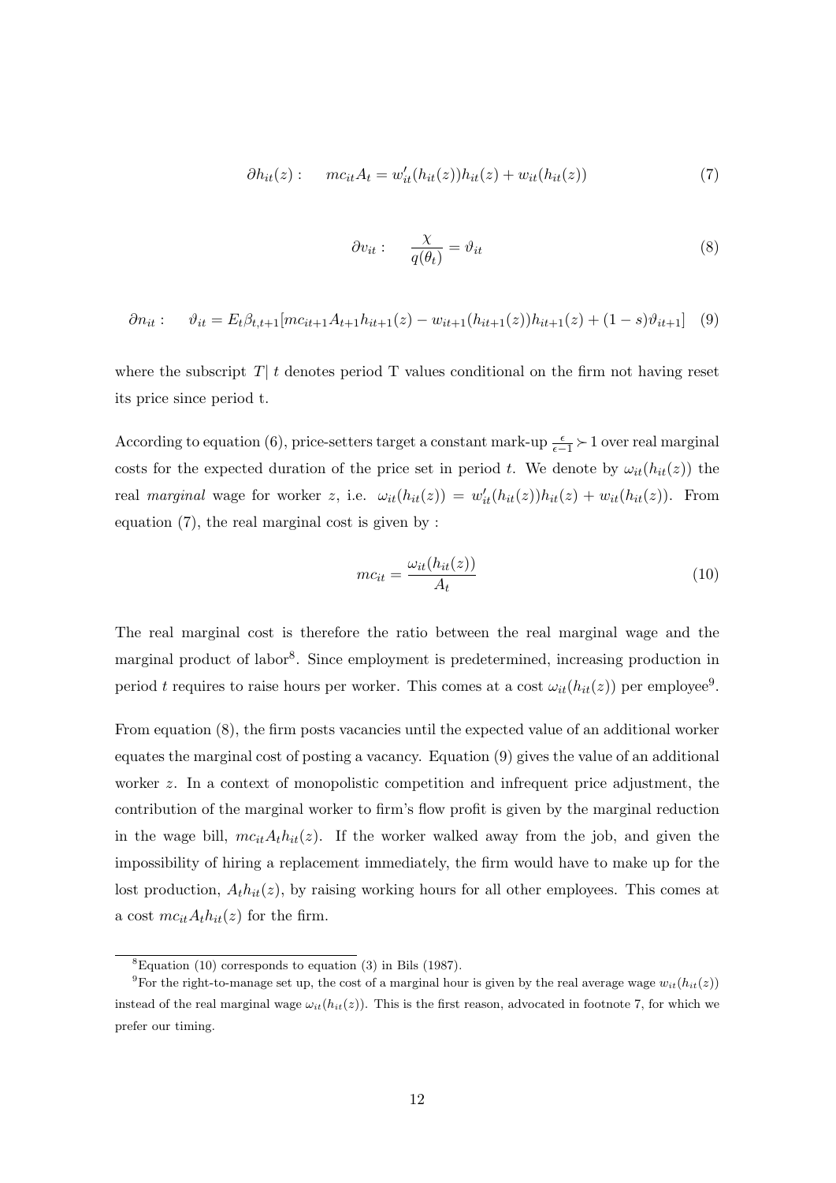$$\partial h_{it}(z): \qquad mc_{it}A_t = w'_{it}(h_{it}(z))h_{it}(z) + w_{it}(h_{it}(z)) \tag{7}$$

$$\partial v_{it}: \qquad \frac{\chi}{q(\theta_t)} = \vartheta_{it} \tag{8}$$

$$\partial n_{it}: \qquad \vartheta_{it} = E_t\beta_{t,t+1}[mc_{it+1}A_{t+1}h_{it+1}(z) - w_{it+1}(h_{it+1}(z))h_{it+1}(z) + (1-s)\vartheta_{it+1}] \tag{9}$$

where the subscript $T|\ t$ denotes period T values conditional on the firm not having reset its price since period t.

According to equation (6), price-setters target a constant mark-up $\frac{\epsilon}{\epsilon-1} \succ 1$ over real marginal costs for the expected duration of the price set in period $t$. We denote by $\omega_{it}(h_{it}(z))$ the real *marginal* wage for worker $z$, i.e. $\omega_{it}(h_{it}(z)) = w'_{it}(h_{it}(z))h_{it}(z) + w_{it}(h_{it}(z))$. From equation (7), the real marginal cost is given by :

$$mc_{it} = \frac{\omega_{it}(h_{it}(z))}{A_t} \tag{10}$$

The real marginal cost is therefore the ratio between the real marginal wage and the marginal product of labor[8]. Since employment is predetermined, increasing production in period $t$ requires to raise hours per worker. This comes at a cost $\omega_{it}(h_{it}(z))$ per employee[9].

From equation (8), the firm posts vacancies until the expected value of an additional worker equates the marginal cost of posting a vacancy. Equation (9) gives the value of an additional worker $z$. In a context of monopolistic competition and infrequent price adjustment, the contribution of the marginal worker to firm's flow profit is given by the marginal reduction in the wage bill, $mc_{it}A_th_{it}(z)$. If the worker walked away from the job, and given the impossibility of hiring a replacement immediately, the firm would have to make up for the lost production, $A_th_{it}(z)$, by raising working hours for all other employees. This comes at a cost $mc_{it}A_th_{it}(z)$ for the firm.

[8] Equation (10) corresponds to equation (3) in Bils (1987).

[9] For the right-to-manage set up, the cost of a marginal hour is given by the real average wage $w_{it}(h_{it}(z))$ instead of the real marginal wage $\omega_{it}(h_{it}(z))$. This is the first reason, advocated in footnote 7, for which we prefer our timing.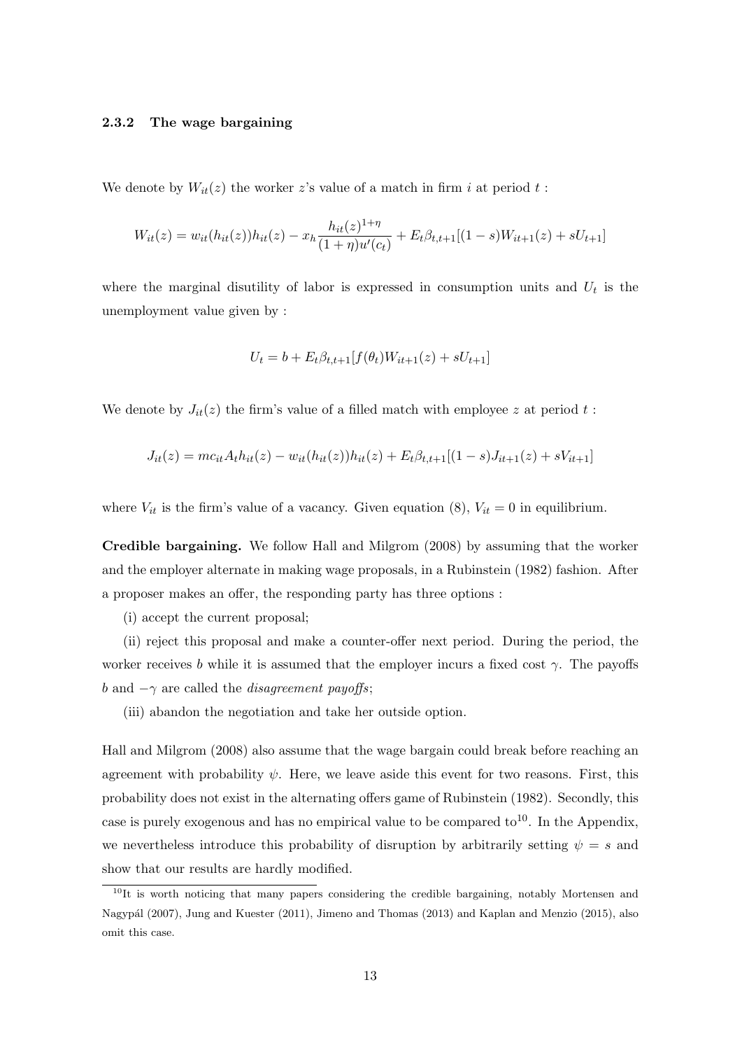### 2.3.2 The wage bargaining

We denote by $W_{it}(z)$ the worker $z$'s value of a match in firm $i$ at period $t$ :

$$W_{it}(z) = w_{it}(h_{it}(z))h_{it}(z) - x_h \frac{h_{it}(z)^{1+\eta}}{(1+\eta)u'(c_t)} + E_t\beta_{t,t+1}[(1-s)W_{it+1}(z) + sU_{t+1}]$$

where the marginal disutility of labor is expressed in consumption units and $U_t$ is the unemployment value given by :

$$U_t = b + E_t\beta_{t,t+1}[f(\theta_t)W_{it+1}(z) + sU_{t+1}]$$

We denote by $J_{it}(z)$ the firm's value of a filled match with employee $z$ at period $t$ :

$$J_{it}(z) = mc_{it}A_t h_{it}(z) - w_{it}(h_{it}(z))h_{it}(z) + E_t\beta_{t,t+1}[(1-s)J_{it+1}(z) + sV_{it+1}]$$

where $V_{it}$ is the firm's value of a vacancy. Given equation (8), $V_{it} = 0$ in equilibrium.

**Credible bargaining.** We follow Hall and Milgrom (2008) by assuming that the worker and the employer alternate in making wage proposals, in a Rubinstein (1982) fashion. After a proposer makes an offer, the responding party has three options :

(i) accept the current proposal;

(ii) reject this proposal and make a counter-offer next period. During the period, the worker receives $b$ while it is assumed that the employer incurs a fixed cost $\gamma$. The payoffs $b$ and $-\gamma$ are called the *disagreement payoffs*;

(iii) abandon the negotiation and take her outside option.

Hall and Milgrom (2008) also assume that the wage bargain could break before reaching an agreement with probability $\psi$. Here, we leave aside this event for two reasons. First, this probability does not exist in the alternating offers game of Rubinstein (1982). Secondly, this case is purely exogenous and has no empirical value to be compared to[10]. In the Appendix, we nevertheless introduce this probability of disruption by arbitrarily setting $\psi = s$ and show that our results are hardly modified.

[10] It is worth noticing that many papers considering the credible bargaining, notably Mortensen and Nagypál (2007), Jung and Kuester (2011), Jimeno and Thomas (2013) and Kaplan and Menzio (2015), also omit this case.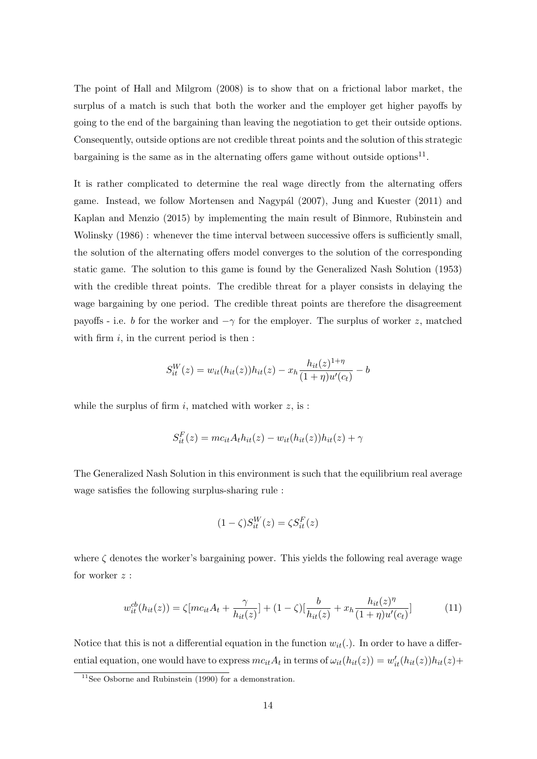The point of Hall and Milgrom (2008) is to show that on a frictional labor market, the surplus of a match is such that both the worker and the employer get higher payoffs by going to the end of the bargaining than leaving the negotiation to get their outside options. Consequently, outside options are not credible threat points and the solution of this strategic bargaining is the same as in the alternating offers game without outside options[11].

It is rather complicated to determine the real wage directly from the alternating offers game. Instead, we follow Mortensen and Nagypál (2007), Jung and Kuester (2011) and Kaplan and Menzio (2015) by implementing the main result of Binmore, Rubinstein and Wolinsky (1986) : whenever the time interval between successive offers is sufficiently small, the solution of the alternating offers model converges to the solution of the corresponding static game. The solution to this game is found by the Generalized Nash Solution (1953) with the credible threat points. The credible threat for a player consists in delaying the wage bargaining by one period. The credible threat points are therefore the disagreement payoffs - i.e. $b$ for the worker and $-\gamma$ for the employer. The surplus of worker $z$, matched with firm $i$, in the current period is then :

$$S_{it}^{W}(z) = w_{it}(h_{it}(z))h_{it}(z) - x_h \frac{h_{it}(z)^{1+\eta}}{(1+\eta)u'(c_t)} - b$$

while the surplus of firm $i$, matched with worker $z$, is :

$$S_{it}^{F}(z) = mc_{it}A_t h_{it}(z) - w_{it}(h_{it}(z))h_{it}(z) + \gamma$$

The Generalized Nash Solution in this environment is such that the equilibrium real average wage satisfies the following surplus-sharing rule :

$$(1-\zeta)S_{it}^{W}(z) = \zeta S_{it}^{F}(z)$$

where $\zeta$ denotes the worker's bargaining power. This yields the following real average wage for worker $z$ :

$$w_{it}^{cb}(h_{it}(z)) = \zeta[mc_{it}A_t + \frac{\gamma}{h_{it}(z)}] + (1-\zeta)[\frac{b}{h_{it}(z)} + x_h \frac{h_{it}(z)^{\eta}}{(1+\eta)u'(c_t)}] \tag{11}$$

Notice that this is not a differential equation in the function $w_{it}(.)$. In order to have a differential equation, one would have to express $mc_{it}A_t$ in terms of $\omega_{it}(h_{it}(z)) = w_{it}'(h_{it}(z))h_{it}(z)+$

[11] See Osborne and Rubinstein (1990) for a demonstration.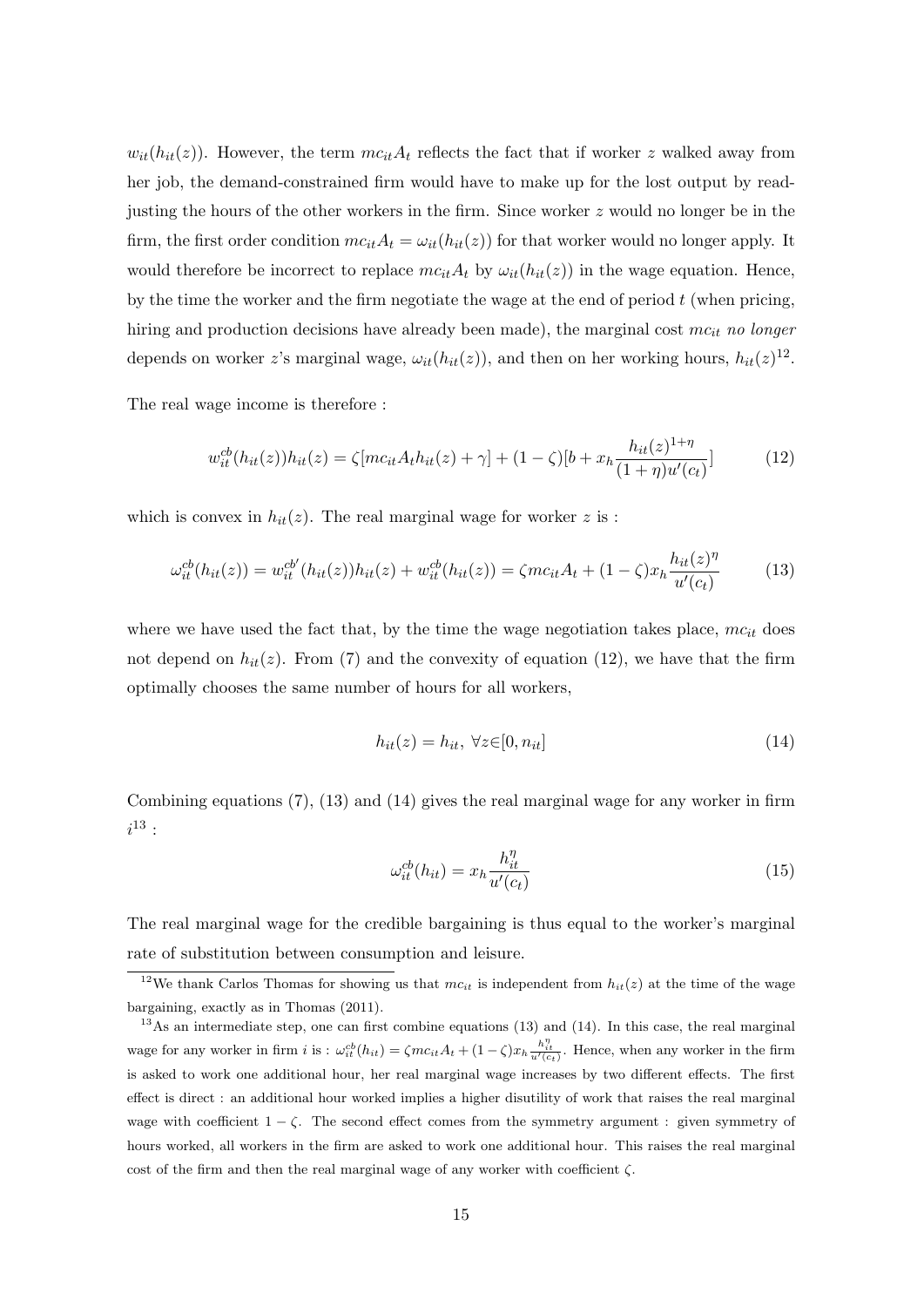$w_{it}(h_{it}(z))$. However, the term $mc_{it}A_t$ reflects the fact that if worker $z$ walked away from her job, the demand-constrained firm would have to make up for the lost output by readjusting the hours of the other workers in the firm. Since worker $z$ would no longer be in the firm, the first order condition $mc_{it}A_t = \omega_{it}(h_{it}(z))$ for that worker would no longer apply. It would therefore be incorrect to replace $mc_{it}A_t$ by $\omega_{it}(h_{it}(z))$ in the wage equation. Hence, by the time the worker and the firm negotiate the wage at the end of period $t$ (when pricing, hiring and production decisions have already been made), the marginal cost $mc_{it}$ *no longer* depends on worker $z$'s marginal wage, $\omega_{it}(h_{it}(z))$, and then on her working hours, $h_{it}(z)$[12].

The real wage income is therefore :

$$w_{it}^{cb}(h_{it}(z))h_{it}(z) = \zeta[mc_{it}A_t h_{it}(z) + \gamma] + (1-\zeta)[b + x_h \frac{h_{it}(z)^{1+\eta}}{(1+\eta)u'(c_t)}] \tag{12}$$

which is convex in $h_{it}(z)$. The real marginal wage for worker $z$ is :

$$\omega_{it}^{cb}(h_{it}(z)) = w_{it}^{cb'}(h_{it}(z))h_{it}(z) + w_{it}^{cb}(h_{it}(z)) = \zeta mc_{it}A_t + (1-\zeta)x_h \frac{h_{it}(z)^{\eta}}{u'(c_t)} \tag{13}$$

where we have used the fact that, by the time the wage negotiation takes place, $mc_{it}$ does not depend on $h_{it}(z)$. From (7) and the convexity of equation (12), we have that the firm optimally chooses the same number of hours for all workers,

$$h_{it}(z) = h_{it}, \; \forall z \in [0, n_{it}] \tag{14}$$

Combining equations (7), (13) and (14) gives the real marginal wage for any worker in firm $i$[13] :

$$\omega_{it}^{cb}(h_{it}) = x_h \frac{h_{it}^{\eta}}{u'(c_t)} \tag{15}$$

The real marginal wage for the credible bargaining is thus equal to the worker's marginal rate of substitution between consumption and leisure.

---

[12] We thank Carlos Thomas for showing us that $mc_{it}$ is independent from $h_{it}(z)$ at the time of the wage bargaining, exactly as in Thomas (2011).

[13] As an intermediate step, one can first combine equations (13) and (14). In this case, the real marginal wage for any worker in firm $i$ is : $\omega_{it}^{cb}(h_{it}) = \zeta mc_{it}A_t + (1-\zeta)x_h \frac{h_{it}^{\eta}}{u'(c_t)}$. Hence, when any worker in the firm is asked to work one additional hour, her real marginal wage increases by two different effects. The first effect is direct : an additional hour worked implies a higher disutility of work that raises the real marginal wage with coefficient $1-\zeta$. The second effect comes from the symmetry argument : given symmetry of hours worked, all workers in the firm are asked to work one additional hour. This raises the real marginal cost of the firm and then the real marginal wage of any worker with coefficient $\zeta$.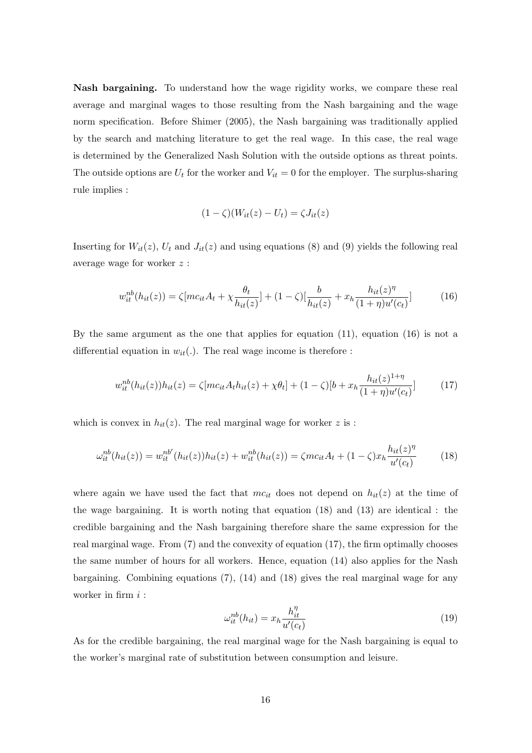**Nash bargaining.** To understand how the wage rigidity works, we compare these real average and marginal wages to those resulting from the Nash bargaining and the wage norm specification. Before Shimer (2005), the Nash bargaining was traditionally applied by the search and matching literature to get the real wage. In this case, the real wage is determined by the Generalized Nash Solution with the outside options as threat points. The outside options are $U_t$ for the worker and $V_{it} = 0$ for the employer. The surplus-sharing rule implies :

$$(1-\zeta)(W_{it}(z) - U_t) = \zeta J_{it}(z)$$

Inserting for $W_{it}(z)$, $U_t$ and $J_{it}(z)$ and using equations (8) and (9) yields the following real average wage for worker $z$ :

$$w_{it}^{nb}(h_{it}(z)) = \zeta[mc_{it}A_t + \chi\frac{\theta_t}{h_{it}(z)}] + (1-\zeta)[\frac{b}{h_{it}(z)} + x_h\frac{h_{it}(z)^{\eta}}{(1+\eta)u'(c_t)}] \tag{16}$$

By the same argument as the one that applies for equation (11), equation (16) is not a differential equation in $w_{it}(.)$. The real wage income is therefore :

$$w_{it}^{nb}(h_{it}(z))h_{it}(z) = \zeta[mc_{it}A_t h_{it}(z) + \chi\theta_t] + (1-\zeta)[b + x_h\frac{h_{it}(z)^{1+\eta}}{(1+\eta)u'(c_t)}] \tag{17}$$

which is convex in $h_{it}(z)$. The real marginal wage for worker $z$ is :

$$\omega_{it}^{nb}(h_{it}(z)) = w_{it}^{nb'}(h_{it}(z))h_{it}(z) + w_{it}^{nb}(h_{it}(z)) = \zeta mc_{it}A_t + (1-\zeta)x_h\frac{h_{it}(z)^{\eta}}{u'(c_t)} \tag{18}$$

where again we have used the fact that $mc_{it}$ does not depend on $h_{it}(z)$ at the time of the wage bargaining. It is worth noting that equation (18) and (13) are identical : the credible bargaining and the Nash bargaining therefore share the same expression for the real marginal wage. From (7) and the convexity of equation (17), the firm optimally chooses the same number of hours for all workers. Hence, equation (14) also applies for the Nash bargaining. Combining equations (7), (14) and (18) gives the real marginal wage for any worker in firm $i$ :

$$\omega_{it}^{nb}(h_{it}) = x_h\frac{h_{it}^{\eta}}{u'(c_t)} \tag{19}$$

As for the credible bargaining, the real marginal wage for the Nash bargaining is equal to the worker's marginal rate of substitution between consumption and leisure.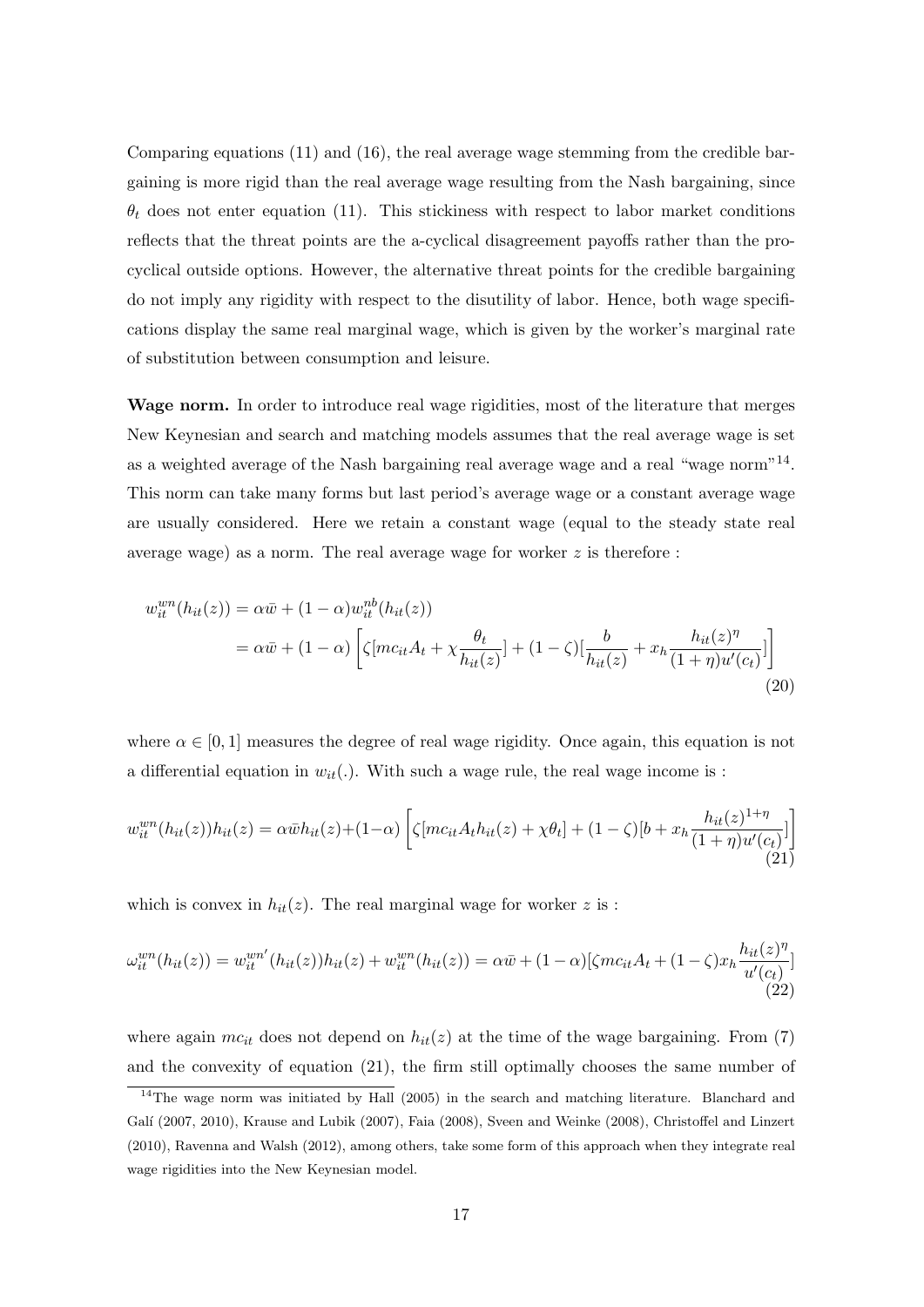Comparing equations (11) and (16), the real average wage stemming from the credible bargaining is more rigid than the real average wage resulting from the Nash bargaining, since $\theta_t$ does not enter equation (11). This stickiness with respect to labor market conditions reflects that the threat points are the a-cyclical disagreement payoffs rather than the procyclical outside options. However, the alternative threat points for the credible bargaining do not imply any rigidity with respect to the disutility of labor. Hence, both wage specifications display the same real marginal wage, which is given by the worker's marginal rate of substitution between consumption and leisure.

**Wage norm.** In order to introduce real wage rigidities, most of the literature that merges New Keynesian and search and matching models assumes that the real average wage is set as a weighted average of the Nash bargaining real average wage and a real "wage norm"[14]. This norm can take many forms but last period's average wage or a constant average wage are usually considered. Here we retain a constant wage (equal to the steady state real average wage) as a norm. The real average wage for worker $z$ is therefore :

$$
\begin{aligned}
w_{it}^{wn}(h_{it}(z)) &= \alpha \bar{w} + (1-\alpha) w_{it}^{nb}(h_{it}(z)) \\
&= \alpha \bar{w} + (1-\alpha) \left[ \zeta [mc_{it} A_t + \chi \frac{\theta_t}{h_{it}(z)}] + (1-\zeta) [\frac{b}{h_{it}(z)} + x_h \frac{h_{it}(z)^{\eta}}{(1+\eta) u'(c_t)}] \right]
\end{aligned}
\tag{20}
$$

where $\alpha \in [0,1]$ measures the degree of real wage rigidity. Once again, this equation is not a differential equation in $w_{it}(.)$. With such a wage rule, the real wage income is :

$$
w_{it}^{wn}(h_{it}(z)) h_{it}(z) = \alpha \bar{w} h_{it}(z) + (1-\alpha) \left[ \zeta [mc_{it} A_t h_{it}(z) + \chi \theta_t] + (1-\zeta) [b + x_h \frac{h_{it}(z)^{1+\eta}}{(1+\eta) u'(c_t)}] \right] \tag{21}
$$

which is convex in $h_{it}(z)$. The real marginal wage for worker $z$ is :

$$
\omega_{it}^{wn}(h_{it}(z)) = w_{it}^{wn'}(h_{it}(z)) h_{it}(z) + w_{it}^{wn}(h_{it}(z)) = \alpha \bar{w} + (1-\alpha) [\zeta mc_{it} A_t + (1-\zeta) x_h \frac{h_{it}(z)^{\eta}}{u'(c_t)}] \tag{22}
$$

where again $mc_{it}$ does not depend on $h_{it}(z)$ at the time of the wage bargaining. From (7) and the convexity of equation (21), the firm still optimally chooses the same number of

[14] The wage norm was initiated by Hall (2005) in the search and matching literature. Blanchard and Galí (2007, 2010), Krause and Lubik (2007), Faia (2008), Sveen and Weinke (2008), Christoffel and Linzert (2010), Ravenna and Walsh (2012), among others, take some form of this approach when they integrate real wage rigidities into the New Keynesian model.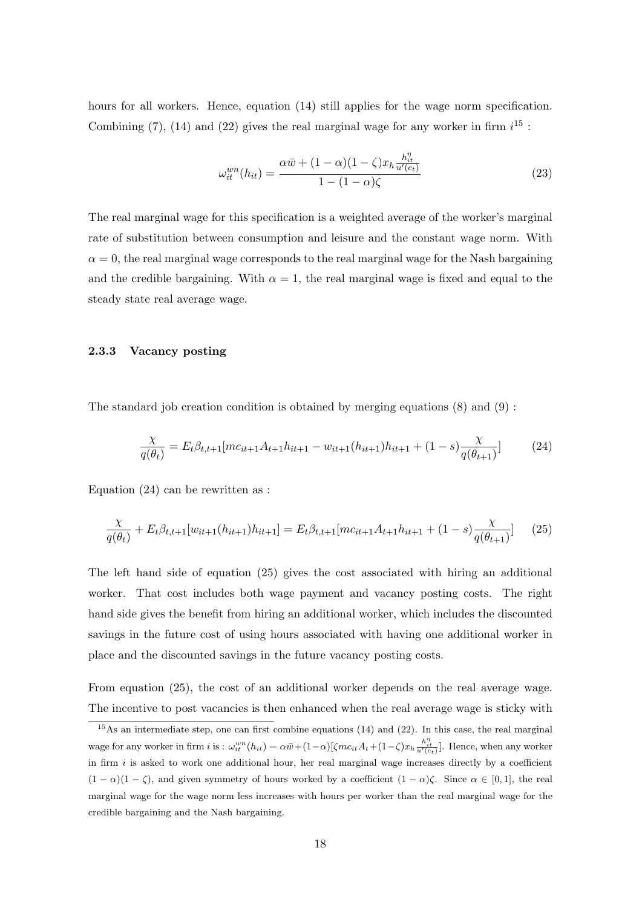hours for all workers. Hence, equation (14) still applies for the wage norm specification. Combining (7), (14) and (22) gives the real marginal wage for any worker in firm $i$[15] :

$$\omega_{it}^{wn}(h_{it}) = \frac{\alpha\bar{w} + (1-\alpha)(1-\zeta)x_h\frac{h_{it}^{\eta}}{u'(c_t)}}{1-(1-\alpha)\zeta} \tag{23}$$

The real marginal wage for this specification is a weighted average of the worker's marginal rate of substitution between consumption and leisure and the constant wage norm. With $\alpha = 0$, the real marginal wage corresponds to the real marginal wage for the Nash bargaining and the credible bargaining. With $\alpha = 1$, the real marginal wage is fixed and equal to the steady state real average wage.

### 2.3.3 Vacancy posting

The standard job creation condition is obtained by merging equations (8) and (9) :

$$\frac{\chi}{q(\theta_t)} = E_t\beta_{t,t+1}[mc_{it+1}A_{t+1}h_{it+1} - w_{it+1}(h_{it+1})h_{it+1} + (1-s)\frac{\chi}{q(\theta_{t+1})}] \tag{24}$$

Equation (24) can be rewritten as :

$$\frac{\chi}{q(\theta_t)} + E_t\beta_{t,t+1}[w_{it+1}(h_{it+1})h_{it+1}] = E_t\beta_{t,t+1}[mc_{it+1}A_{t+1}h_{it+1} + (1-s)\frac{\chi}{q(\theta_{t+1})}] \tag{25}$$

The left hand side of equation (25) gives the cost associated with hiring an additional worker. That cost includes both wage payment and vacancy posting costs. The right hand side gives the benefit from hiring an additional worker, which includes the discounted savings in the future cost of using hours associated with having one additional worker in place and the discounted savings in the future vacancy posting costs.

From equation (25), the cost of an additional worker depends on the real average wage. The incentive to post vacancies is then enhanced when the real average wage is sticky with

[15] As an intermediate step, one can first combine equations (14) and (22). In this case, the real marginal wage for any worker in firm $i$ is : $\omega_{it}^{wn}(h_{it}) = \alpha\bar{w} + (1-\alpha)[\zeta mc_{it}A_t + (1-\zeta)x_h\frac{h_{it}^{\eta}}{u'(c_t)}]$. Hence, when any worker in firm $i$ is asked to work one additional hour, her real marginal wage increases directly by a coefficient $(1-\alpha)(1-\zeta)$, and given symmetry of hours worked by a coefficient $(1-\alpha)\zeta$. Since $\alpha \in [0,1]$, the real marginal wage for the wage norm less increases with hours per worker than the real marginal wage for the credible bargaining and the Nash bargaining.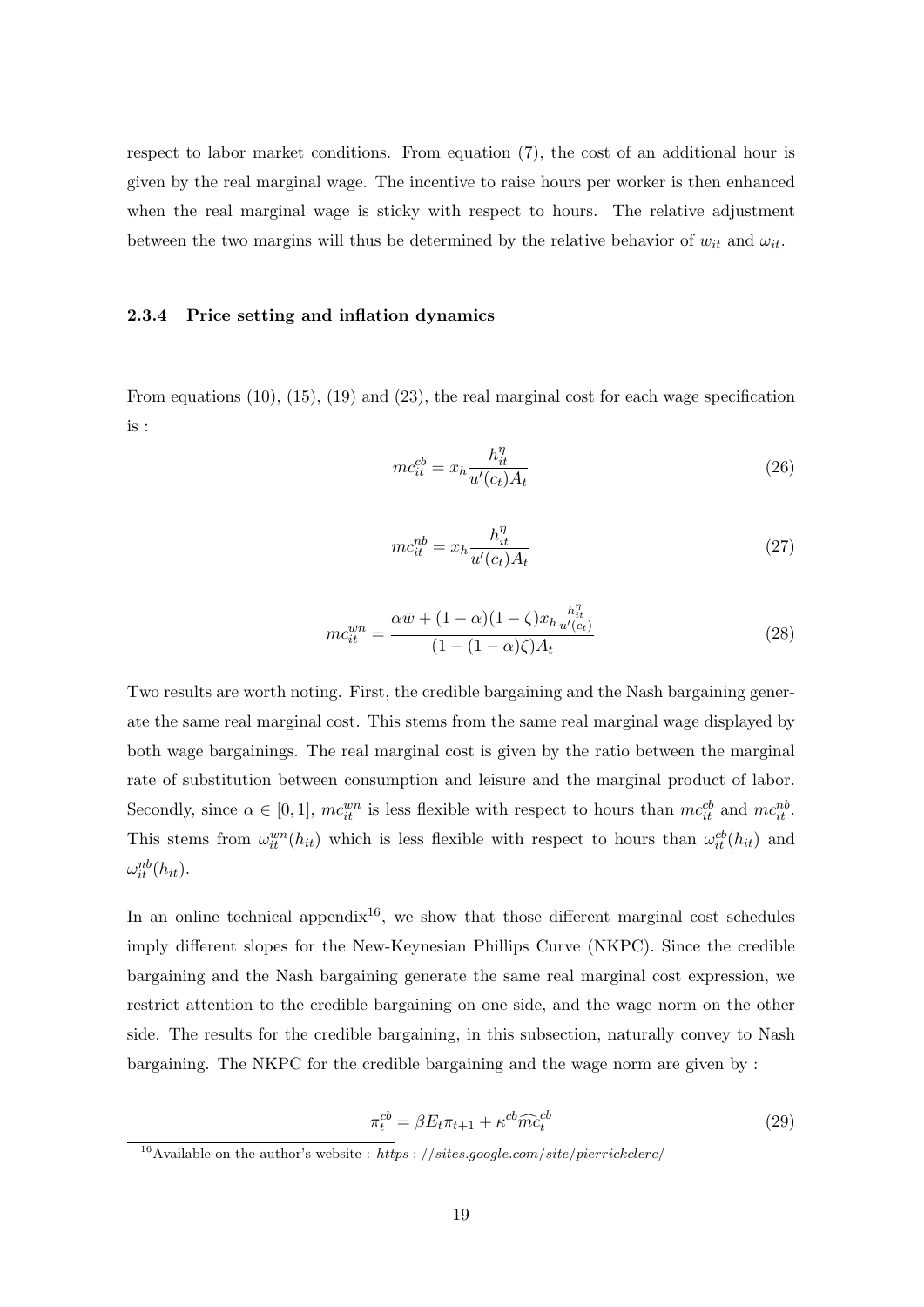respect to labor market conditions. From equation (7), the cost of an additional hour is given by the real marginal wage. The incentive to raise hours per worker is then enhanced when the real marginal wage is sticky with respect to hours. The relative adjustment between the two margins will thus be determined by the relative behavior of $w_{it}$ and $\omega_{it}$.

### 2.3.4 Price setting and inflation dynamics

From equations (10), (15), (19) and (23), the real marginal cost for each wage specification is :

$$mc_{it}^{cb} = x_h \frac{h_{it}^{\eta}}{u'(c_t) A_t} \tag{26}$$

$$mc_{it}^{nb} = x_h \frac{h_{it}^{\eta}}{u'(c_t) A_t} \tag{27}$$

$$mc_{it}^{wn} = \frac{\alpha \bar{w} + (1-\alpha)(1-\zeta) x_h \frac{h_{it}^{\eta}}{u'(c_t)}}{(1-(1-\alpha)\zeta) A_t} \tag{28}$$

Two results are worth noting. First, the credible bargaining and the Nash bargaining generate the same real marginal cost. This stems from the same real marginal wage displayed by both wage bargainings. The real marginal cost is given by the ratio between the marginal rate of substitution between consumption and leisure and the marginal product of labor. Secondly, since $\alpha \in [0, 1]$, $mc_{it}^{wn}$ is less flexible with respect to hours than $mc_{it}^{cb}$ and $mc_{it}^{nb}$. This stems from $\omega_{it}^{wn}(h_{it})$ which is less flexible with respect to hours than $\omega_{it}^{cb}(h_{it})$ and $\omega_{it}^{nb}(h_{it})$.

In an online technical appendix[16], we show that those different marginal cost schedules imply different slopes for the New-Keynesian Phillips Curve (NKPC). Since the credible bargaining and the Nash bargaining generate the same real marginal cost expression, we restrict attention to the credible bargaining on one side, and the wage norm on the other side. The results for the credible bargaining, in this subsection, naturally convey to Nash bargaining. The NKPC for the credible bargaining and the wage norm are given by :

$$\pi_t^{cb} = \beta E_t \pi_{t+1} + \kappa^{cb} \widehat{mc}_t^{cb} \tag{29}$$

[16] Available on the author's website : *https : //sites.google.com/site/pierrickclerc/*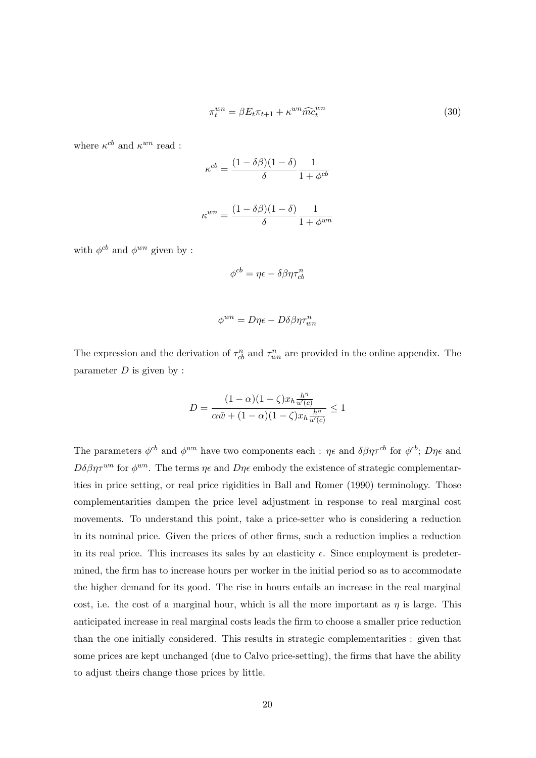$$\pi_t^{wn} = \beta E_t \pi_{t+1} + \kappa^{wn} \widehat{mc}_t^{wn} \tag{30}$$

where $\kappa^{cb}$ and $\kappa^{wn}$ read :

$$\kappa^{cb} = \frac{(1-\delta\beta)(1-\delta)}{\delta} \frac{1}{1+\phi^{cb}}$$

$$\kappa^{wn} = \frac{(1-\delta\beta)(1-\delta)}{\delta} \frac{1}{1+\phi^{wn}}$$

with $\phi^{cb}$ and $\phi^{wn}$ given by :

$$\phi^{cb} = \eta\epsilon - \delta\beta\eta\tau_{cb}^{n}$$

$$\phi^{wn} = D\eta\epsilon - D\delta\beta\eta\tau_{wn}^{n}$$

The expression and the derivation of $\tau_{cb}^n$ and $\tau_{wn}^n$ are provided in the online appendix. The parameter $D$ is given by :

$$D = \frac{(1-\alpha)(1-\zeta)x_h \frac{h^\eta}{u'(c)}}{\alpha\bar{w} + (1-\alpha)(1-\zeta)x_h \frac{h^\eta}{u'(c)}} \leq 1$$

The parameters $\phi^{cb}$ and $\phi^{wn}$ have two components each : $\eta\epsilon$ and $\delta\beta\eta\tau^{cb}$ for $\phi^{cb}$; $D\eta\epsilon$ and $D\delta\beta\eta\tau^{wn}$ for $\phi^{wn}$. The terms $\eta\epsilon$ and $D\eta\epsilon$ embody the existence of strategic complementarities in price setting, or real price rigidities in Ball and Romer (1990) terminology. Those complementarities dampen the price level adjustment in response to real marginal cost movements. To understand this point, take a price-setter who is considering a reduction in its nominal price. Given the prices of other firms, such a reduction implies a reduction in its real price. This increases its sales by an elasticity $\epsilon$. Since employment is predetermined, the firm has to increase hours per worker in the initial period so as to accommodate the higher demand for its good. The rise in hours entails an increase in the real marginal cost, i.e. the cost of a marginal hour, which is all the more important as $\eta$ is large. This anticipated increase in real marginal costs leads the firm to choose a smaller price reduction than the one initially considered. This results in strategic complementarities : given that some prices are kept unchanged (due to Calvo price-setting), the firms that have the ability to adjust theirs change those prices by little.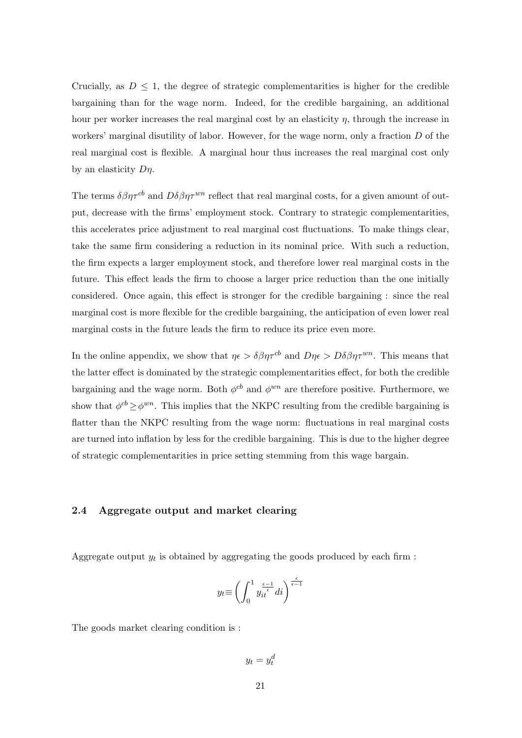Crucially, as $D \leq 1$, the degree of strategic complementarities is higher for the credible bargaining than for the wage norm. Indeed, for the credible bargaining, an additional hour per worker increases the real marginal cost by an elasticity $\eta$, through the increase in workers' marginal disutility of labor. However, for the wage norm, only a fraction $D$ of the real marginal cost is flexible. A marginal hour thus increases the real marginal cost only by an elasticity $D\eta$.

The terms $\delta\beta\eta\tau^{cb}$ and $D\delta\beta\eta\tau^{wn}$ reflect that real marginal costs, for a given amount of output, decrease with the firms' employment stock. Contrary to strategic complementarities, this accelerates price adjustment to real marginal cost fluctuations. To make things clear, take the same firm considering a reduction in its nominal price. With such a reduction, the firm expects a larger employment stock, and therefore lower real marginal costs in the future. This effect leads the firm to choose a larger price reduction than the one initially considered. Once again, this effect is stronger for the credible bargaining : since the real marginal cost is more flexible for the credible bargaining, the anticipation of even lower real marginal costs in the future leads the firm to reduce its price even more.

In the online appendix, we show that $\eta\epsilon > \delta\beta\eta\tau^{cb}$ and $D\eta\epsilon > D\delta\beta\eta\tau^{wn}$. This means that the latter effect is dominated by the strategic complementarities effect, for both the credible bargaining and the wage norm. Both $\phi^{cb}$ and $\phi^{wn}$ are therefore positive. Furthermore, we show that $\phi^{cb} \geq \phi^{wn}$. This implies that the NKPC resulting from the credible bargaining is flatter than the NKPC resulting from the wage norm: fluctuations in real marginal costs are turned into inflation by less for the credible bargaining. This is due to the higher degree of strategic complementarities in price setting stemming from this wage bargain.

### 2.4 Aggregate output and market clearing

Aggregate output $y_t$ is obtained by aggregating the goods produced by each firm :

$$y_t \equiv \left( \int_0^1 y_{it}^{\frac{\epsilon-1}{\epsilon}} di \right)^{\frac{\epsilon}{\epsilon-1}}$$

The goods market clearing condition is :

$$y_t = y_t^d$$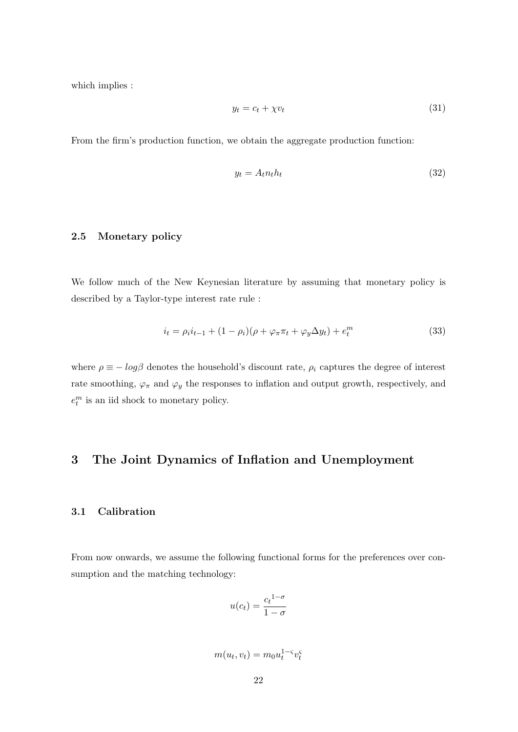which implies :

$$y_t = c_t + \chi v_t \tag{31}$$

From the firm's production function, we obtain the aggregate production function:

$$y_t = A_t n_t h_t \tag{32}$$

### 2.5 Monetary policy

We follow much of the New Keynesian literature by assuming that monetary policy is described by a Taylor-type interest rate rule :

$$i_t = \rho_i i_{t-1} + (1 - \rho_i)(\rho + \varphi_\pi \pi_t + \varphi_y \Delta y_t) + e_t^m \tag{33}$$

where $\rho \equiv -\log\beta$ denotes the household's discount rate, $\rho_i$ captures the degree of interest rate smoothing, $\varphi_\pi$ and $\varphi_y$ the responses to inflation and output growth, respectively, and $e_t^m$ is an iid shock to monetary policy.

## 3 The Joint Dynamics of Inflation and Unemployment

### 3.1 Calibration

From now onwards, we assume the following functional forms for the preferences over consumption and the matching technology:

$$u(c_t) = \frac{{c_t}^{1-\sigma}}{1-\sigma}$$

$$m(u_t, v_t) = m_0 u_t^{1-\varsigma} v_t^{\varsigma}$$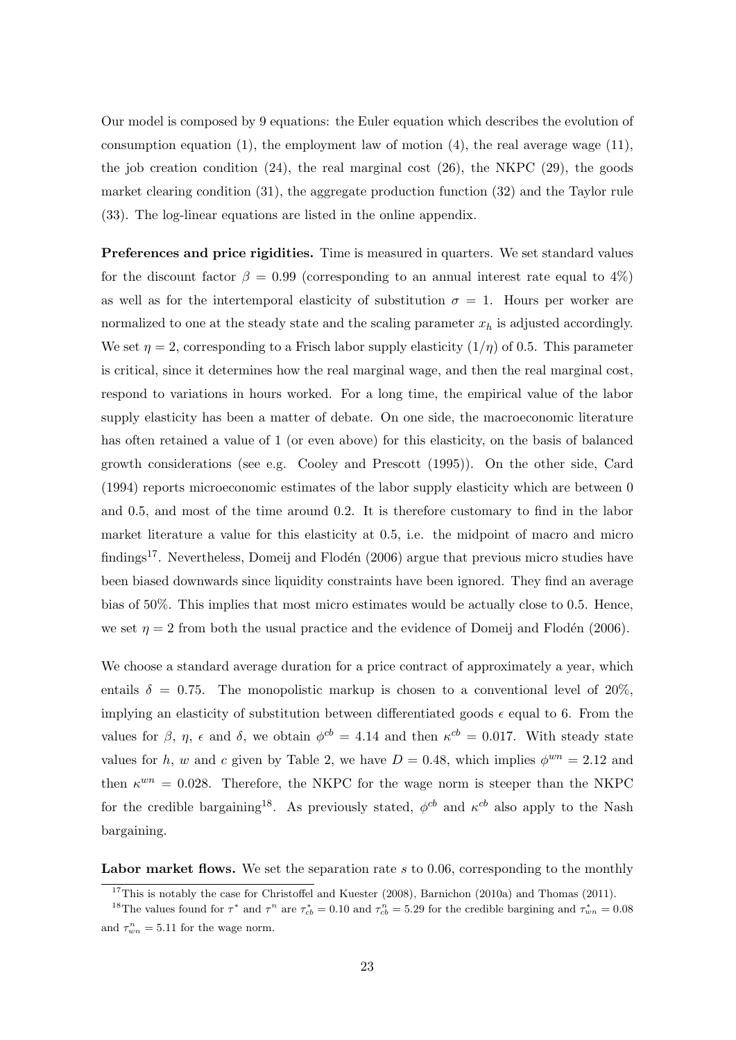Our model is composed by 9 equations: the Euler equation which describes the evolution of consumption equation (1), the employment law of motion (4), the real average wage (11), the job creation condition (24), the real marginal cost (26), the NKPC (29), the goods market clearing condition (31), the aggregate production function (32) and the Taylor rule (33). The log-linear equations are listed in the online appendix.

**Preferences and price rigidities.** Time is measured in quarters. We set standard values for the discount factor $\beta = 0.99$ (corresponding to an annual interest rate equal to 4%) as well as for the intertemporal elasticity of substitution $\sigma = 1$. Hours per worker are normalized to one at the steady state and the scaling parameter $x_h$ is adjusted accordingly. We set $\eta = 2$, corresponding to a Frisch labor supply elasticity $(1/\eta)$ of 0.5. This parameter is critical, since it determines how the real marginal wage, and then the real marginal cost, respond to variations in hours worked. For a long time, the empirical value of the labor supply elasticity has been a matter of debate. On one side, the macroeconomic literature has often retained a value of 1 (or even above) for this elasticity, on the basis of balanced growth considerations (see e.g. Cooley and Prescott (1995)). On the other side, Card (1994) reports microeconomic estimates of the labor supply elasticity which are between 0 and 0.5, and most of the time around 0.2. It is therefore customary to find in the labor market literature a value for this elasticity at 0.5, i.e. the midpoint of macro and micro findings[17]. Nevertheless, Domeij and Flodén (2006) argue that previous micro studies have been biased downwards since liquidity constraints have been ignored. They find an average bias of 50%. This implies that most micro estimates would be actually close to 0.5. Hence, we set $\eta = 2$ from both the usual practice and the evidence of Domeij and Flodén (2006).

We choose a standard average duration for a price contract of approximately a year, which entails $\delta = 0.75$. The monopolistic markup is chosen to a conventional level of 20%, implying an elasticity of substitution between differentiated goods $\epsilon$ equal to 6. From the values for $\beta$, $\eta$, $\epsilon$ and $\delta$, we obtain $\phi^{cb} = 4.14$ and then $\kappa^{cb} = 0.017$. With steady state values for $h$, $w$ and $c$ given by Table 2, we have $D = 0.48$, which implies $\phi^{wn} = 2.12$ and then $\kappa^{wn} = 0.028$. Therefore, the NKPC for the wage norm is steeper than the NKPC for the credible bargaining[18]. As previously stated, $\phi^{cb}$ and $\kappa^{cb}$ also apply to the Nash bargaining.

**Labor market flows.** We set the separation rate $s$ to 0.06, corresponding to the monthly

[17] This is notably the case for Christoffel and Kuester (2008), Barnichon (2010a) and Thomas (2011).

[18] The values found for $\tau^*$ and $\tau^n$ are $\tau^*_{cb} = 0.10$ and $\tau^n_{cb} = 5.29$ for the credible bargining and $\tau^*_{wn} = 0.08$ and $\tau^n_{wn} = 5.11$ for the wage norm.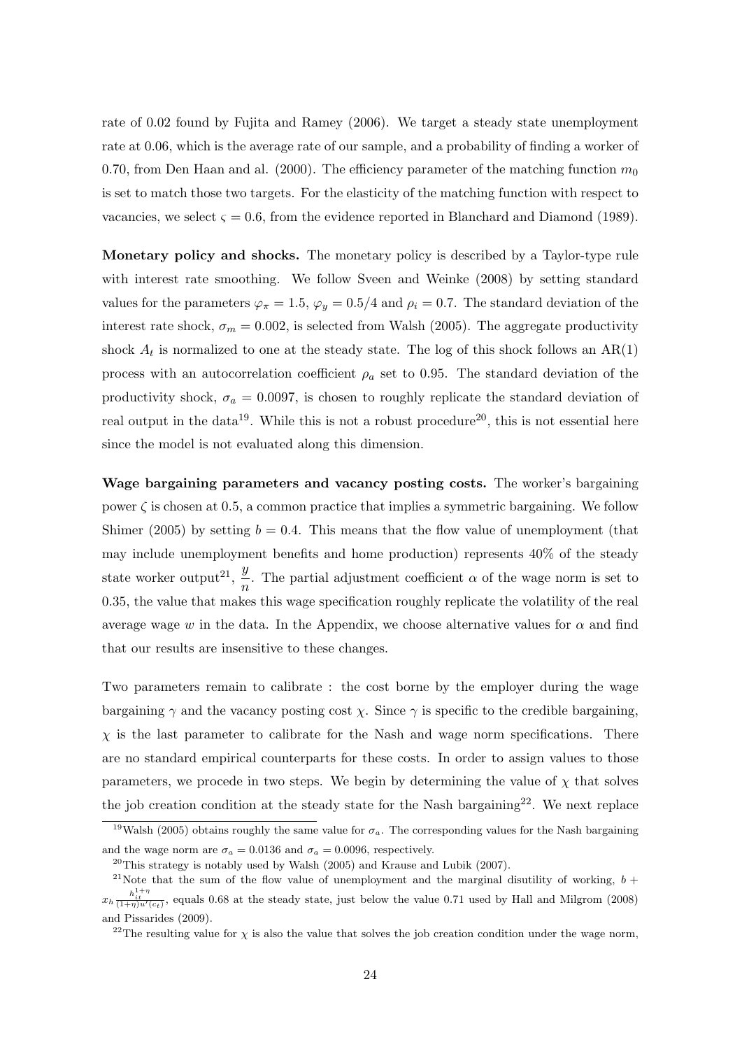rate of 0.02 found by Fujita and Ramey (2006). We target a steady state unemployment rate at 0.06, which is the average rate of our sample, and a probability of finding a worker of 0.70, from Den Haan and al. (2000). The efficiency parameter of the matching function $m_0$ is set to match those two targets. For the elasticity of the matching function with respect to vacancies, we select $\varsigma = 0.6$, from the evidence reported in Blanchard and Diamond (1989).

**Monetary policy and shocks.** The monetary policy is described by a Taylor-type rule with interest rate smoothing. We follow Sveen and Weinke (2008) by setting standard values for the parameters $\varphi_\pi = 1.5$, $\varphi_y = 0.5/4$ and $\rho_i = 0.7$. The standard deviation of the interest rate shock, $\sigma_m = 0.002$, is selected from Walsh (2005). The aggregate productivity shock $A_t$ is normalized to one at the steady state. The log of this shock follows an AR(1) process with an autocorrelation coefficient $\rho_a$ set to 0.95. The standard deviation of the productivity shock, $\sigma_a = 0.0097$, is chosen to roughly replicate the standard deviation of real output in the data[19]. While this is not a robust procedure[20], this is not essential here since the model is not evaluated along this dimension.

**Wage bargaining parameters and vacancy posting costs.** The worker's bargaining power $\zeta$ is chosen at 0.5, a common practice that implies a symmetric bargaining. We follow Shimer (2005) by setting $b = 0.4$. This means that the flow value of unemployment (that may include unemployment benefits and home production) represents 40% of the steady state worker output[21], $\dfrac{y}{n}$. The partial adjustment coefficient $\alpha$ of the wage norm is set to 0.35, the value that makes this wage specification roughly replicate the volatility of the real average wage $w$ in the data. In the Appendix, we choose alternative values for $\alpha$ and find that our results are insensitive to these changes.

Two parameters remain to calibrate : the cost borne by the employer during the wage bargaining $\gamma$ and the vacancy posting cost $\chi$. Since $\gamma$ is specific to the credible bargaining, $\chi$ is the last parameter to calibrate for the Nash and wage norm specifications. There are no standard empirical counterparts for these costs. In order to assign values to those parameters, we procede in two steps. We begin by determining the value of $\chi$ that solves the job creation condition at the steady state for the Nash bargaining[22]. We next replace

---

[19] Walsh (2005) obtains roughly the same value for $\sigma_a$. The corresponding values for the Nash bargaining and the wage norm are $\sigma_a = 0.0136$ and $\sigma_a = 0.0096$, respectively.

[20] This strategy is notably used by Walsh (2005) and Krause and Lubik (2007).

[21] Note that the sum of the flow value of unemployment and the marginal disutility of working, $b + x_h \frac{h_{it}^{1+\eta}}{(1+\eta)u'(c_t)}$, equals 0.68 at the steady state, just below the value 0.71 used by Hall and Milgrom (2008) and Pissarides (2009).

[22] The resulting value for $\chi$ is also the value that solves the job creation condition under the wage norm,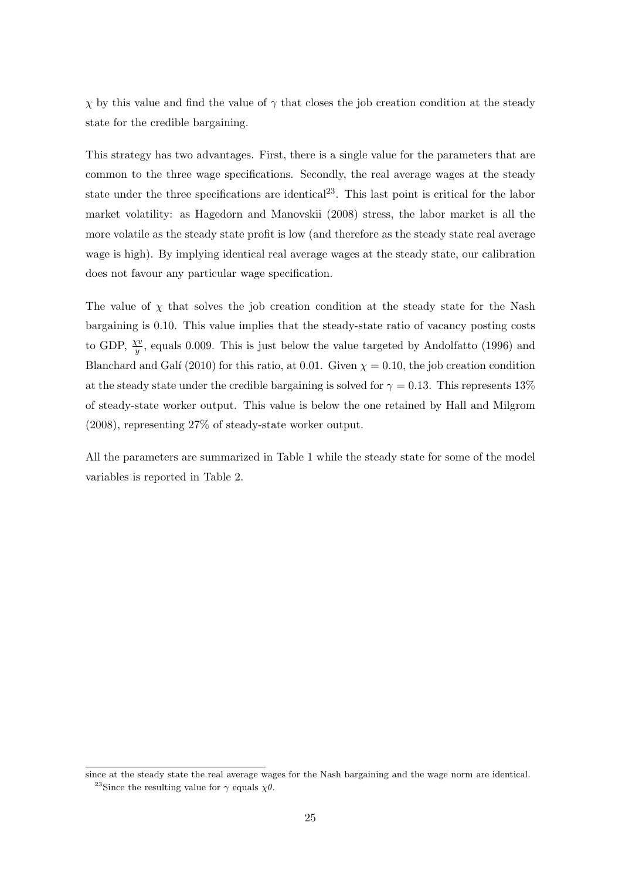$\chi$ by this value and find the value of $\gamma$ that closes the job creation condition at the steady state for the credible bargaining.

This strategy has two advantages. First, there is a single value for the parameters that are common to the three wage specifications. Secondly, the real average wages at the steady state under the three specifications are identical[23]. This last point is critical for the labor market volatility: as Hagedorn and Manovskii (2008) stress, the labor market is all the more volatile as the steady state profit is low (and therefore as the steady state real average wage is high). By implying identical real average wages at the steady state, our calibration does not favour any particular wage specification.

The value of $\chi$ that solves the job creation condition at the steady state for the Nash bargaining is 0.10. This value implies that the steady-state ratio of vacancy posting costs to GDP, $\frac{\chi v}{y}$, equals 0.009. This is just below the value targeted by Andolfatto (1996) and Blanchard and Galí (2010) for this ratio, at 0.01. Given $\chi = 0.10$, the job creation condition at the steady state under the credible bargaining is solved for $\gamma = 0.13$. This represents 13% of steady-state worker output. This value is below the one retained by Hall and Milgrom (2008), representing 27% of steady-state worker output.

All the parameters are summarized in Table 1 while the steady state for some of the model variables is reported in Table 2.

since at the steady state the real average wages for the Nash bargaining and the wage norm are identical.

[23]Since the resulting value for $\gamma$ equals $\chi\theta$.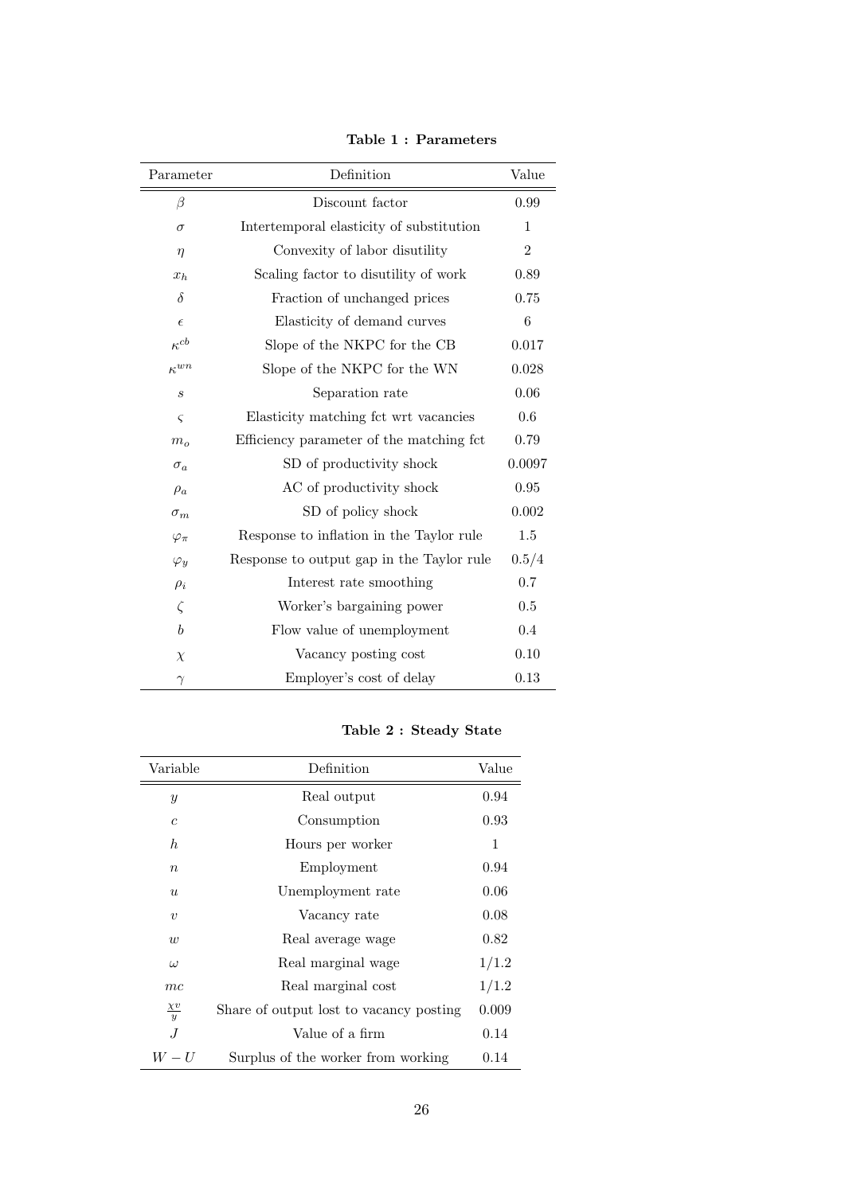**Table 1 : Parameters**

| Parameter | Definition | Value |
|---|---|---|
| $\beta$ | Discount factor | 0.99 |
| $\sigma$ | Intertemporal elasticity of substitution | 1 |
| $\eta$ | Convexity of labor disutility | 2 |
| $x_h$ | Scaling factor to disutility of work | 0.89 |
| $\delta$ | Fraction of unchanged prices | 0.75 |
| $\epsilon$ | Elasticity of demand curves | 6 |
| $\kappa^{cb}$ | Slope of the NKPC for the CB | 0.017 |
| $\kappa^{wn}$ | Slope of the NKPC for the WN | 0.028 |
| $s$ | Separation rate | 0.06 |
| $\varsigma$ | Elasticity matching fct wrt vacancies | 0.6 |
| $m_o$ | Efficiency parameter of the matching fct | 0.79 |
| $\sigma_a$ | SD of productivity shock | 0.0097 |
| $\rho_a$ | AC of productivity shock | 0.95 |
| $\sigma_m$ | SD of policy shock | 0.002 |
| $\varphi_\pi$ | Response to inflation in the Taylor rule | 1.5 |
| $\varphi_y$ | Response to output gap in the Taylor rule | 0.5/4 |
| $\rho_i$ | Interest rate smoothing | 0.7 |
| $\zeta$ | Worker's bargaining power | 0.5 |
| $b$ | Flow value of unemployment | 0.4 |
| $\chi$ | Vacancy posting cost | 0.10 |
| $\gamma$ | Employer's cost of delay | 0.13 |

**Table 2 : Steady State**

| Variable | Definition | Value |
|---|---|---|
| $y$ | Real output | 0.94 |
| $c$ | Consumption | 0.93 |
| $h$ | Hours per worker | 1 |
| $n$ | Employment | 0.94 |
| $u$ | Unemployment rate | 0.06 |
| $v$ | Vacancy rate | 0.08 |
| $w$ | Real average wage | 0.82 |
| $\omega$ | Real marginal wage | 1/1.2 |
| $mc$ | Real marginal cost | 1/1.2 |
| $\frac{\chi v}{y}$ | Share of output lost to vacancy posting | 0.009 |
| $J$ | Value of a firm | 0.14 |
| $W - U$ | Surplus of the worker from working | 0.14 |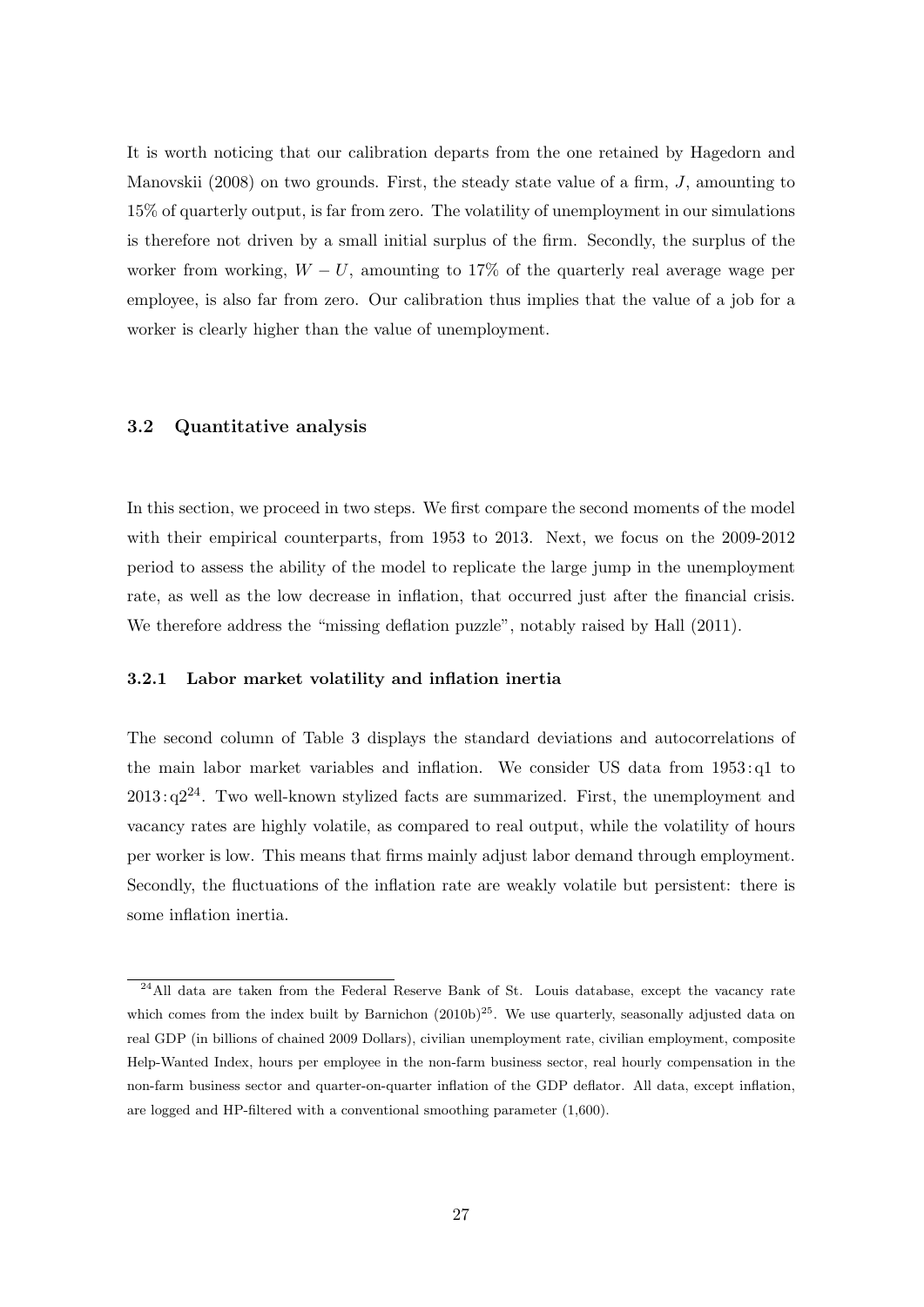It is worth noticing that our calibration departs from the one retained by Hagedorn and Manovskii (2008) on two grounds. First, the steady state value of a firm, $J$, amounting to 15% of quarterly output, is far from zero. The volatility of unemployment in our simulations is therefore not driven by a small initial surplus of the firm. Secondly, the surplus of the worker from working, $W - U$, amounting to 17% of the quarterly real average wage per employee, is also far from zero. Our calibration thus implies that the value of a job for a worker is clearly higher than the value of unemployment.

### 3.2 Quantitative analysis

In this section, we proceed in two steps. We first compare the second moments of the model with their empirical counterparts, from 1953 to 2013. Next, we focus on the 2009-2012 period to assess the ability of the model to replicate the large jump in the unemployment rate, as well as the low decrease in inflation, that occurred just after the financial crisis. We therefore address the "missing deflation puzzle", notably raised by Hall (2011).

#### 3.2.1 Labor market volatility and inflation inertia

The second column of Table 3 displays the standard deviations and autocorrelations of the main labor market variables and inflation. We consider US data from 1953 : q1 to 2013 : q2[24]. Two well-known stylized facts are summarized. First, the unemployment and vacancy rates are highly volatile, as compared to real output, while the volatility of hours per worker is low. This means that firms mainly adjust labor demand through employment. Secondly, the fluctuations of the inflation rate are weakly volatile but persistent: there is some inflation inertia.

[24] All data are taken from the Federal Reserve Bank of St. Louis database, except the vacancy rate which comes from the index built by Barnichon (2010b)[25]. We use quarterly, seasonally adjusted data on real GDP (in billions of chained 2009 Dollars), civilian unemployment rate, civilian employment, composite Help-Wanted Index, hours per employee in the non-farm business sector, real hourly compensation in the non-farm business sector and quarter-on-quarter inflation of the GDP deflator. All data, except inflation, are logged and HP-filtered with a conventional smoothing parameter (1,600).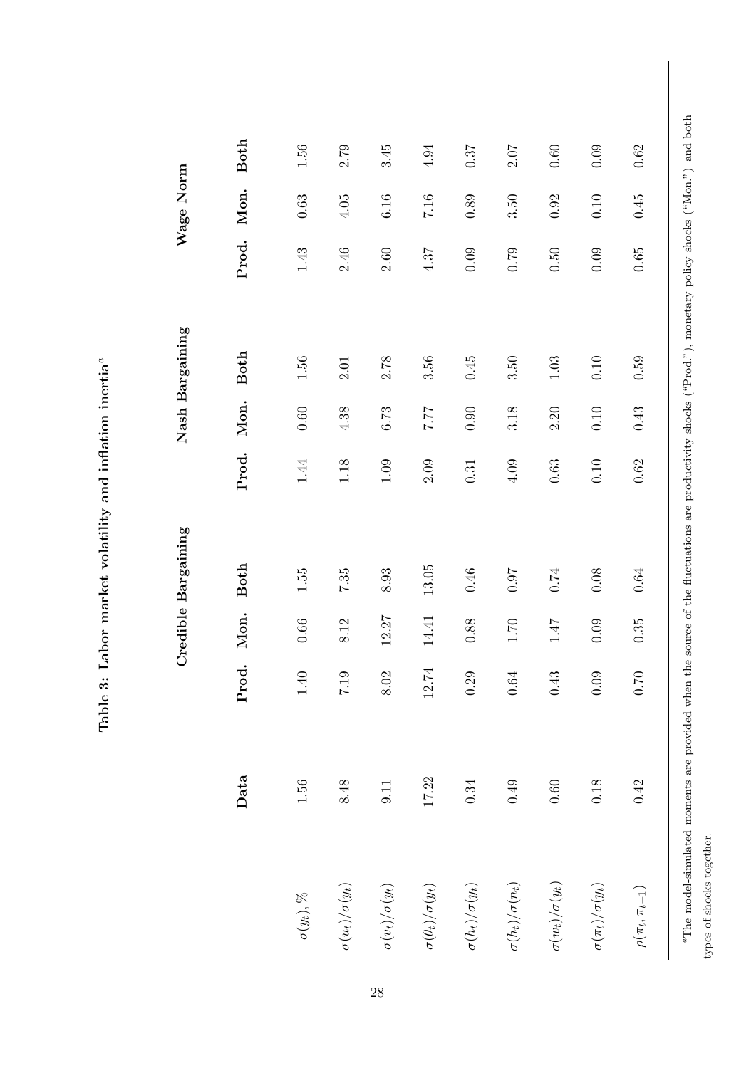**Table 3: Labor market volatility and inflation inertia**[a]

| | Data | Credible Bargaining | | | Nash Bargaining | | | Wage Norm | | |
|---|---|---|---|---|---|---|---|---|---|---|
| | | **Prod.** | **Mon.** | **Both** | **Prod.** | **Mon.** | **Both** | **Prod.** | **Mon.** | **Both** |
| $\sigma(y_t)$, % | 1.56 | 1.40 | 0.66 | 1.55 | 1.44 | 0.60 | 1.56 | 1.43 | 0.63 | 1.56 |
| $\sigma(u_t)/\sigma(y_t)$ | 8.48 | 7.19 | 8.12 | 7.35 | 1.18 | 4.38 | 2.01 | 2.46 | 4.05 | 2.79 |
| $\sigma(v_t)/\sigma(y_t)$ | 9.11 | 8.02 | 12.27 | 8.93 | 1.09 | 6.73 | 2.78 | 2.60 | 6.16 | 3.45 |
| $\sigma(\theta_t)/\sigma(y_t)$ | 17.22 | 12.74 | 14.41 | 13.05 | 2.09 | 7.77 | 3.56 | 4.37 | 7.16 | 4.94 |
| $\sigma(h_t)/\sigma(y_t)$ | 0.34 | 0.29 | 0.88 | 0.46 | 0.31 | 0.90 | 0.45 | 0.09 | 0.89 | 0.37 |
| $\sigma(h_t)/\sigma(n_t)$ | 0.49 | 0.64 | 1.70 | 0.97 | 4.09 | 3.18 | 3.50 | 0.79 | 3.50 | 2.07 |
| $\sigma(w_t)/\sigma(y_t)$ | 0.60 | 0.43 | 1.47 | 0.74 | 0.63 | 2.20 | 1.03 | 0.50 | 0.92 | 0.60 |
| $\sigma(\pi_t)/\sigma(y_t)$ | 0.18 | 0.09 | 0.09 | 0.08 | 0.10 | 0.10 | 0.10 | 0.09 | 0.10 | 0.09 |
| $\rho(\pi_t, \pi_{t-1})$ | 0.42 | 0.70 | 0.35 | 0.64 | 0.62 | 0.43 | 0.59 | 0.65 | 0.45 | 0.62 |

[a] The model-simulated moments are provided when the source of the fluctuations are productivity shocks ("Prod."), monetary policy shocks ("Mon.") and both types of shocks together.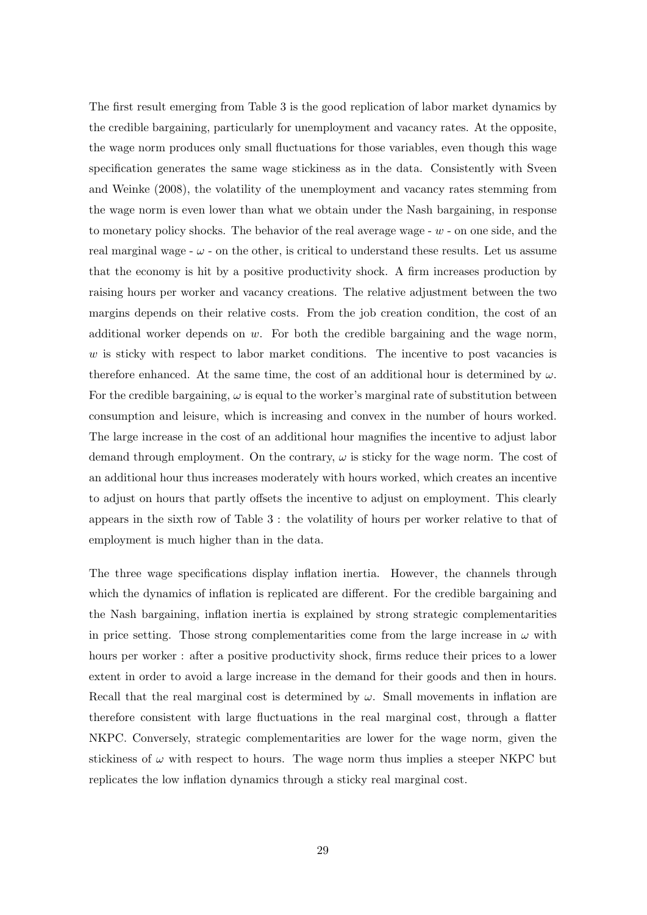The first result emerging from Table 3 is the good replication of labor market dynamics by the credible bargaining, particularly for unemployment and vacancy rates. At the opposite, the wage norm produces only small fluctuations for those variables, even though this wage specification generates the same wage stickiness as in the data. Consistently with Sveen and Weinke (2008), the volatility of the unemployment and vacancy rates stemming from the wage norm is even lower than what we obtain under the Nash bargaining, in response to monetary policy shocks. The behavior of the real average wage - $w$ - on one side, and the real marginal wage - $\omega$ - on the other, is critical to understand these results. Let us assume that the economy is hit by a positive productivity shock. A firm increases production by raising hours per worker and vacancy creations. The relative adjustment between the two margins depends on their relative costs. From the job creation condition, the cost of an additional worker depends on $w$. For both the credible bargaining and the wage norm, $w$ is sticky with respect to labor market conditions. The incentive to post vacancies is therefore enhanced. At the same time, the cost of an additional hour is determined by $\omega$. For the credible bargaining, $\omega$ is equal to the worker's marginal rate of substitution between consumption and leisure, which is increasing and convex in the number of hours worked. The large increase in the cost of an additional hour magnifies the incentive to adjust labor demand through employment. On the contrary, $\omega$ is sticky for the wage norm. The cost of an additional hour thus increases moderately with hours worked, which creates an incentive to adjust on hours that partly offsets the incentive to adjust on employment. This clearly appears in the sixth row of Table 3 : the volatility of hours per worker relative to that of employment is much higher than in the data.

The three wage specifications display inflation inertia. However, the channels through which the dynamics of inflation is replicated are different. For the credible bargaining and the Nash bargaining, inflation inertia is explained by strong strategic complementarities in price setting. Those strong complementarities come from the large increase in $\omega$ with hours per worker : after a positive productivity shock, firms reduce their prices to a lower extent in order to avoid a large increase in the demand for their goods and then in hours. Recall that the real marginal cost is determined by $\omega$. Small movements in inflation are therefore consistent with large fluctuations in the real marginal cost, through a flatter NKPC. Conversely, strategic complementarities are lower for the wage norm, given the stickiness of $\omega$ with respect to hours. The wage norm thus implies a steeper NKPC but replicates the low inflation dynamics through a sticky real marginal cost.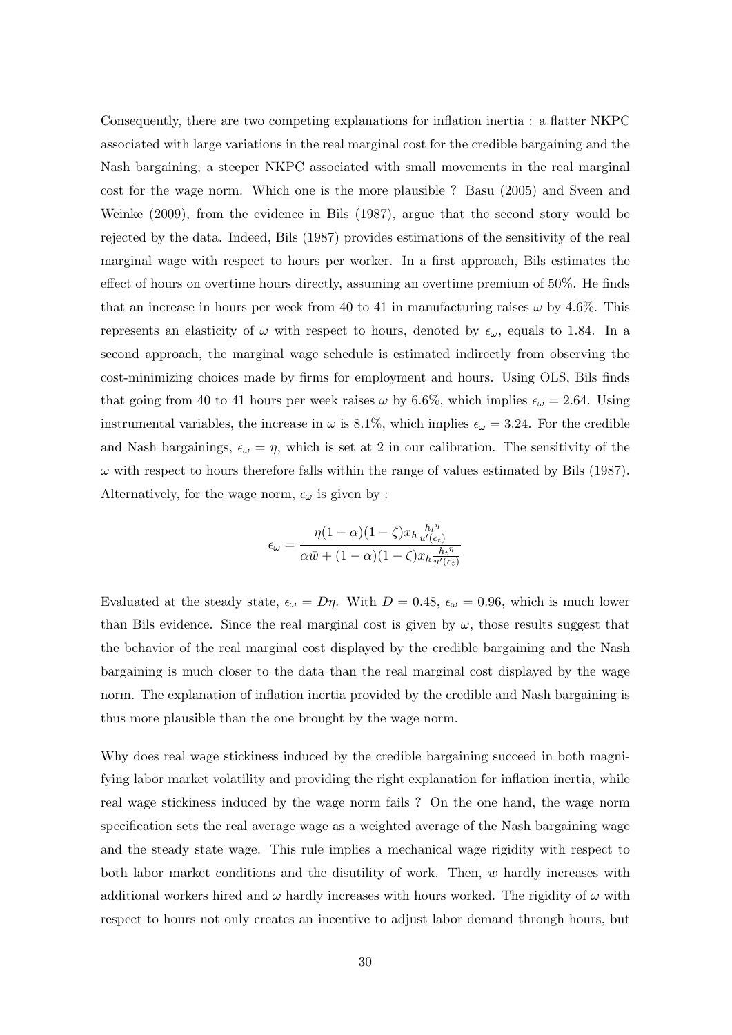Consequently, there are two competing explanations for inflation inertia : a flatter NKPC associated with large variations in the real marginal cost for the credible bargaining and the Nash bargaining; a steeper NKPC associated with small movements in the real marginal cost for the wage norm. Which one is the more plausible ? Basu (2005) and Sveen and Weinke (2009), from the evidence in Bils (1987), argue that the second story would be rejected by the data. Indeed, Bils (1987) provides estimations of the sensitivity of the real marginal wage with respect to hours per worker. In a first approach, Bils estimates the effect of hours on overtime hours directly, assuming an overtime premium of 50%. He finds that an increase in hours per week from 40 to 41 in manufacturing raises $\omega$ by 4.6%. This represents an elasticity of $\omega$ with respect to hours, denoted by $\epsilon_\omega$, equals to 1.84. In a second approach, the marginal wage schedule is estimated indirectly from observing the cost-minimizing choices made by firms for employment and hours. Using OLS, Bils finds that going from 40 to 41 hours per week raises $\omega$ by 6.6%, which implies $\epsilon_\omega = 2.64$. Using instrumental variables, the increase in $\omega$ is 8.1%, which implies $\epsilon_\omega = 3.24$. For the credible and Nash bargainings, $\epsilon_\omega = \eta$, which is set at 2 in our calibration. The sensitivity of the $\omega$ with respect to hours therefore falls within the range of values estimated by Bils (1987). Alternatively, for the wage norm, $\epsilon_\omega$ is given by :

$$\epsilon_\omega = \frac{\eta(1-\alpha)(1-\zeta)x_h \frac{{h_t}^\eta}{u'(c_t)}}{\alpha\bar{w} + (1-\alpha)(1-\zeta)x_h \frac{{h_t}^\eta}{u'(c_t)}}$$

Evaluated at the steady state, $\epsilon_\omega = D\eta$. With $D = 0.48$, $\epsilon_\omega = 0.96$, which is much lower than Bils evidence. Since the real marginal cost is given by $\omega$, those results suggest that the behavior of the real marginal cost displayed by the credible bargaining and the Nash bargaining is much closer to the data than the real marginal cost displayed by the wage norm. The explanation of inflation inertia provided by the credible and Nash bargaining is thus more plausible than the one brought by the wage norm.

Why does real wage stickiness induced by the credible bargaining succeed in both magnifying labor market volatility and providing the right explanation for inflation inertia, while real wage stickiness induced by the wage norm fails ? On the one hand, the wage norm specification sets the real average wage as a weighted average of the Nash bargaining wage and the steady state wage. This rule implies a mechanical wage rigidity with respect to both labor market conditions and the disutility of work. Then, $w$ hardly increases with additional workers hired and $\omega$ hardly increases with hours worked. The rigidity of $\omega$ with respect to hours not only creates an incentive to adjust labor demand through hours, but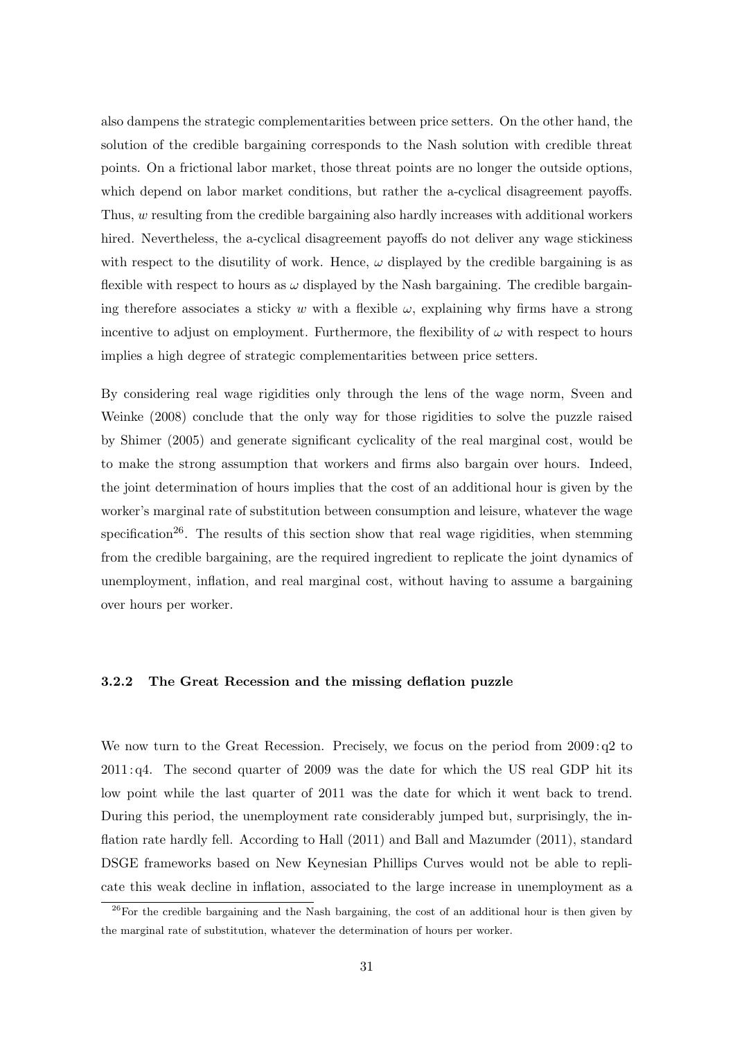also dampens the strategic complementarities between price setters. On the other hand, the solution of the credible bargaining corresponds to the Nash solution with credible threat points. On a frictional labor market, those threat points are no longer the outside options, which depend on labor market conditions, but rather the a-cyclical disagreement payoffs. Thus, $w$ resulting from the credible bargaining also hardly increases with additional workers hired. Nevertheless, the a-cyclical disagreement payoffs do not deliver any wage stickiness with respect to the disutility of work. Hence, $\omega$ displayed by the credible bargaining is as flexible with respect to hours as $\omega$ displayed by the Nash bargaining. The credible bargaining therefore associates a sticky $w$ with a flexible $\omega$, explaining why firms have a strong incentive to adjust on employment. Furthermore, the flexibility of $\omega$ with respect to hours implies a high degree of strategic complementarities between price setters.

By considering real wage rigidities only through the lens of the wage norm, Sveen and Weinke (2008) conclude that the only way for those rigidities to solve the puzzle raised by Shimer (2005) and generate significant cyclicality of the real marginal cost, would be to make the strong assumption that workers and firms also bargain over hours. Indeed, the joint determination of hours implies that the cost of an additional hour is given by the worker's marginal rate of substitution between consumption and leisure, whatever the wage specification[26]. The results of this section show that real wage rigidities, when stemming from the credible bargaining, are the required ingredient to replicate the joint dynamics of unemployment, inflation, and real marginal cost, without having to assume a bargaining over hours per worker.

### 3.2.2 The Great Recession and the missing deflation puzzle

We now turn to the Great Recession. Precisely, we focus on the period from 2009 : q2 to 2011 : q4. The second quarter of 2009 was the date for which the US real GDP hit its low point while the last quarter of 2011 was the date for which it went back to trend. During this period, the unemployment rate considerably jumped but, surprisingly, the inflation rate hardly fell. According to Hall (2011) and Ball and Mazumder (2011), standard DSGE frameworks based on New Keynesian Phillips Curves would not be able to replicate this weak decline in inflation, associated to the large increase in unemployment as a

[26] For the credible bargaining and the Nash bargaining, the cost of an additional hour is then given by the marginal rate of substitution, whatever the determination of hours per worker.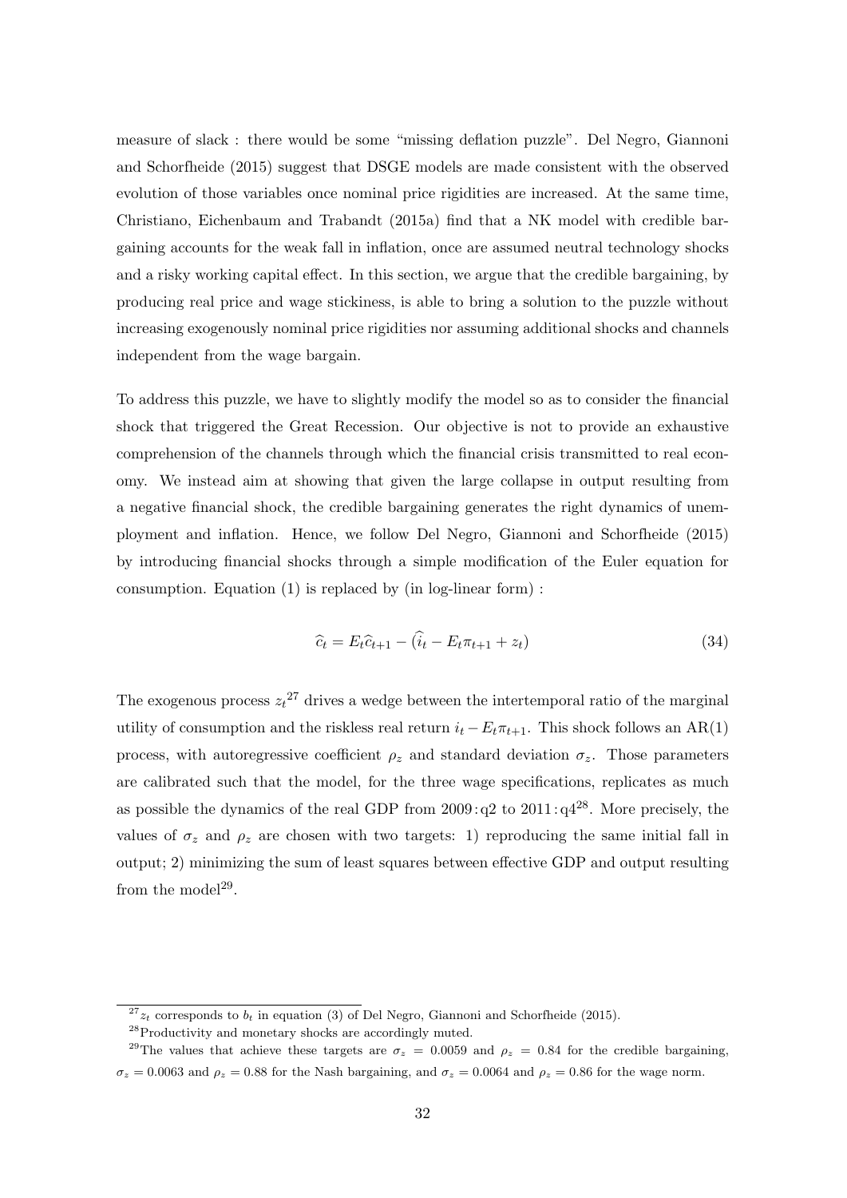measure of slack : there would be some "missing deflation puzzle". Del Negro, Giannoni and Schorfheide (2015) suggest that DSGE models are made consistent with the observed evolution of those variables once nominal price rigidities are increased. At the same time, Christiano, Eichenbaum and Trabandt (2015a) find that a NK model with credible bargaining accounts for the weak fall in inflation, once are assumed neutral technology shocks and a risky working capital effect. In this section, we argue that the credible bargaining, by producing real price and wage stickiness, is able to bring a solution to the puzzle without increasing exogenously nominal price rigidities nor assuming additional shocks and channels independent from the wage bargain.

To address this puzzle, we have to slightly modify the model so as to consider the financial shock that triggered the Great Recession. Our objective is not to provide an exhaustive comprehension of the channels through which the financial crisis transmitted to real economy. We instead aim at showing that given the large collapse in output resulting from a negative financial shock, the credible bargaining generates the right dynamics of unemployment and inflation. Hence, we follow Del Negro, Giannoni and Schorfheide (2015) by introducing financial shocks through a simple modification of the Euler equation for consumption. Equation (1) is replaced by (in log-linear form) :

$$\widehat{c}_t = E_t \widehat{c}_{t+1} - (\widehat{i}_t - E_t \pi_{t+1} + z_t) \tag{34}$$

The exogenous process $z_t$[27] drives a wedge between the intertemporal ratio of the marginal utility of consumption and the riskless real return $i_t - E_t \pi_{t+1}$. This shock follows an AR(1) process, with autoregressive coefficient $\rho_z$ and standard deviation $\sigma_z$. Those parameters are calibrated such that the model, for the three wage specifications, replicates as much as possible the dynamics of the real GDP from 2009 : q2 to 2011 : q4[28]. More precisely, the values of $\sigma_z$ and $\rho_z$ are chosen with two targets: 1) reproducing the same initial fall in output; 2) minimizing the sum of least squares between effective GDP and output resulting from the model[29].

---

[27] $z_t$ corresponds to $b_t$ in equation (3) of Del Negro, Giannoni and Schorfheide (2015).

[28] Productivity and monetary shocks are accordingly muted.

[29] The values that achieve these targets are $\sigma_z = 0.0059$ and $\rho_z = 0.84$ for the credible bargaining, $\sigma_z = 0.0063$ and $\rho_z = 0.88$ for the Nash bargaining, and $\sigma_z = 0.0064$ and $\rho_z = 0.86$ for the wage norm.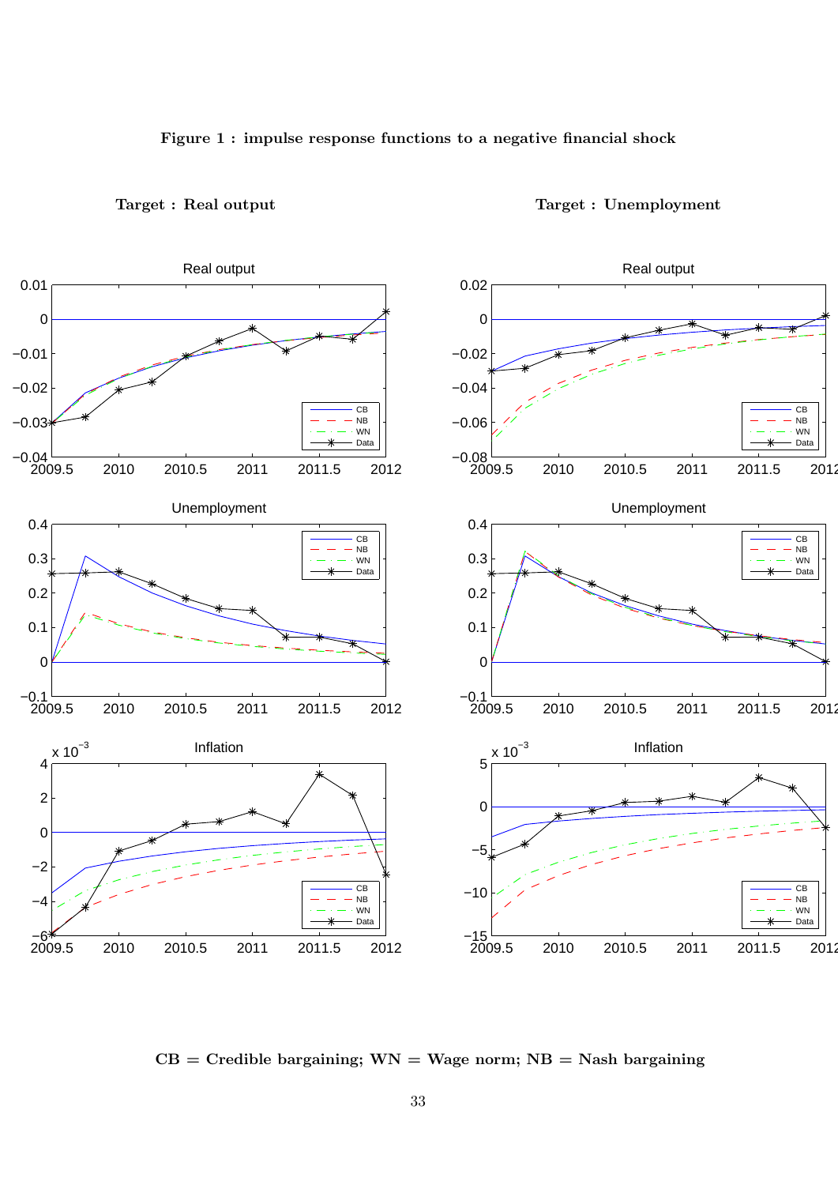**Figure 1 : impulse response functions to a negative financial shock**

**Target : Real output**

**Target : Unemployment**

Real output

0.01
0
−0.01
−0.02
−0.03
−0.04

2009.5 2010 2010.5 2011 2011.5 2012

CB
NB
WN
Data

Real output

0.02
0
−0.02
−0.04
−0.06
−0.08

2009.5 2010 2010.5 2011 2011.5 2012

CB
NB
WN
Data

Unemployment

0.4
0.3
0.2
0.1
0
−0.1

2009.5 2010 2010.5 2011 2011.5 2012

CB
NB
WN
Data

Unemployment

0.4
0.3
0.2
0.1
0
−0.1

2009.5 2010 2010.5 2011 2011.5 2012

CB
NB
WN
Data

Inflation

x $10^{-3}$

4
2
0
−2
−4
−6

2009.5 2010 2010.5 2011 2011.5 2012

CB
NB
WN
Data

Inflation

x $10^{-3}$

5
0
−5
−10
−15

2009.5 2010 2010.5 2011 2011.5 2012

CB
NB
WN
Data

**CB = Credible bargaining; WN = Wage norm; NB = Nash bargaining**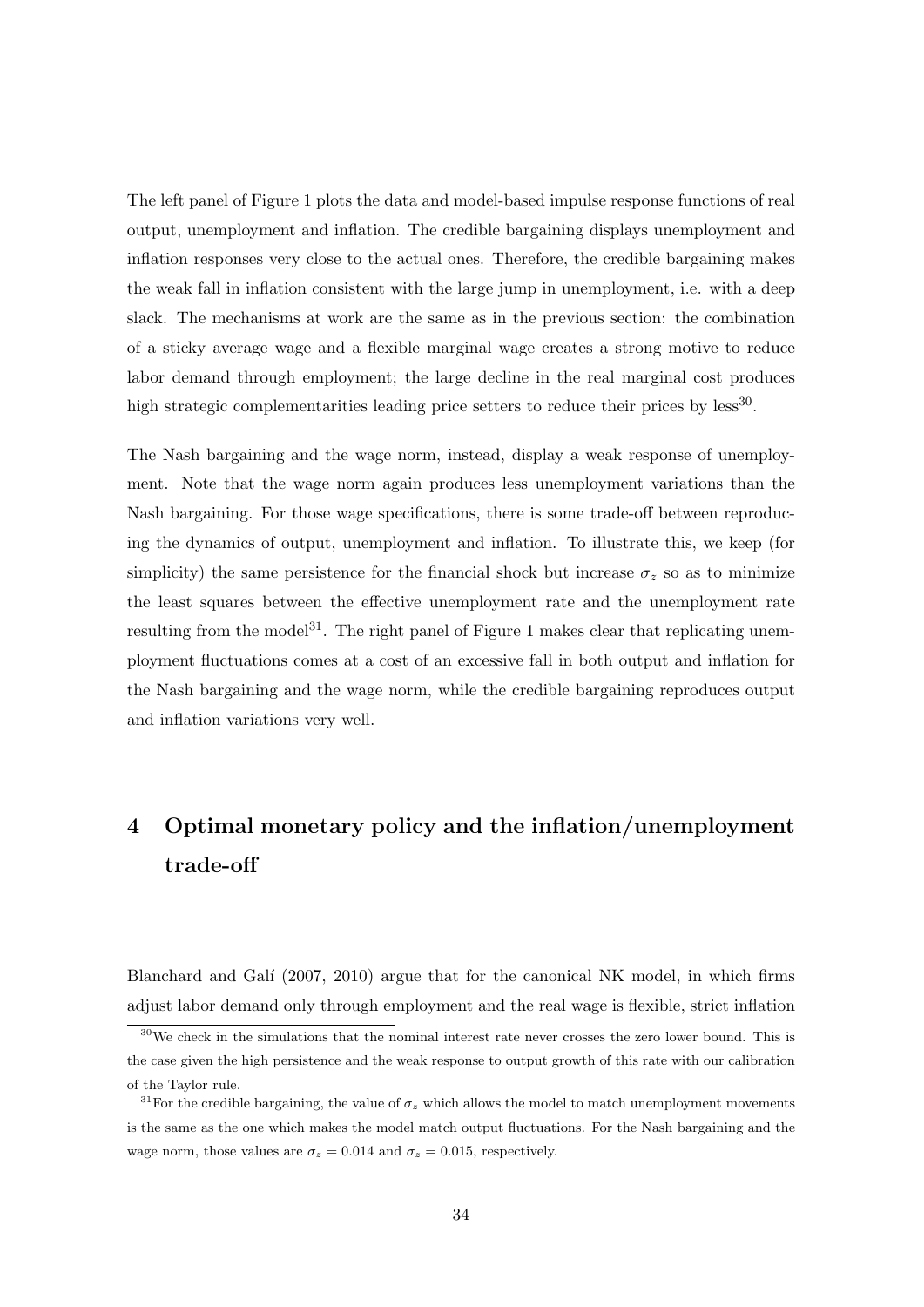The left panel of Figure 1 plots the data and model-based impulse response functions of real output, unemployment and inflation. The credible bargaining displays unemployment and inflation responses very close to the actual ones. Therefore, the credible bargaining makes the weak fall in inflation consistent with the large jump in unemployment, i.e. with a deep slack. The mechanisms at work are the same as in the previous section: the combination of a sticky average wage and a flexible marginal wage creates a strong motive to reduce labor demand through employment; the large decline in the real marginal cost produces high strategic complementarities leading price setters to reduce their prices by less[30].

The Nash bargaining and the wage norm, instead, display a weak response of unemployment. Note that the wage norm again produces less unemployment variations than the Nash bargaining. For those wage specifications, there is some trade-off between reproducing the dynamics of output, unemployment and inflation. To illustrate this, we keep (for simplicity) the same persistence for the financial shock but increase $\sigma_z$ so as to minimize the least squares between the effective unemployment rate and the unemployment rate resulting from the model[31]. The right panel of Figure 1 makes clear that replicating unemployment fluctuations comes at a cost of an excessive fall in both output and inflation for the Nash bargaining and the wage norm, while the credible bargaining reproduces output and inflation variations very well.

# 4 Optimal monetary policy and the inflation/unemployment trade-off

Blanchard and Galí (2007, 2010) argue that for the canonical NK model, in which firms adjust labor demand only through employment and the real wage is flexible, strict inflation

[30] We check in the simulations that the nominal interest rate never crosses the zero lower bound. This is the case given the high persistence and the weak response to output growth of this rate with our calibration of the Taylor rule.

[31] For the credible bargaining, the value of $\sigma_z$ which allows the model to match unemployment movements is the same as the one which makes the model match output fluctuations. For the Nash bargaining and the wage norm, those values are $\sigma_z = 0.014$ and $\sigma_z = 0.015$, respectively.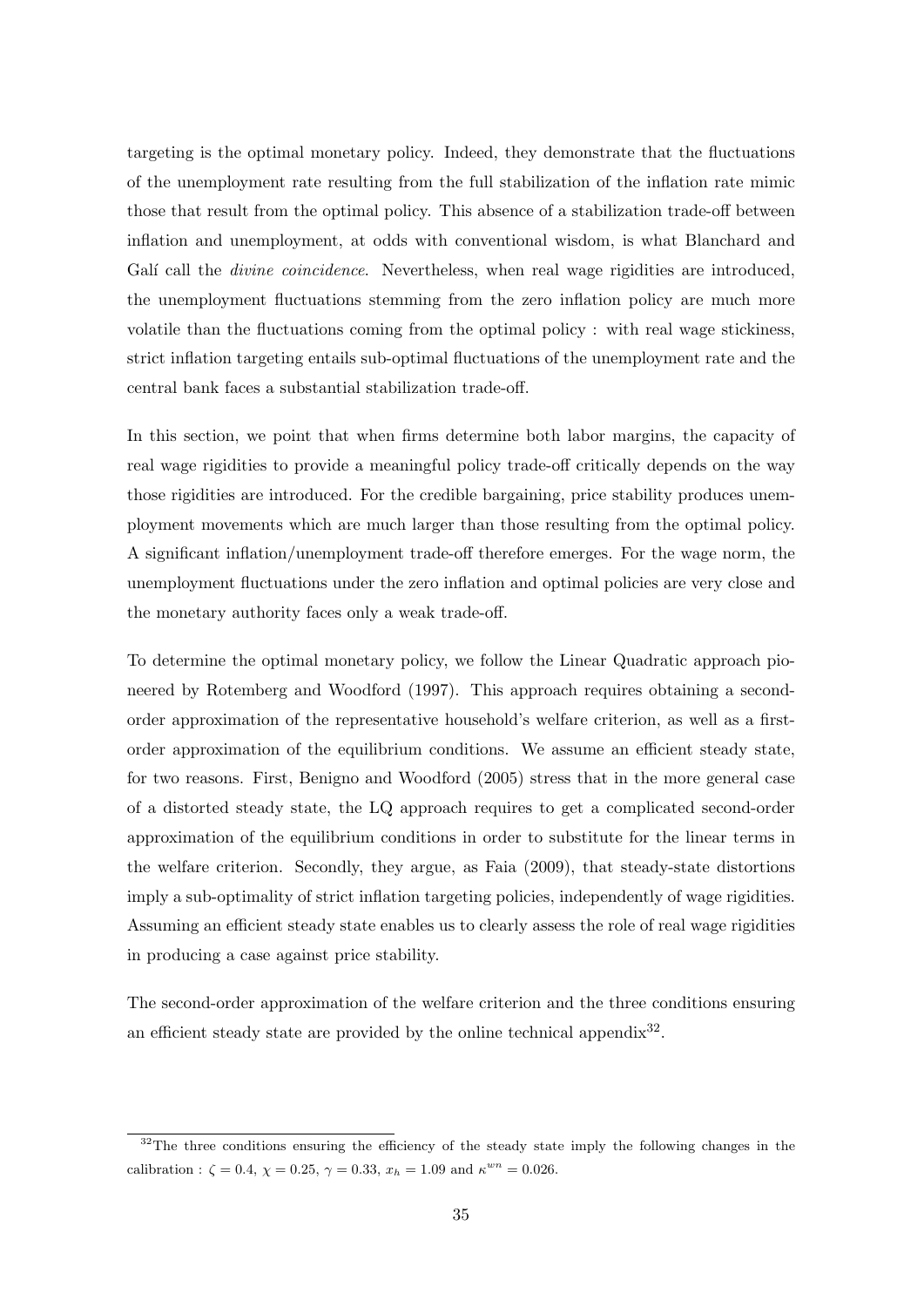targeting is the optimal monetary policy. Indeed, they demonstrate that the fluctuations of the unemployment rate resulting from the full stabilization of the inflation rate mimic those that result from the optimal policy. This absence of a stabilization trade-off between inflation and unemployment, at odds with conventional wisdom, is what Blanchard and Galí call the *divine coincidence*. Nevertheless, when real wage rigidities are introduced, the unemployment fluctuations stemming from the zero inflation policy are much more volatile than the fluctuations coming from the optimal policy : with real wage stickiness, strict inflation targeting entails sub-optimal fluctuations of the unemployment rate and the central bank faces a substantial stabilization trade-off.

In this section, we point that when firms determine both labor margins, the capacity of real wage rigidities to provide a meaningful policy trade-off critically depends on the way those rigidities are introduced. For the credible bargaining, price stability produces unemployment movements which are much larger than those resulting from the optimal policy. A significant inflation/unemployment trade-off therefore emerges. For the wage norm, the unemployment fluctuations under the zero inflation and optimal policies are very close and the monetary authority faces only a weak trade-off.

To determine the optimal monetary policy, we follow the Linear Quadratic approach pioneered by Rotemberg and Woodford (1997). This approach requires obtaining a second-order approximation of the representative household's welfare criterion, as well as a first-order approximation of the equilibrium conditions. We assume an efficient steady state, for two reasons. First, Benigno and Woodford (2005) stress that in the more general case of a distorted steady state, the LQ approach requires to get a complicated second-order approximation of the equilibrium conditions in order to substitute for the linear terms in the welfare criterion. Secondly, they argue, as Faia (2009), that steady-state distortions imply a sub-optimality of strict inflation targeting policies, independently of wage rigidities. Assuming an efficient steady state enables us to clearly assess the role of real wage rigidities in producing a case against price stability.

The second-order approximation of the welfare criterion and the three conditions ensuring an efficient steady state are provided by the online technical appendix[32].

[32] The three conditions ensuring the efficiency of the steady state imply the following changes in the calibration : $\zeta = 0.4$, $\chi = 0.25$, $\gamma = 0.33$, $x_h = 1.09$ and $\kappa^{wn} = 0.026$.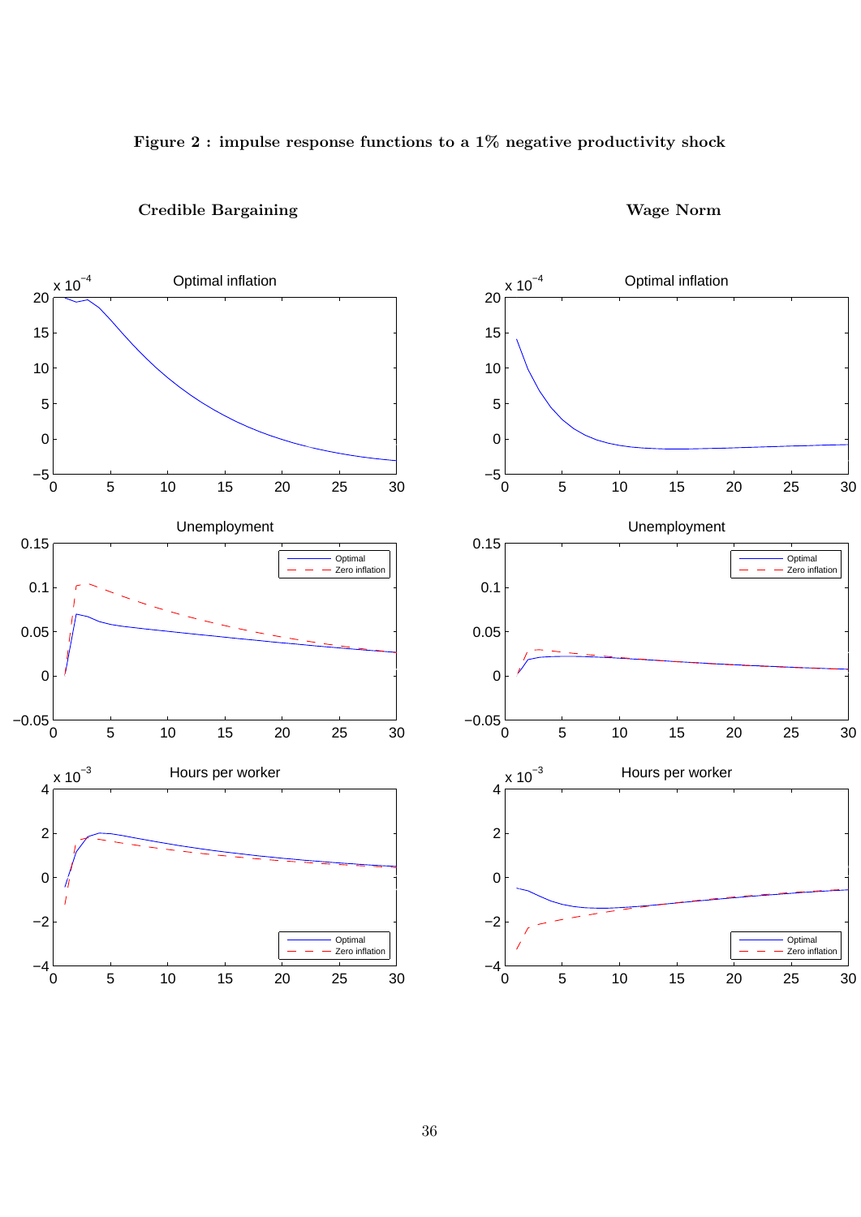**Figure 2 : impulse response functions to a 1% negative productivity shock**

**Credible Bargaining**

**Wage Norm**

Optimal inflation

x 10^−4

20
15
10
5
0
−5

0 5 10 15 20 25 30

Optimal inflation

x 10^−4

20
15
10
5
0
−5

0 5 10 15 20 25 30

Unemployment

0.15
0.1
0.05
0
−0.05

0 5 10 15 20 25 30

Optimal
Zero inflation

Unemployment

0.15
0.1
0.05
0
−0.05

0 5 10 15 20 25 30

Optimal
Zero inflation

Hours per worker

x 10^−3

4
2
0
−2
−4

0 5 10 15 20 25 30

Optimal
Zero inflation

Hours per worker

x 10^−3

4
2
0
−2
−4

0 5 10 15 20 25 30

Optimal
Zero inflation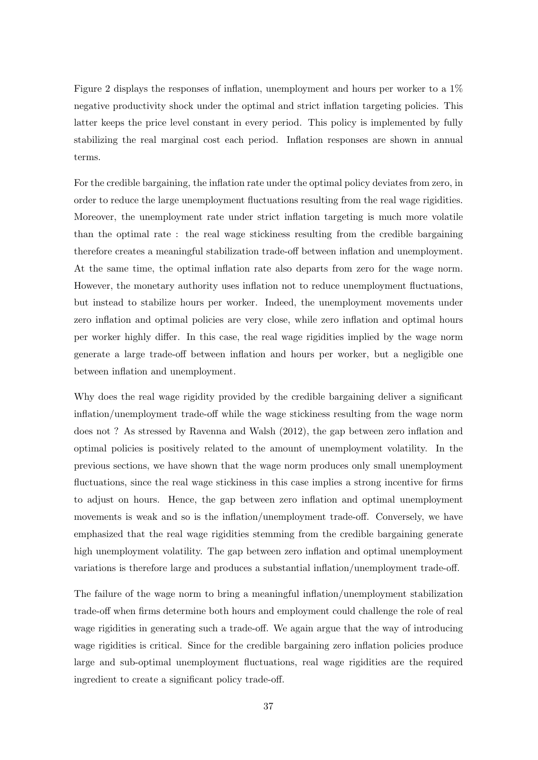Figure 2 displays the responses of inflation, unemployment and hours per worker to a 1% negative productivity shock under the optimal and strict inflation targeting policies. This latter keeps the price level constant in every period. This policy is implemented by fully stabilizing the real marginal cost each period. Inflation responses are shown in annual terms.

For the credible bargaining, the inflation rate under the optimal policy deviates from zero, in order to reduce the large unemployment fluctuations resulting from the real wage rigidities. Moreover, the unemployment rate under strict inflation targeting is much more volatile than the optimal rate : the real wage stickiness resulting from the credible bargaining therefore creates a meaningful stabilization trade-off between inflation and unemployment. At the same time, the optimal inflation rate also departs from zero for the wage norm. However, the monetary authority uses inflation not to reduce unemployment fluctuations, but instead to stabilize hours per worker. Indeed, the unemployment movements under zero inflation and optimal policies are very close, while zero inflation and optimal hours per worker highly differ. In this case, the real wage rigidities implied by the wage norm generate a large trade-off between inflation and hours per worker, but a negligible one between inflation and unemployment.

Why does the real wage rigidity provided by the credible bargaining deliver a significant inflation/unemployment trade-off while the wage stickiness resulting from the wage norm does not ? As stressed by Ravenna and Walsh (2012), the gap between zero inflation and optimal policies is positively related to the amount of unemployment volatility. In the previous sections, we have shown that the wage norm produces only small unemployment fluctuations, since the real wage stickiness in this case implies a strong incentive for firms to adjust on hours. Hence, the gap between zero inflation and optimal unemployment movements is weak and so is the inflation/unemployment trade-off. Conversely, we have emphasized that the real wage rigidities stemming from the credible bargaining generate high unemployment volatility. The gap between zero inflation and optimal unemployment variations is therefore large and produces a substantial inflation/unemployment trade-off.

The failure of the wage norm to bring a meaningful inflation/unemployment stabilization trade-off when firms determine both hours and employment could challenge the role of real wage rigidities in generating such a trade-off. We again argue that the way of introducing wage rigidities is critical. Since for the credible bargaining zero inflation policies produce large and sub-optimal unemployment fluctuations, real wage rigidities are the required ingredient to create a significant policy trade-off.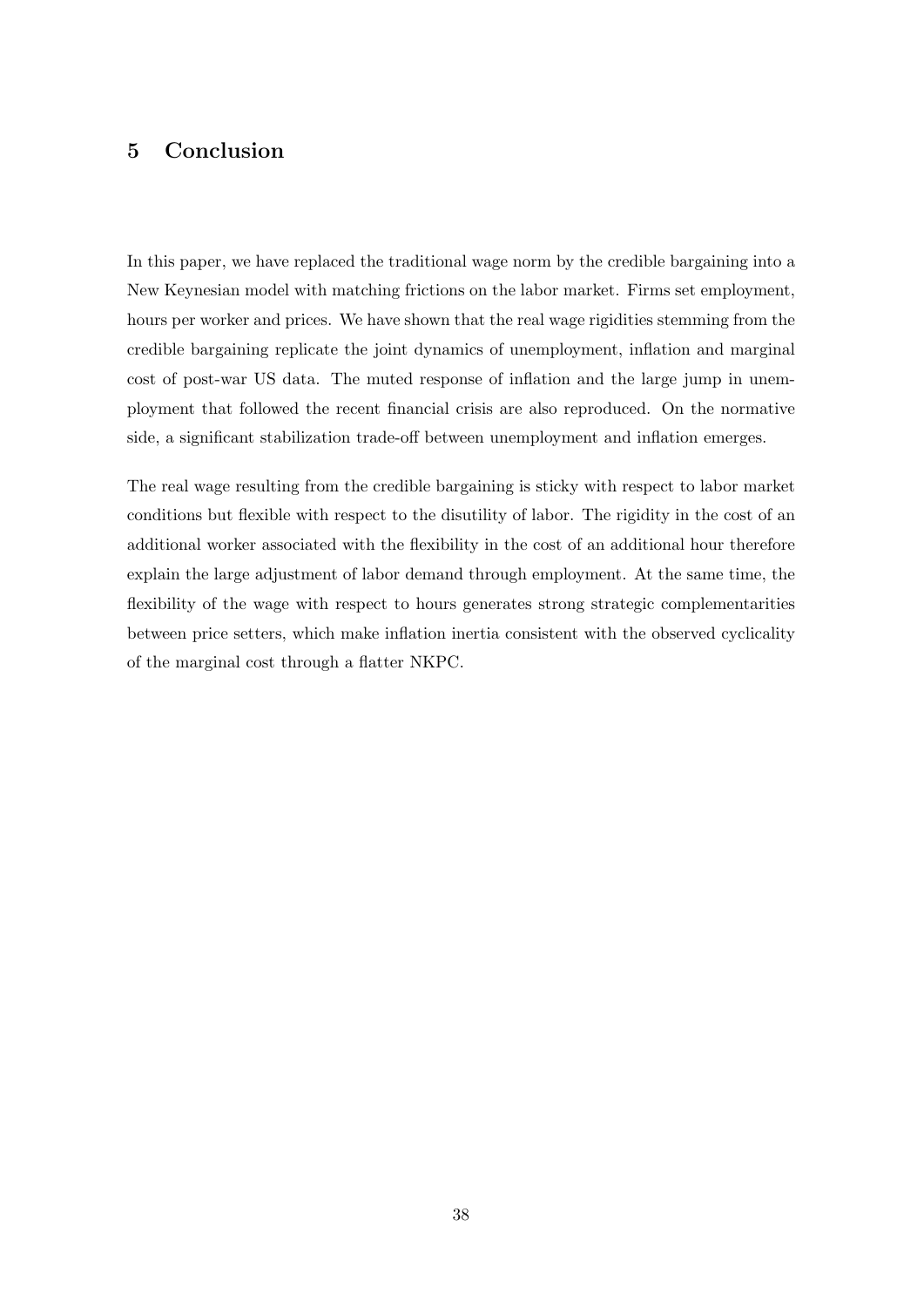## 5 Conclusion

In this paper, we have replaced the traditional wage norm by the credible bargaining into a New Keynesian model with matching frictions on the labor market. Firms set employment, hours per worker and prices. We have shown that the real wage rigidities stemming from the credible bargaining replicate the joint dynamics of unemployment, inflation and marginal cost of post-war US data. The muted response of inflation and the large jump in unemployment that followed the recent financial crisis are also reproduced. On the normative side, a significant stabilization trade-off between unemployment and inflation emerges.

The real wage resulting from the credible bargaining is sticky with respect to labor market conditions but flexible with respect to the disutility of labor. The rigidity in the cost of an additional worker associated with the flexibility in the cost of an additional hour therefore explain the large adjustment of labor demand through employment. At the same time, the flexibility of the wage with respect to hours generates strong strategic complementarities between price setters, which make inflation inertia consistent with the observed cyclicality of the marginal cost through a flatter NKPC.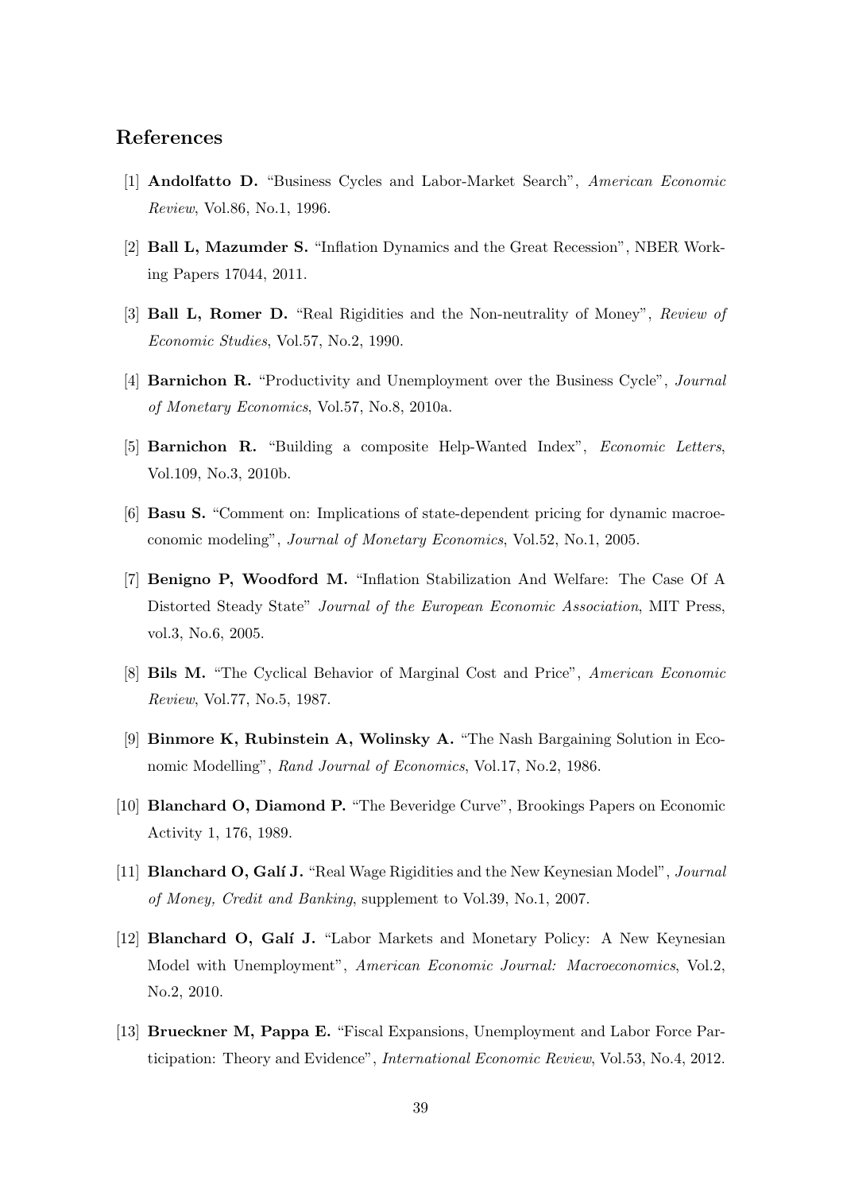## References

[1] **Andolfatto D.** "Business Cycles and Labor-Market Search", *American Economic Review*, Vol.86, No.1, 1996.

[2] **Ball L, Mazumder S.** "Inflation Dynamics and the Great Recession", NBER Working Papers 17044, 2011.

[3] **Ball L, Romer D.** "Real Rigidities and the Non-neutrality of Money", *Review of Economic Studies*, Vol.57, No.2, 1990.

[4] **Barnichon R.** "Productivity and Unemployment over the Business Cycle", *Journal of Monetary Economics*, Vol.57, No.8, 2010a.

[5] **Barnichon R.** "Building a composite Help-Wanted Index", *Economic Letters*, Vol.109, No.3, 2010b.

[6] **Basu S.** "Comment on: Implications of state-dependent pricing for dynamic macroeconomic modeling", *Journal of Monetary Economics*, Vol.52, No.1, 2005.

[7] **Benigno P, Woodford M.** "Inflation Stabilization And Welfare: The Case Of A Distorted Steady State" *Journal of the European Economic Association*, MIT Press, vol.3, No.6, 2005.

[8] **Bils M.** "The Cyclical Behavior of Marginal Cost and Price", *American Economic Review*, Vol.77, No.5, 1987.

[9] **Binmore K, Rubinstein A, Wolinsky A.** "The Nash Bargaining Solution in Economic Modelling", *Rand Journal of Economics*, Vol.17, No.2, 1986.

[10] **Blanchard O, Diamond P.** "The Beveridge Curve", Brookings Papers on Economic Activity 1, 176, 1989.

[11] **Blanchard O, Galí J.** "Real Wage Rigidities and the New Keynesian Model", *Journal of Money, Credit and Banking*, supplement to Vol.39, No.1, 2007.

[12] **Blanchard O, Galí J.** "Labor Markets and Monetary Policy: A New Keynesian Model with Unemployment", *American Economic Journal: Macroeconomics*, Vol.2, No.2, 2010.

[13] **Brueckner M, Pappa E.** "Fiscal Expansions, Unemployment and Labor Force Participation: Theory and Evidence", *International Economic Review*, Vol.53, No.4, 2012.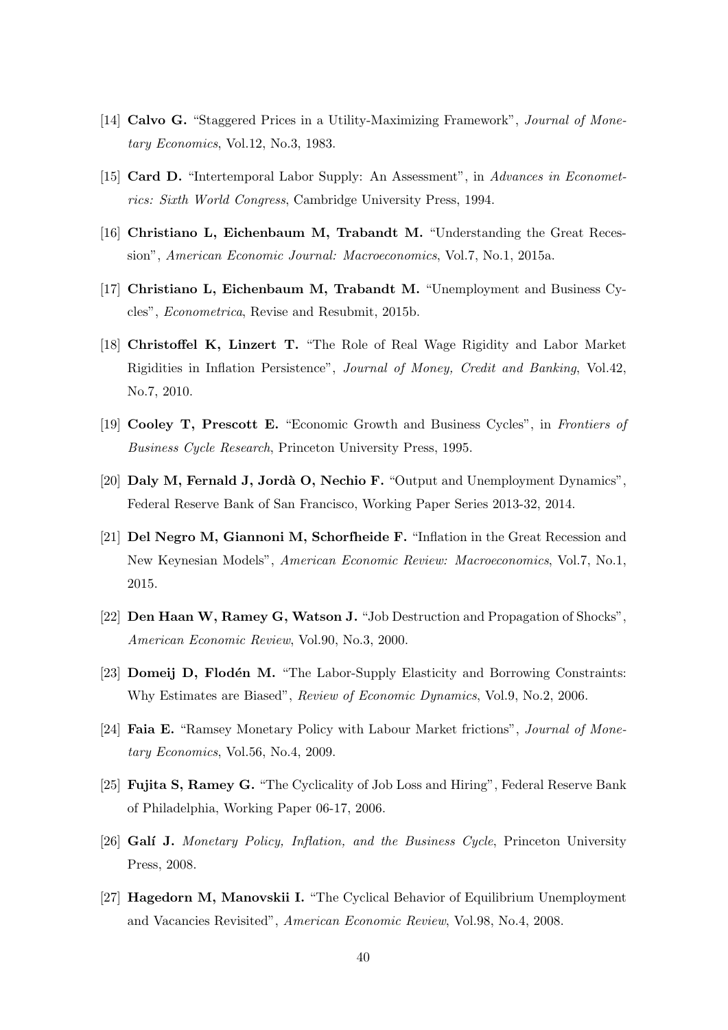[14] **Calvo G.** "Staggered Prices in a Utility-Maximizing Framework", *Journal of Monetary Economics*, Vol.12, No.3, 1983.

[15] **Card D.** "Intertemporal Labor Supply: An Assessment", in *Advances in Econometrics: Sixth World Congress*, Cambridge University Press, 1994.

[16] **Christiano L, Eichenbaum M, Trabandt M.** "Understanding the Great Recession", *American Economic Journal: Macroeconomics*, Vol.7, No.1, 2015a.

[17] **Christiano L, Eichenbaum M, Trabandt M.** "Unemployment and Business Cycles", *Econometrica*, Revise and Resubmit, 2015b.

[18] **Christoffel K, Linzert T.** "The Role of Real Wage Rigidity and Labor Market Rigidities in Inflation Persistence", *Journal of Money, Credit and Banking*, Vol.42, No.7, 2010.

[19] **Cooley T, Prescott E.** "Economic Growth and Business Cycles", in *Frontiers of Business Cycle Research*, Princeton University Press, 1995.

[20] **Daly M, Fernald J, Jordà O, Nechio F.** "Output and Unemployment Dynamics", Federal Reserve Bank of San Francisco, Working Paper Series 2013-32, 2014.

[21] **Del Negro M, Giannoni M, Schorfheide F.** "Inflation in the Great Recession and New Keynesian Models", *American Economic Review: Macroeconomics*, Vol.7, No.1, 2015.

[22] **Den Haan W, Ramey G, Watson J.** "Job Destruction and Propagation of Shocks", *American Economic Review*, Vol.90, No.3, 2000.

[23] **Domeij D, Flodén M.** "The Labor-Supply Elasticity and Borrowing Constraints: Why Estimates are Biased", *Review of Economic Dynamics*, Vol.9, No.2, 2006.

[24] **Faia E.** "Ramsey Monetary Policy with Labour Market frictions", *Journal of Monetary Economics*, Vol.56, No.4, 2009.

[25] **Fujita S, Ramey G.** "The Cyclicality of Job Loss and Hiring", Federal Reserve Bank of Philadelphia, Working Paper 06-17, 2006.

[26] **Galí J.** *Monetary Policy, Inflation, and the Business Cycle*, Princeton University Press, 2008.

[27] **Hagedorn M, Manovskii I.** "The Cyclical Behavior of Equilibrium Unemployment and Vacancies Revisited", *American Economic Review*, Vol.98, No.4, 2008.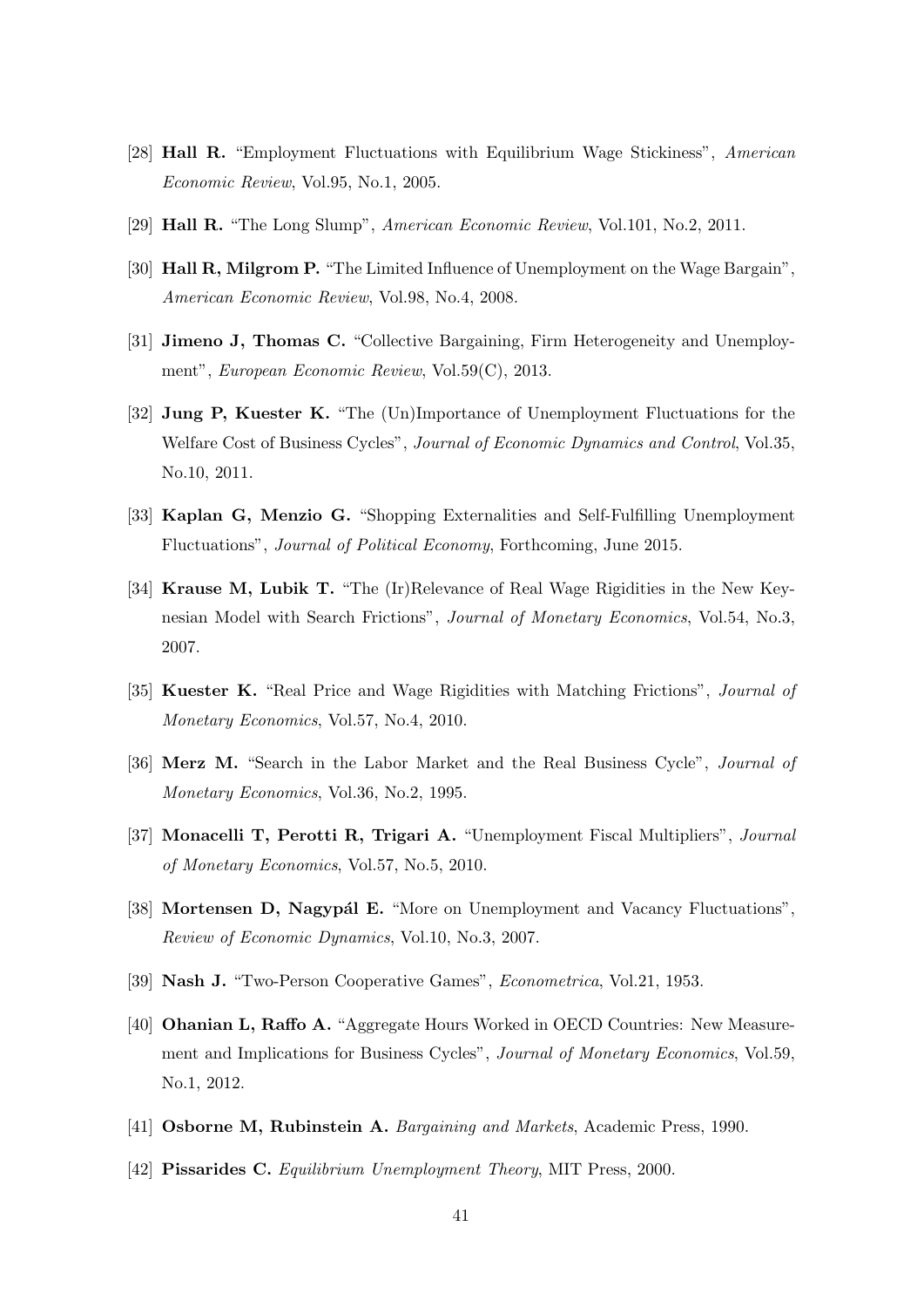[28] **Hall R.** "Employment Fluctuations with Equilibrium Wage Stickiness", *American Economic Review*, Vol.95, No.1, 2005.

[29] **Hall R.** "The Long Slump", *American Economic Review*, Vol.101, No.2, 2011.

[30] **Hall R, Milgrom P.** "The Limited Influence of Unemployment on the Wage Bargain", *American Economic Review*, Vol.98, No.4, 2008.

[31] **Jimeno J, Thomas C.** "Collective Bargaining, Firm Heterogeneity and Unemployment", *European Economic Review*, Vol.59(C), 2013.

[32] **Jung P, Kuester K.** "The (Un)Importance of Unemployment Fluctuations for the Welfare Cost of Business Cycles", *Journal of Economic Dynamics and Control*, Vol.35, No.10, 2011.

[33] **Kaplan G, Menzio G.** "Shopping Externalities and Self-Fulfilling Unemployment Fluctuations", *Journal of Political Economy*, Forthcoming, June 2015.

[34] **Krause M, Lubik T.** "The (Ir)Relevance of Real Wage Rigidities in the New Keynesian Model with Search Frictions", *Journal of Monetary Economics*, Vol.54, No.3, 2007.

[35] **Kuester K.** "Real Price and Wage Rigidities with Matching Frictions", *Journal of Monetary Economics*, Vol.57, No.4, 2010.

[36] **Merz M.** "Search in the Labor Market and the Real Business Cycle", *Journal of Monetary Economics*, Vol.36, No.2, 1995.

[37] **Monacelli T, Perotti R, Trigari A.** "Unemployment Fiscal Multipliers", *Journal of Monetary Economics*, Vol.57, No.5, 2010.

[38] **Mortensen D, Nagypál E.** "More on Unemployment and Vacancy Fluctuations", *Review of Economic Dynamics*, Vol.10, No.3, 2007.

[39] **Nash J.** "Two-Person Cooperative Games", *Econometrica*, Vol.21, 1953.

[40] **Ohanian L, Raffo A.** "Aggregate Hours Worked in OECD Countries: New Measurement and Implications for Business Cycles", *Journal of Monetary Economics*, Vol.59, No.1, 2012.

[41] **Osborne M, Rubinstein A.** *Bargaining and Markets*, Academic Press, 1990.

[42] **Pissarides C.** *Equilibrium Unemployment Theory*, MIT Press, 2000.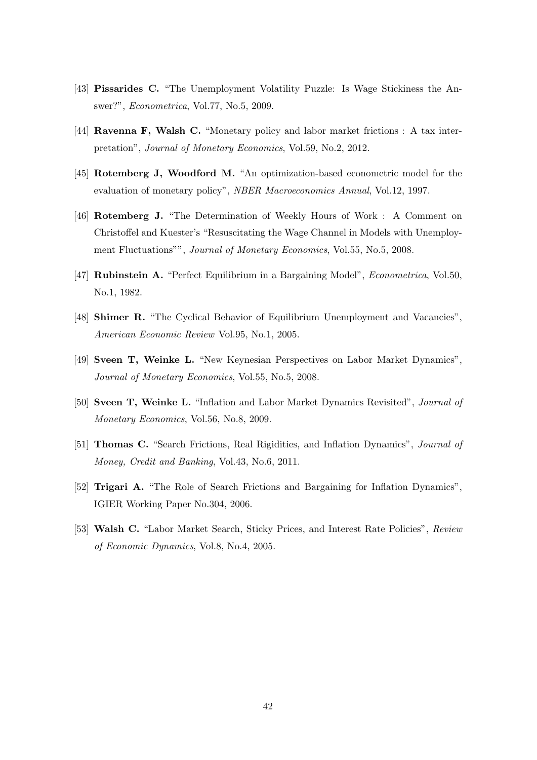[43] **Pissarides C.** "The Unemployment Volatility Puzzle: Is Wage Stickiness the Answer?", *Econometrica*, Vol.77, No.5, 2009.

[44] **Ravenna F, Walsh C.** "Monetary policy and labor market frictions : A tax interpretation", *Journal of Monetary Economics*, Vol.59, No.2, 2012.

[45] **Rotemberg J, Woodford M.** "An optimization-based econometric model for the evaluation of monetary policy", *NBER Macroeconomics Annual*, Vol.12, 1997.

[46] **Rotemberg J.** "The Determination of Weekly Hours of Work : A Comment on Christoffel and Kuester's "Resuscitating the Wage Channel in Models with Unemployment Fluctuations"", *Journal of Monetary Economics*, Vol.55, No.5, 2008.

[47] **Rubinstein A.** "Perfect Equilibrium in a Bargaining Model", *Econometrica*, Vol.50, No.1, 1982.

[48] **Shimer R.** "The Cyclical Behavior of Equilibrium Unemployment and Vacancies", *American Economic Review* Vol.95, No.1, 2005.

[49] **Sveen T, Weinke L.** "New Keynesian Perspectives on Labor Market Dynamics", *Journal of Monetary Economics*, Vol.55, No.5, 2008.

[50] **Sveen T, Weinke L.** "Inflation and Labor Market Dynamics Revisited", *Journal of Monetary Economics*, Vol.56, No.8, 2009.

[51] **Thomas C.** "Search Frictions, Real Rigidities, and Inflation Dynamics", *Journal of Money, Credit and Banking*, Vol.43, No.6, 2011.

[52] **Trigari A.** "The Role of Search Frictions and Bargaining for Inflation Dynamics", IGIER Working Paper No.304, 2006.

[53] **Walsh C.** "Labor Market Search, Sticky Prices, and Interest Rate Policies", *Review of Economic Dynamics*, Vol.8, No.4, 2005.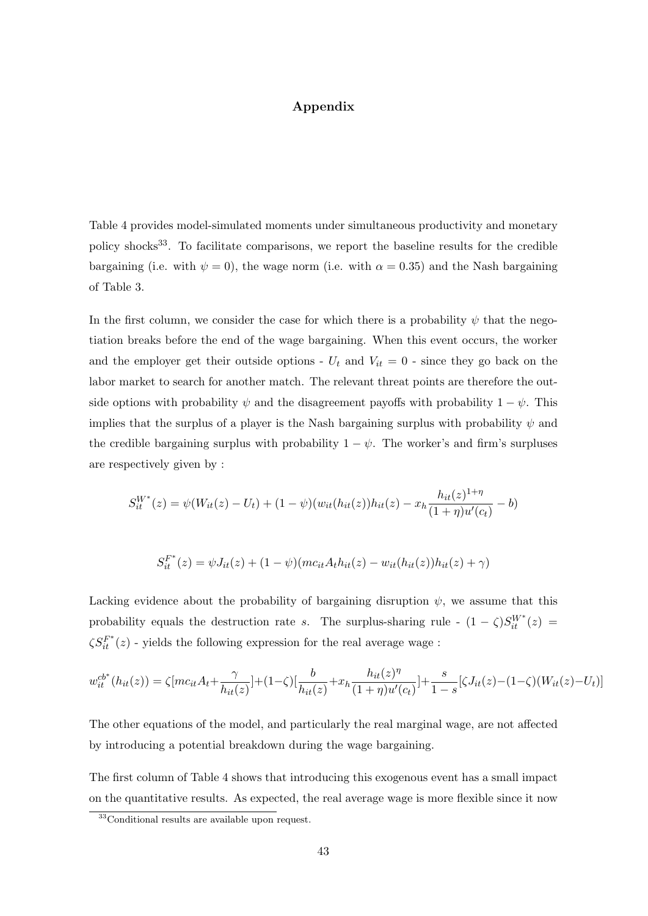## Appendix

Table 4 provides model-simulated moments under simultaneous productivity and monetary policy shocks[33]. To facilitate comparisons, we report the baseline results for the credible bargaining (i.e. with $\psi = 0$), the wage norm (i.e. with $\alpha = 0.35$) and the Nash bargaining of Table 3.

In the first column, we consider the case for which there is a probability $\psi$ that the negotiation breaks before the end of the wage bargaining. When this event occurs, the worker and the employer get their outside options - $U_t$ and $V_{it} = 0$ - since they go back on the labor market to search for another match. The relevant threat points are therefore the outside options with probability $\psi$ and the disagreement payoffs with probability $1 - \psi$. This implies that the surplus of a player is the Nash bargaining surplus with probability $\psi$ and the credible bargaining surplus with probability $1 - \psi$. The worker's and firm's surpluses are respectively given by :

$$S_{it}^{W^*}(z) = \psi(W_{it}(z) - U_t) + (1 - \psi)(w_{it}(h_{it}(z))h_{it}(z) - x_h \frac{h_{it}(z)^{1+\eta}}{(1+\eta)u'(c_t)} - b)$$

$$S_{it}^{F^*}(z) = \psi J_{it}(z) + (1 - \psi)(mc_{it}A_t h_{it}(z) - w_{it}(h_{it}(z))h_{it}(z) + \gamma)$$

Lacking evidence about the probability of bargaining disruption $\psi$, we assume that this probability equals the destruction rate $s$. The surplus-sharing rule - $(1 - \zeta)S_{it}^{W^*}(z) = \zeta S_{it}^{F^*}(z)$ - yields the following expression for the real average wage :

$$w_{it}^{cb^*}(h_{it}(z)) = \zeta[mc_{it}A_t + \frac{\gamma}{h_{it}(z)}] + (1-\zeta)[\frac{b}{h_{it}(z)} + x_h \frac{h_{it}(z)^{\eta}}{(1+\eta)u'(c_t)}] + \frac{s}{1-s}[\zeta J_{it}(z) - (1-\zeta)(W_{it}(z) - U_t)]$$

The other equations of the model, and particularly the real marginal wage, are not affected by introducing a potential breakdown during the wage bargaining.

The first column of Table 4 shows that introducing this exogenous event has a small impact on the quantitative results. As expected, the real average wage is more flexible since it now

[33] Conditional results are available upon request.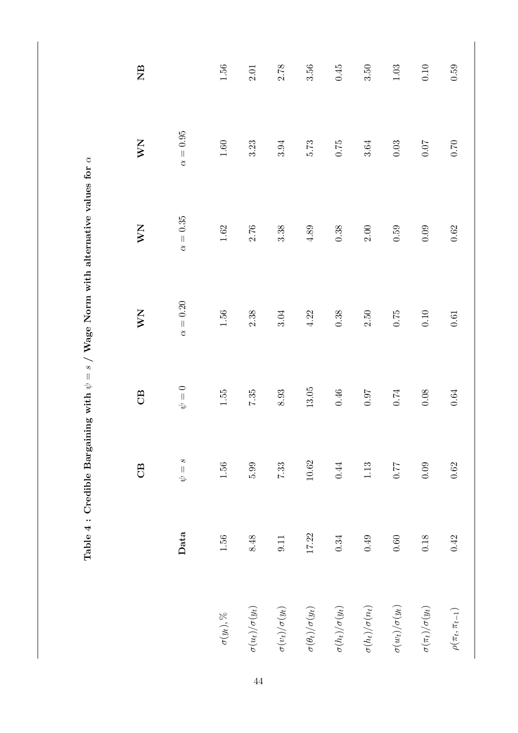**Table 4 : Credible Bargaining with $\psi = s$ / Wage Norm with alternative values for $\alpha$**

| | **Data** | **CB** | **CB** | **WN** | **WN** | **WN** | **NB** |
|---|---|---|---|---|---|---|---|
| | | $\psi = s$ | $\psi = 0$ | $\alpha = 0.20$ | $\alpha = 0.35$ | $\alpha = 0.95$ | |
| $\sigma(y_t), \%$ | 1.56 | 1.56 | 1.55 | 1.56 | 1.62 | 1.60 | 1.56 |
| $\sigma(u_t)/\sigma(y_t)$ | 8.48 | 5.99 | 7.35 | 2.38 | 2.76 | 3.23 | 2.01 |
| $\sigma(v_t)/\sigma(y_t)$ | 9.11 | 7.33 | 8.93 | 3.04 | 3.38 | 3.94 | 2.78 |
| $\sigma(\theta_t)/\sigma(y_t)$ | 17.22 | 10.62 | 13.05 | 4.22 | 4.89 | 5.73 | 3.56 |
| $\sigma(h_t)/\sigma(y_t)$ | 0.34 | 0.44 | 0.46 | 0.38 | 0.38 | 0.75 | 0.45 |
| $\sigma(h_t)/\sigma(n_t)$ | 0.49 | 1.13 | 0.97 | 2.50 | 2.00 | 3.64 | 3.50 |
| $\sigma(w_t)/\sigma(y_t)$ | 0.60 | 0.77 | 0.74 | 0.75 | 0.59 | 0.03 | 1.03 |
| $\sigma(\pi_t)/\sigma(y_t)$ | 0.18 | 0.09 | 0.08 | 0.10 | 0.09 | 0.07 | 0.10 |
| $\rho(\pi_t, \pi_{t-1})$ | 0.42 | 0.62 | 0.64 | 0.61 | 0.62 | 0.70 | 0.59 |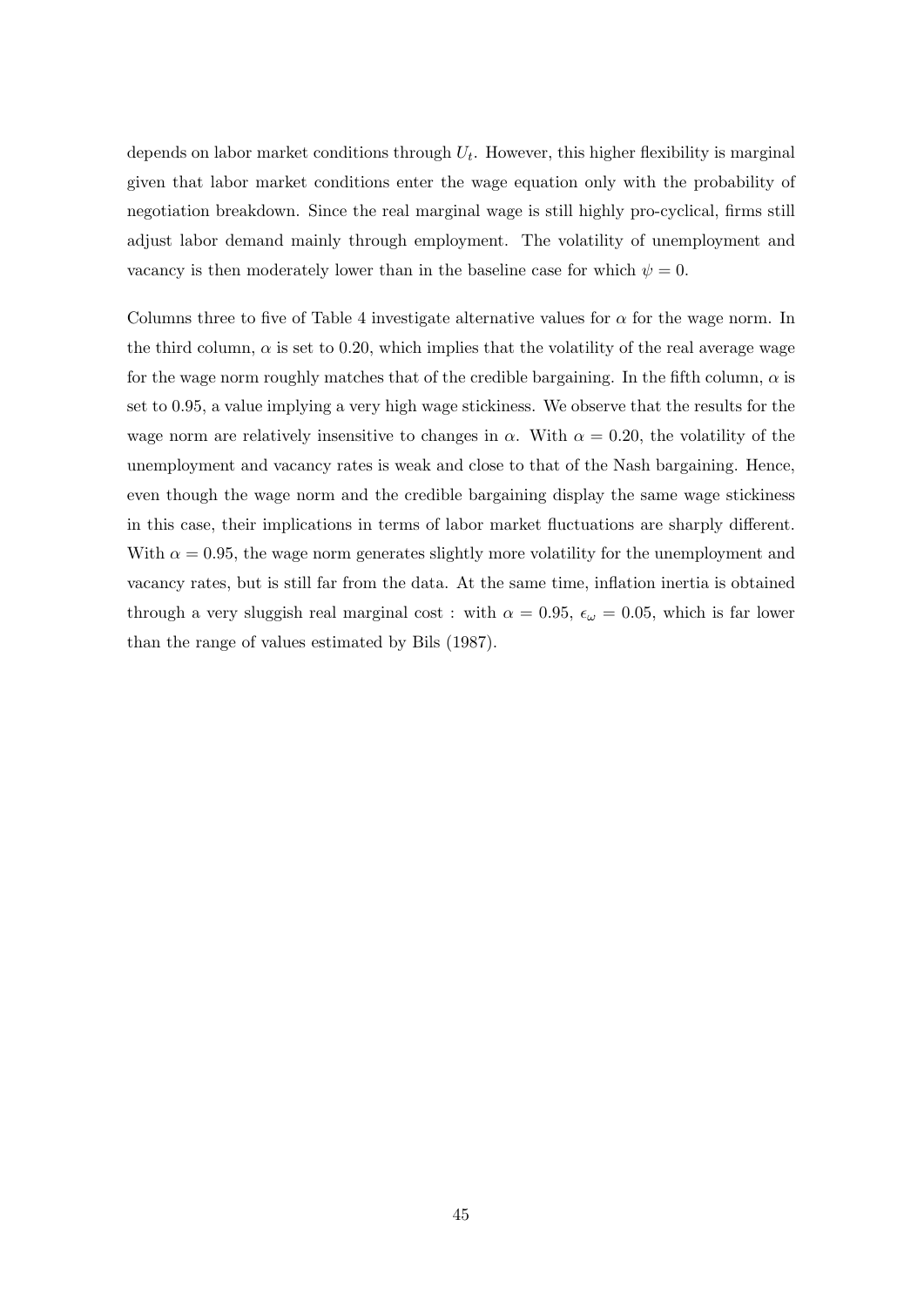depends on labor market conditions through $U_t$. However, this higher flexibility is marginal given that labor market conditions enter the wage equation only with the probability of negotiation breakdown. Since the real marginal wage is still highly pro-cyclical, firms still adjust labor demand mainly through employment. The volatility of unemployment and vacancy is then moderately lower than in the baseline case for which $\psi = 0$.

Columns three to five of Table 4 investigate alternative values for $\alpha$ for the wage norm. In the third column, $\alpha$ is set to 0.20, which implies that the volatility of the real average wage for the wage norm roughly matches that of the credible bargaining. In the fifth column, $\alpha$ is set to 0.95, a value implying a very high wage stickiness. We observe that the results for the wage norm are relatively insensitive to changes in $\alpha$. With $\alpha = 0.20$, the volatility of the unemployment and vacancy rates is weak and close to that of the Nash bargaining. Hence, even though the wage norm and the credible bargaining display the same wage stickiness in this case, their implications in terms of labor market fluctuations are sharply different. With $\alpha = 0.95$, the wage norm generates slightly more volatility for the unemployment and vacancy rates, but is still far from the data. At the same time, inflation inertia is obtained through a very sluggish real marginal cost : with $\alpha = 0.95$, $\epsilon_\omega = 0.05$, which is far lower than the range of values estimated by Bils (1987).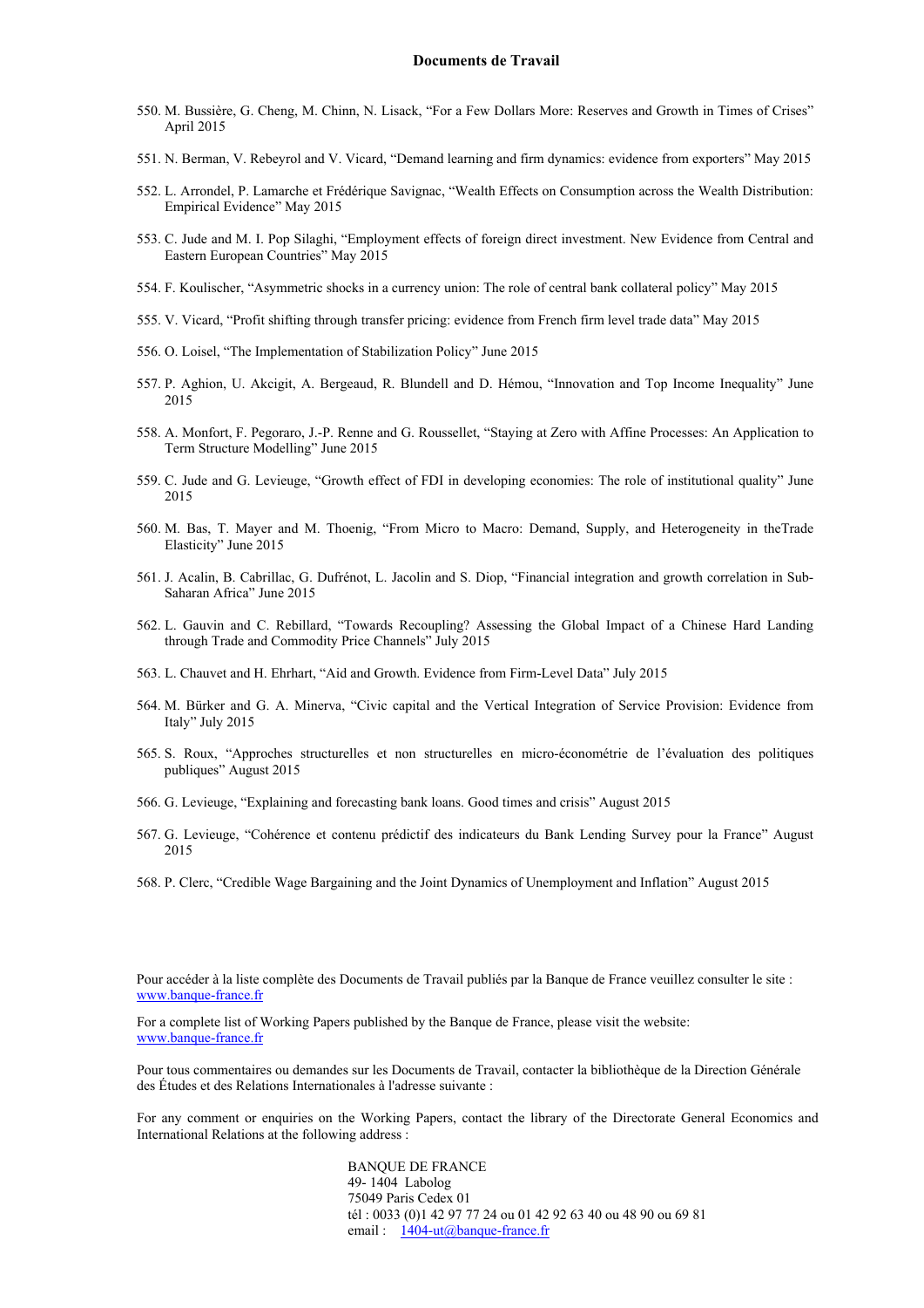# Documents de Travail

550. M. Bussière, G. Cheng, M. Chinn, N. Lisack, "For a Few Dollars More: Reserves and Growth in Times of Crises" April 2015

551. N. Berman, V. Rebeyrol and V. Vicard, "Demand learning and firm dynamics: evidence from exporters" May 2015

552. L. Arrondel, P. Lamarche et Frédérique Savignac, "Wealth Effects on Consumption across the Wealth Distribution: Empirical Evidence" May 2015

553. C. Jude and M. I. Pop Silaghi, "Employment effects of foreign direct investment. New Evidence from Central and Eastern European Countries" May 2015

554. F. Koulischer, "Asymmetric shocks in a currency union: The role of central bank collateral policy" May 2015

555. V. Vicard, "Profit shifting through transfer pricing: evidence from French firm level trade data" May 2015

556. O. Loisel, "The Implementation of Stabilization Policy" June 2015

557. P. Aghion, U. Akcigit, A. Bergeaud, R. Blundell and D. Hémou, "Innovation and Top Income Inequality" June 2015

558. A. Monfort, F. Pegoraro, J.-P. Renne and G. Roussellet, "Staying at Zero with Affine Processes: An Application to Term Structure Modelling" June 2015

559. C. Jude and G. Levieuge, "Growth effect of FDI in developing economies: The role of institutional quality" June 2015

560. M. Bas, T. Mayer and M. Thoenig, "From Micro to Macro: Demand, Supply, and Heterogeneity in theTrade Elasticity" June 2015

561. J. Acalin, B. Cabrillac, G. Dufrénot, L. Jacolin and S. Diop, "Financial integration and growth correlation in Sub-Saharan Africa" June 2015

562. L. Gauvin and C. Rebillard, "Towards Recoupling? Assessing the Global Impact of a Chinese Hard Landing through Trade and Commodity Price Channels" July 2015

563. L. Chauvet and H. Ehrhart, "Aid and Growth. Evidence from Firm-Level Data" July 2015

564. M. Bürker and G. A. Minerva, "Civic capital and the Vertical Integration of Service Provision: Evidence from Italy" July 2015

565. S. Roux, "Approches structurelles et non structurelles en micro-économétrie de l'évaluation des politiques publiques" August 2015

566. G. Levieuge, "Explaining and forecasting bank loans. Good times and crisis" August 2015

567. G. Levieuge, "Cohérence et contenu prédictif des indicateurs du Bank Lending Survey pour la France" August 2015

568. P. Clerc, "Credible Wage Bargaining and the Joint Dynamics of Unemployment and Inflation" August 2015

Pour accéder à la liste complète des Documents de Travail publiés par la Banque de France veuillez consulter le site : [www.banque-france.fr](http://www.banque-france.fr)

For a complete list of Working Papers published by the Banque de France, please visit the website: [www.banque-france.fr](http://www.banque-france.fr)

Pour tous commentaires ou demandes sur les Documents de Travail, contacter la bibliothèque de la Direction Générale des Études et des Relations Internationales à l'adresse suivante :

For any comment or enquiries on the Working Papers, contact the library of the Directorate General Economics and International Relations at the following address :

BANQUE DE FRANCE
49- 1404 Labolog
75049 Paris Cedex 01
tél : 0033 (0)1 42 97 77 24 ou 01 42 92 63 40 ou 48 90 ou 69 81
email : [1404-ut@banque-france.fr](mailto:1404-ut@banque-france.fr)